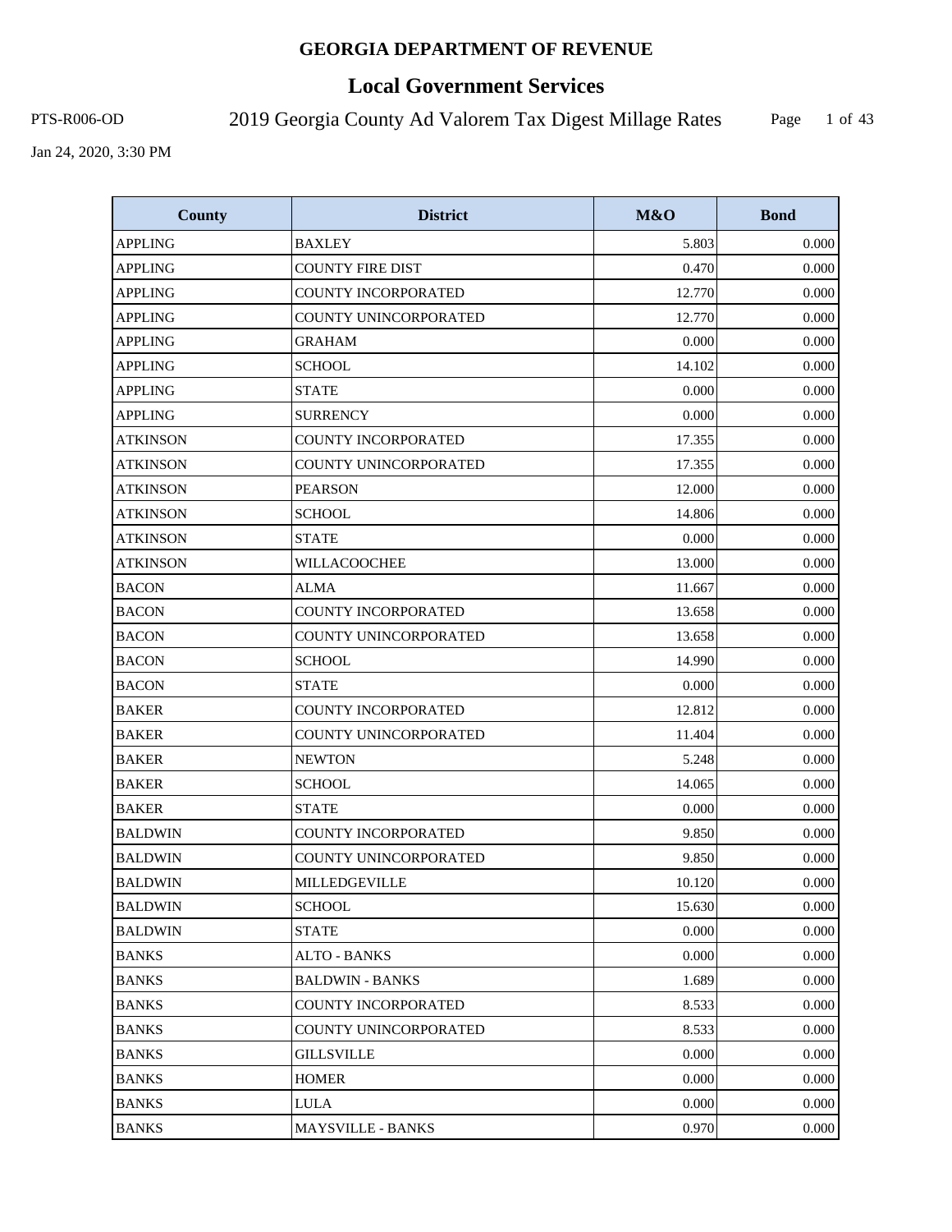# GEORGIA DEPARTMENT OF REVENUE

## Local Government Services

PTS-R006-OD

2019 Georgia County Ad Valorem Tax Digest Millage Rates

Jan 24, 2020, 3:30 PM

| County | District | M&O | Bond |
|---|---|---|---|
| APPLING | BAXLEY | 5.803 | 0.000 |
| APPLING | COUNTY FIRE DIST | 0.470 | 0.000 |
| APPLING | COUNTY INCORPORATED | 12.770 | 0.000 |
| APPLING | COUNTY UNINCORPORATED | 12.770 | 0.000 |
| APPLING | GRAHAM | 0.000 | 0.000 |
| APPLING | SCHOOL | 14.102 | 0.000 |
| APPLING | STATE | 0.000 | 0.000 |
| APPLING | SURRENCY | 0.000 | 0.000 |
| ATKINSON | COUNTY INCORPORATED | 17.355 | 0.000 |
| ATKINSON | COUNTY UNINCORPORATED | 17.355 | 0.000 |
| ATKINSON | PEARSON | 12.000 | 0.000 |
| ATKINSON | SCHOOL | 14.806 | 0.000 |
| ATKINSON | STATE | 0.000 | 0.000 |
| ATKINSON | WILLACOOCHEE | 13.000 | 0.000 |
| BACON | ALMA | 11.667 | 0.000 |
| BACON | COUNTY INCORPORATED | 13.658 | 0.000 |
| BACON | COUNTY UNINCORPORATED | 13.658 | 0.000 |
| BACON | SCHOOL | 14.990 | 0.000 |
| BACON | STATE | 0.000 | 0.000 |
| BAKER | COUNTY INCORPORATED | 12.812 | 0.000 |
| BAKER | COUNTY UNINCORPORATED | 11.404 | 0.000 |
| BAKER | NEWTON | 5.248 | 0.000 |
| BAKER | SCHOOL | 14.065 | 0.000 |
| BAKER | STATE | 0.000 | 0.000 |
| BALDWIN | COUNTY INCORPORATED | 9.850 | 0.000 |
| BALDWIN | COUNTY UNINCORPORATED | 9.850 | 0.000 |
| BALDWIN | MILLEDGEVILLE | 10.120 | 0.000 |
| BALDWIN | SCHOOL | 15.630 | 0.000 |
| BALDWIN | STATE | 0.000 | 0.000 |
| BANKS | ALTO - BANKS | 0.000 | 0.000 |
| BANKS | BALDWIN - BANKS | 1.689 | 0.000 |
| BANKS | COUNTY INCORPORATED | 8.533 | 0.000 |
| BANKS | COUNTY UNINCORPORATED | 8.533 | 0.000 |
| BANKS | GILLSVILLE | 0.000 | 0.000 |
| BANKS | HOMER | 0.000 | 0.000 |
| BANKS | LULA | 0.000 | 0.000 |
| BANKS | MAYSVILLE - BANKS | 0.970 | 0.000 |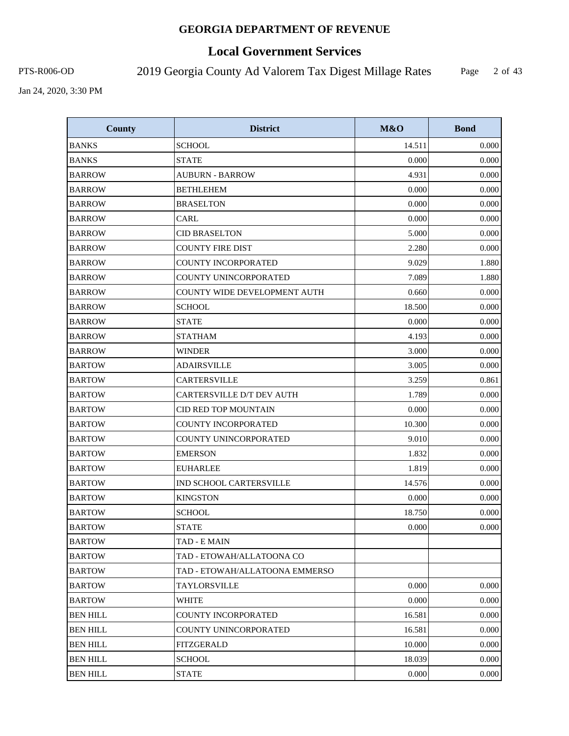# GEORGIA DEPARTMENT OF REVENUE

## Local Government Services

PTS-R006-OD

2019 Georgia County Ad Valorem Tax Digest Millage Rates

Jan 24, 2020, 3:30 PM

| County | District | M&O | Bond |
|---|---|---|---|
| BANKS | SCHOOL | 14.511 | 0.000 |
| BANKS | STATE | 0.000 | 0.000 |
| BARROW | AUBURN - BARROW | 4.931 | 0.000 |
| BARROW | BETHLEHEM | 0.000 | 0.000 |
| BARROW | BRASELTON | 0.000 | 0.000 |
| BARROW | CARL | 0.000 | 0.000 |
| BARROW | CID BRASELTON | 5.000 | 0.000 |
| BARROW | COUNTY FIRE DIST | 2.280 | 0.000 |
| BARROW | COUNTY INCORPORATED | 9.029 | 1.880 |
| BARROW | COUNTY UNINCORPORATED | 7.089 | 1.880 |
| BARROW | COUNTY WIDE DEVELOPMENT AUTH | 0.660 | 0.000 |
| BARROW | SCHOOL | 18.500 | 0.000 |
| BARROW | STATE | 0.000 | 0.000 |
| BARROW | STATHAM | 4.193 | 0.000 |
| BARROW | WINDER | 3.000 | 0.000 |
| BARTOW | ADAIRSVILLE | 3.005 | 0.000 |
| BARTOW | CARTERSVILLE | 3.259 | 0.861 |
| BARTOW | CARTERSVILLE D/T DEV AUTH | 1.789 | 0.000 |
| BARTOW | CID RED TOP MOUNTAIN | 0.000 | 0.000 |
| BARTOW | COUNTY INCORPORATED | 10.300 | 0.000 |
| BARTOW | COUNTY UNINCORPORATED | 9.010 | 0.000 |
| BARTOW | EMERSON | 1.832 | 0.000 |
| BARTOW | EUHARLEE | 1.819 | 0.000 |
| BARTOW | IND SCHOOL CARTERSVILLE | 14.576 | 0.000 |
| BARTOW | KINGSTON | 0.000 | 0.000 |
| BARTOW | SCHOOL | 18.750 | 0.000 |
| BARTOW | STATE | 0.000 | 0.000 |
| BARTOW | TAD - E MAIN | | |
| BARTOW | TAD - ETOWAH/ALLATOONA CO | | |
| BARTOW | TAD - ETOWAH/ALLATOONA EMMERSO | | |
| BARTOW | TAYLORSVILLE | 0.000 | 0.000 |
| BARTOW | WHITE | 0.000 | 0.000 |
| BEN HILL | COUNTY INCORPORATED | 16.581 | 0.000 |
| BEN HILL | COUNTY UNINCORPORATED | 16.581 | 0.000 |
| BEN HILL | FITZGERALD | 10.000 | 0.000 |
| BEN HILL | SCHOOL | 18.039 | 0.000 |
| BEN HILL | STATE | 0.000 | 0.000 |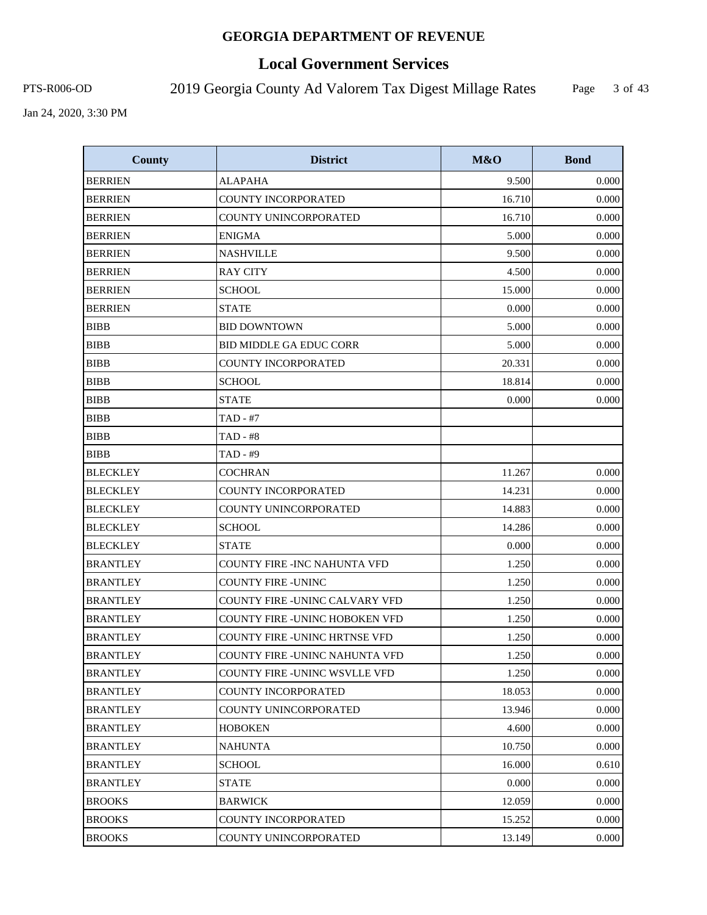# GEORGIA DEPARTMENT OF REVENUE

## Local Government Services

PTS-R006-OD 2019 Georgia County Ad Valorem Tax Digest Millage Rates

Jan 24, 2020, 3:30 PM

| County | District | M&O | Bond |
|---|---|---|---|
| BERRIEN | ALAPAHA | 9.500 | 0.000 |
| BERRIEN | COUNTY INCORPORATED | 16.710 | 0.000 |
| BERRIEN | COUNTY UNINCORPORATED | 16.710 | 0.000 |
| BERRIEN | ENIGMA | 5.000 | 0.000 |
| BERRIEN | NASHVILLE | 9.500 | 0.000 |
| BERRIEN | RAY CITY | 4.500 | 0.000 |
| BERRIEN | SCHOOL | 15.000 | 0.000 |
| BERRIEN | STATE | 0.000 | 0.000 |
| BIBB | BID DOWNTOWN | 5.000 | 0.000 |
| BIBB | BID MIDDLE GA EDUC CORR | 5.000 | 0.000 |
| BIBB | COUNTY INCORPORATED | 20.331 | 0.000 |
| BIBB | SCHOOL | 18.814 | 0.000 |
| BIBB | STATE | 0.000 | 0.000 |
| BIBB | TAD - #7 | | |
| BIBB | TAD - #8 | | |
| BIBB | TAD - #9 | | |
| BLECKLEY | COCHRAN | 11.267 | 0.000 |
| BLECKLEY | COUNTY INCORPORATED | 14.231 | 0.000 |
| BLECKLEY | COUNTY UNINCORPORATED | 14.883 | 0.000 |
| BLECKLEY | SCHOOL | 14.286 | 0.000 |
| BLECKLEY | STATE | 0.000 | 0.000 |
| BRANTLEY | COUNTY FIRE -INC NAHUNTA VFD | 1.250 | 0.000 |
| BRANTLEY | COUNTY FIRE -UNINC | 1.250 | 0.000 |
| BRANTLEY | COUNTY FIRE -UNINC CALVARY VFD | 1.250 | 0.000 |
| BRANTLEY | COUNTY FIRE -UNINC HOBOKEN VFD | 1.250 | 0.000 |
| BRANTLEY | COUNTY FIRE -UNINC HRTNSE VFD | 1.250 | 0.000 |
| BRANTLEY | COUNTY FIRE -UNINC NAHUNTA VFD | 1.250 | 0.000 |
| BRANTLEY | COUNTY FIRE -UNINC WSVLLE VFD | 1.250 | 0.000 |
| BRANTLEY | COUNTY INCORPORATED | 18.053 | 0.000 |
| BRANTLEY | COUNTY UNINCORPORATED | 13.946 | 0.000 |
| BRANTLEY | HOBOKEN | 4.600 | 0.000 |
| BRANTLEY | NAHUNTA | 10.750 | 0.000 |
| BRANTLEY | SCHOOL | 16.000 | 0.610 |
| BRANTLEY | STATE | 0.000 | 0.000 |
| BROOKS | BARWICK | 12.059 | 0.000 |
| BROOKS | COUNTY INCORPORATED | 15.252 | 0.000 |
| BROOKS | COUNTY UNINCORPORATED | 13.149 | 0.000 |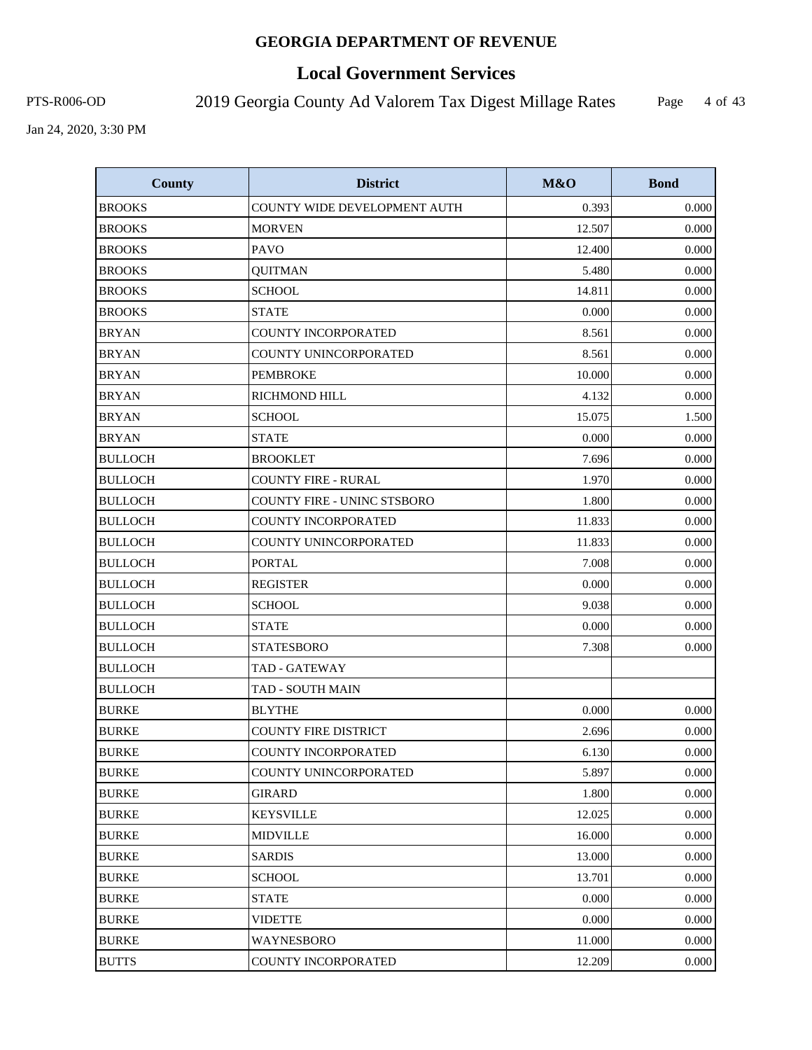# GEORGIA DEPARTMENT OF REVENUE

## Local Government Services

PTS-R006-OD 2019 Georgia County Ad Valorem Tax Digest Millage Rates

Jan 24, 2020, 3:30 PM

| County | District | M&O | Bond |
|---|---|---|---|
| BROOKS | COUNTY WIDE DEVELOPMENT AUTH | 0.393 | 0.000 |
| BROOKS | MORVEN | 12.507 | 0.000 |
| BROOKS | PAVO | 12.400 | 0.000 |
| BROOKS | QUITMAN | 5.480 | 0.000 |
| BROOKS | SCHOOL | 14.811 | 0.000 |
| BROOKS | STATE | 0.000 | 0.000 |
| BRYAN | COUNTY INCORPORATED | 8.561 | 0.000 |
| BRYAN | COUNTY UNINCORPORATED | 8.561 | 0.000 |
| BRYAN | PEMBROKE | 10.000 | 0.000 |
| BRYAN | RICHMOND HILL | 4.132 | 0.000 |
| BRYAN | SCHOOL | 15.075 | 1.500 |
| BRYAN | STATE | 0.000 | 0.000 |
| BULLOCH | BROOKLET | 7.696 | 0.000 |
| BULLOCH | COUNTY FIRE - RURAL | 1.970 | 0.000 |
| BULLOCH | COUNTY FIRE - UNINC STSBORO | 1.800 | 0.000 |
| BULLOCH | COUNTY INCORPORATED | 11.833 | 0.000 |
| BULLOCH | COUNTY UNINCORPORATED | 11.833 | 0.000 |
| BULLOCH | PORTAL | 7.008 | 0.000 |
| BULLOCH | REGISTER | 0.000 | 0.000 |
| BULLOCH | SCHOOL | 9.038 | 0.000 |
| BULLOCH | STATE | 0.000 | 0.000 |
| BULLOCH | STATESBORO | 7.308 | 0.000 |
| BULLOCH | TAD - GATEWAY | | |
| BULLOCH | TAD - SOUTH MAIN | | |
| BURKE | BLYTHE | 0.000 | 0.000 |
| BURKE | COUNTY FIRE DISTRICT | 2.696 | 0.000 |
| BURKE | COUNTY INCORPORATED | 6.130 | 0.000 |
| BURKE | COUNTY UNINCORPORATED | 5.897 | 0.000 |
| BURKE | GIRARD | 1.800 | 0.000 |
| BURKE | KEYSVILLE | 12.025 | 0.000 |
| BURKE | MIDVILLE | 16.000 | 0.000 |
| BURKE | SARDIS | 13.000 | 0.000 |
| BURKE | SCHOOL | 13.701 | 0.000 |
| BURKE | STATE | 0.000 | 0.000 |
| BURKE | VIDETTE | 0.000 | 0.000 |
| BURKE | WAYNESBORO | 11.000 | 0.000 |
| BUTTS | COUNTY INCORPORATED | 12.209 | 0.000 |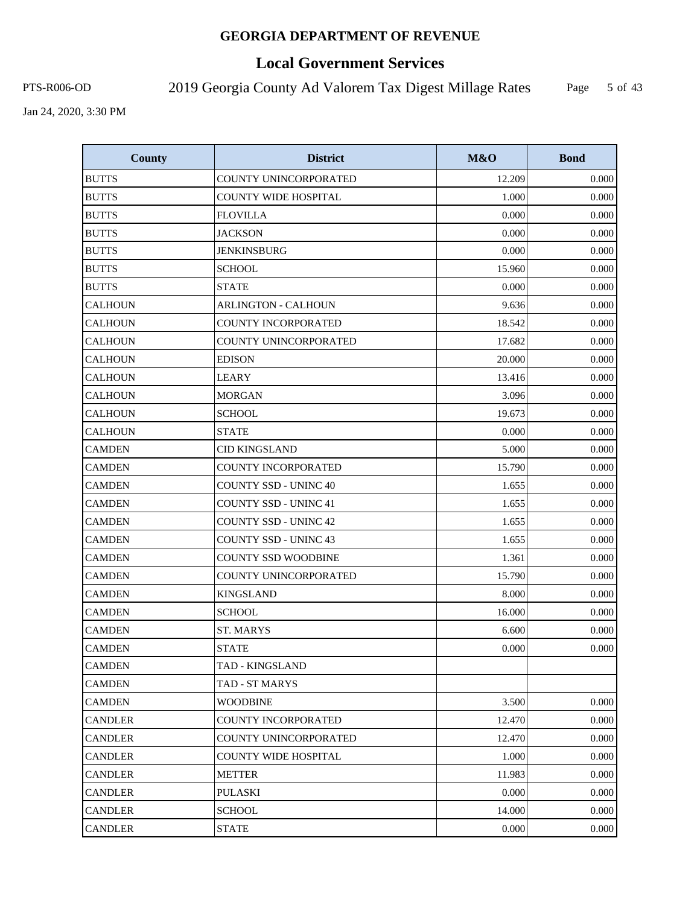# GEORGIA DEPARTMENT OF REVENUE

## Local Government Services

PTS-R006-OD 2019 Georgia County Ad Valorem Tax Digest Millage Rates

Jan 24, 2020, 3:30 PM

| County | District | M&O | Bond |
|---|---|---|---|
| BUTTS | COUNTY UNINCORPORATED | 12.209 | 0.000 |
| BUTTS | COUNTY WIDE HOSPITAL | 1.000 | 0.000 |
| BUTTS | FLOVILLA | 0.000 | 0.000 |
| BUTTS | JACKSON | 0.000 | 0.000 |
| BUTTS | JENKINSBURG | 0.000 | 0.000 |
| BUTTS | SCHOOL | 15.960 | 0.000 |
| BUTTS | STATE | 0.000 | 0.000 |
| CALHOUN | ARLINGTON - CALHOUN | 9.636 | 0.000 |
| CALHOUN | COUNTY INCORPORATED | 18.542 | 0.000 |
| CALHOUN | COUNTY UNINCORPORATED | 17.682 | 0.000 |
| CALHOUN | EDISON | 20.000 | 0.000 |
| CALHOUN | LEARY | 13.416 | 0.000 |
| CALHOUN | MORGAN | 3.096 | 0.000 |
| CALHOUN | SCHOOL | 19.673 | 0.000 |
| CALHOUN | STATE | 0.000 | 0.000 |
| CAMDEN | CID KINGSLAND | 5.000 | 0.000 |
| CAMDEN | COUNTY INCORPORATED | 15.790 | 0.000 |
| CAMDEN | COUNTY SSD - UNINC 40 | 1.655 | 0.000 |
| CAMDEN | COUNTY SSD - UNINC 41 | 1.655 | 0.000 |
| CAMDEN | COUNTY SSD - UNINC 42 | 1.655 | 0.000 |
| CAMDEN | COUNTY SSD - UNINC 43 | 1.655 | 0.000 |
| CAMDEN | COUNTY SSD WOODBINE | 1.361 | 0.000 |
| CAMDEN | COUNTY UNINCORPORATED | 15.790 | 0.000 |
| CAMDEN | KINGSLAND | 8.000 | 0.000 |
| CAMDEN | SCHOOL | 16.000 | 0.000 |
| CAMDEN | ST. MARYS | 6.600 | 0.000 |
| CAMDEN | STATE | 0.000 | 0.000 |
| CAMDEN | TAD - KINGSLAND | | |
| CAMDEN | TAD - ST MARYS | | |
| CAMDEN | WOODBINE | 3.500 | 0.000 |
| CANDLER | COUNTY INCORPORATED | 12.470 | 0.000 |
| CANDLER | COUNTY UNINCORPORATED | 12.470 | 0.000 |
| CANDLER | COUNTY WIDE HOSPITAL | 1.000 | 0.000 |
| CANDLER | METTER | 11.983 | 0.000 |
| CANDLER | PULASKI | 0.000 | 0.000 |
| CANDLER | SCHOOL | 14.000 | 0.000 |
| CANDLER | STATE | 0.000 | 0.000 |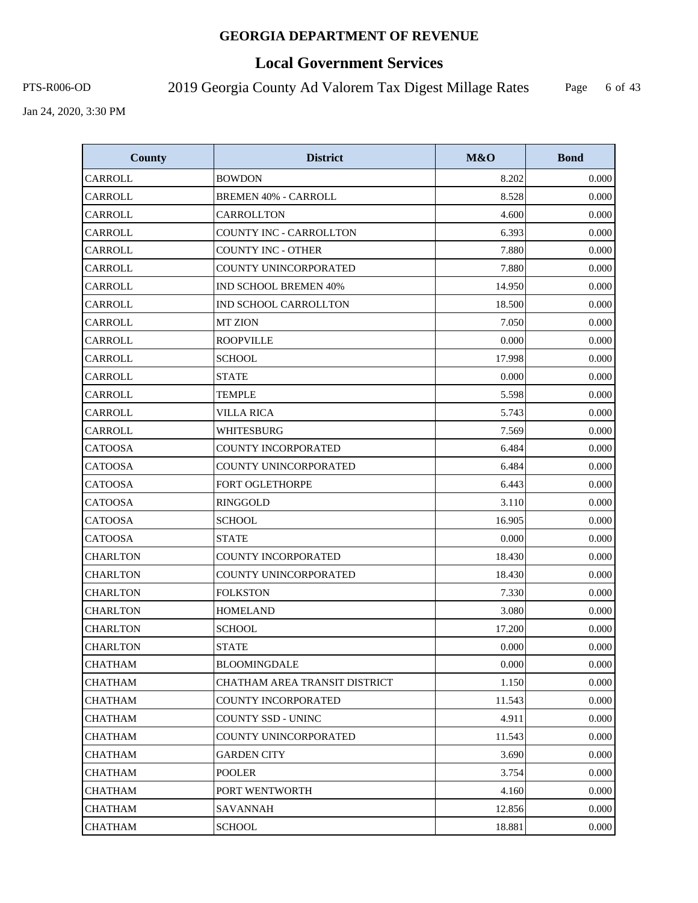# GEORGIA DEPARTMENT OF REVENUE

## Local Government Services

PTS-R006-OD 2019 Georgia County Ad Valorem Tax Digest Millage Rates

Jan 24, 2020, 3:30 PM

| County | District | M&O | Bond |
|---|---|---|---|
| CARROLL | BOWDON | 8.202 | 0.000 |
| CARROLL | BREMEN 40% - CARROLL | 8.528 | 0.000 |
| CARROLL | CARROLLTON | 4.600 | 0.000 |
| CARROLL | COUNTY INC - CARROLLTON | 6.393 | 0.000 |
| CARROLL | COUNTY INC - OTHER | 7.880 | 0.000 |
| CARROLL | COUNTY UNINCORPORATED | 7.880 | 0.000 |
| CARROLL | IND SCHOOL BREMEN 40% | 14.950 | 0.000 |
| CARROLL | IND SCHOOL CARROLLTON | 18.500 | 0.000 |
| CARROLL | MT ZION | 7.050 | 0.000 |
| CARROLL | ROOPVILLE | 0.000 | 0.000 |
| CARROLL | SCHOOL | 17.998 | 0.000 |
| CARROLL | STATE | 0.000 | 0.000 |
| CARROLL | TEMPLE | 5.598 | 0.000 |
| CARROLL | VILLA RICA | 5.743 | 0.000 |
| CARROLL | WHITESBURG | 7.569 | 0.000 |
| CATOOSA | COUNTY INCORPORATED | 6.484 | 0.000 |
| CATOOSA | COUNTY UNINCORPORATED | 6.484 | 0.000 |
| CATOOSA | FORT OGLETHORPE | 6.443 | 0.000 |
| CATOOSA | RINGGOLD | 3.110 | 0.000 |
| CATOOSA | SCHOOL | 16.905 | 0.000 |
| CATOOSA | STATE | 0.000 | 0.000 |
| CHARLTON | COUNTY INCORPORATED | 18.430 | 0.000 |
| CHARLTON | COUNTY UNINCORPORATED | 18.430 | 0.000 |
| CHARLTON | FOLKSTON | 7.330 | 0.000 |
| CHARLTON | HOMELAND | 3.080 | 0.000 |
| CHARLTON | SCHOOL | 17.200 | 0.000 |
| CHARLTON | STATE | 0.000 | 0.000 |
| CHATHAM | BLOOMINGDALE | 0.000 | 0.000 |
| CHATHAM | CHATHAM AREA TRANSIT DISTRICT | 1.150 | 0.000 |
| CHATHAM | COUNTY INCORPORATED | 11.543 | 0.000 |
| CHATHAM | COUNTY SSD - UNINC | 4.911 | 0.000 |
| CHATHAM | COUNTY UNINCORPORATED | 11.543 | 0.000 |
| CHATHAM | GARDEN CITY | 3.690 | 0.000 |
| CHATHAM | POOLER | 3.754 | 0.000 |
| CHATHAM | PORT WENTWORTH | 4.160 | 0.000 |
| CHATHAM | SAVANNAH | 12.856 | 0.000 |
| CHATHAM | SCHOOL | 18.881 | 0.000 |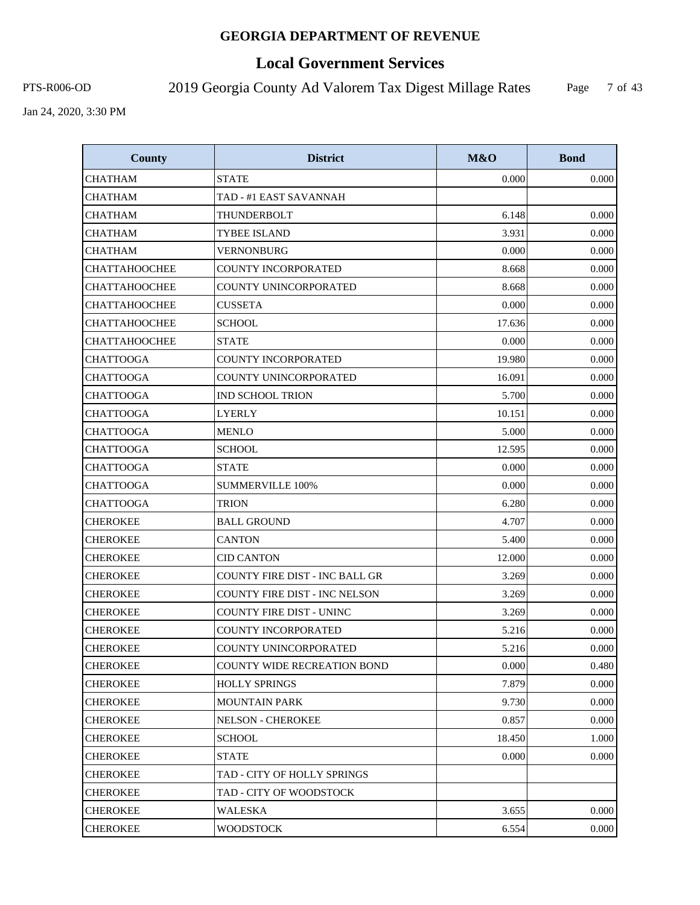# GEORGIA DEPARTMENT OF REVENUE

## Local Government Services

PTS-R006-OD

2019 Georgia County Ad Valorem Tax Digest Millage Rates

Jan 24, 2020, 3:30 PM

| County | District | M&O | Bond |
|---|---|---|---|
| CHATHAM | STATE | 0.000 | 0.000 |
| CHATHAM | TAD - #1 EAST SAVANNAH | | |
| CHATHAM | THUNDERBOLT | 6.148 | 0.000 |
| CHATHAM | TYBEE ISLAND | 3.931 | 0.000 |
| CHATHAM | VERNONBURG | 0.000 | 0.000 |
| CHATTAHOOCHEE | COUNTY INCORPORATED | 8.668 | 0.000 |
| CHATTAHOOCHEE | COUNTY UNINCORPORATED | 8.668 | 0.000 |
| CHATTAHOOCHEE | CUSSETA | 0.000 | 0.000 |
| CHATTAHOOCHEE | SCHOOL | 17.636 | 0.000 |
| CHATTAHOOCHEE | STATE | 0.000 | 0.000 |
| CHATTOOGA | COUNTY INCORPORATED | 19.980 | 0.000 |
| CHATTOOGA | COUNTY UNINCORPORATED | 16.091 | 0.000 |
| CHATTOOGA | IND SCHOOL TRION | 5.700 | 0.000 |
| CHATTOOGA | LYERLY | 10.151 | 0.000 |
| CHATTOOGA | MENLO | 5.000 | 0.000 |
| CHATTOOGA | SCHOOL | 12.595 | 0.000 |
| CHATTOOGA | STATE | 0.000 | 0.000 |
| CHATTOOGA | SUMMERVILLE 100% | 0.000 | 0.000 |
| CHATTOOGA | TRION | 6.280 | 0.000 |
| CHEROKEE | BALL GROUND | 4.707 | 0.000 |
| CHEROKEE | CANTON | 5.400 | 0.000 |
| CHEROKEE | CID CANTON | 12.000 | 0.000 |
| CHEROKEE | COUNTY FIRE DIST - INC BALL GR | 3.269 | 0.000 |
| CHEROKEE | COUNTY FIRE DIST - INC NELSON | 3.269 | 0.000 |
| CHEROKEE | COUNTY FIRE DIST - UNINC | 3.269 | 0.000 |
| CHEROKEE | COUNTY INCORPORATED | 5.216 | 0.000 |
| CHEROKEE | COUNTY UNINCORPORATED | 5.216 | 0.000 |
| CHEROKEE | COUNTY WIDE RECREATION BOND | 0.000 | 0.480 |
| CHEROKEE | HOLLY SPRINGS | 7.879 | 0.000 |
| CHEROKEE | MOUNTAIN PARK | 9.730 | 0.000 |
| CHEROKEE | NELSON - CHEROKEE | 0.857 | 0.000 |
| CHEROKEE | SCHOOL | 18.450 | 1.000 |
| CHEROKEE | STATE | 0.000 | 0.000 |
| CHEROKEE | TAD - CITY OF HOLLY SPRINGS | | |
| CHEROKEE | TAD - CITY OF WOODSTOCK | | |
| CHEROKEE | WALESKA | 3.655 | 0.000 |
| CHEROKEE | WOODSTOCK | 6.554 | 0.000 |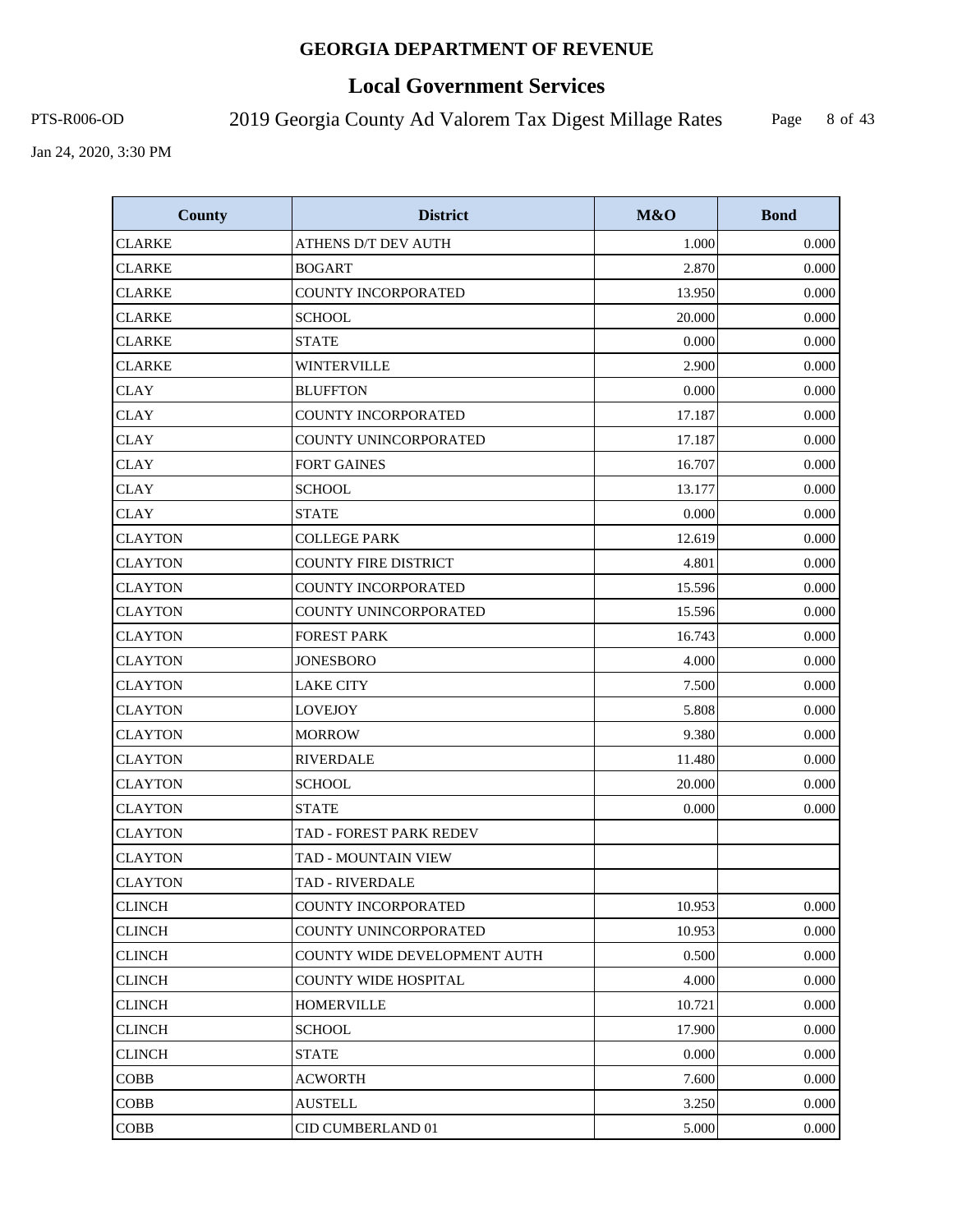# GEORGIA DEPARTMENT OF REVENUE

## Local Government Services

PTS-R006-OD 2019 Georgia County Ad Valorem Tax Digest Millage Rates

Jan 24, 2020, 3:30 PM

| County | District | M&O | Bond |
|---|---|---|---|
| CLARKE | ATHENS D/T DEV AUTH | 1.000 | 0.000 |
| CLARKE | BOGART | 2.870 | 0.000 |
| CLARKE | COUNTY INCORPORATED | 13.950 | 0.000 |
| CLARKE | SCHOOL | 20.000 | 0.000 |
| CLARKE | STATE | 0.000 | 0.000 |
| CLARKE | WINTERVILLE | 2.900 | 0.000 |
| CLAY | BLUFFTON | 0.000 | 0.000 |
| CLAY | COUNTY INCORPORATED | 17.187 | 0.000 |
| CLAY | COUNTY UNINCORPORATED | 17.187 | 0.000 |
| CLAY | FORT GAINES | 16.707 | 0.000 |
| CLAY | SCHOOL | 13.177 | 0.000 |
| CLAY | STATE | 0.000 | 0.000 |
| CLAYTON | COLLEGE PARK | 12.619 | 0.000 |
| CLAYTON | COUNTY FIRE DISTRICT | 4.801 | 0.000 |
| CLAYTON | COUNTY INCORPORATED | 15.596 | 0.000 |
| CLAYTON | COUNTY UNINCORPORATED | 15.596 | 0.000 |
| CLAYTON | FOREST PARK | 16.743 | 0.000 |
| CLAYTON | JONESBORO | 4.000 | 0.000 |
| CLAYTON | LAKE CITY | 7.500 | 0.000 |
| CLAYTON | LOVEJOY | 5.808 | 0.000 |
| CLAYTON | MORROW | 9.380 | 0.000 |
| CLAYTON | RIVERDALE | 11.480 | 0.000 |
| CLAYTON | SCHOOL | 20.000 | 0.000 |
| CLAYTON | STATE | 0.000 | 0.000 |
| CLAYTON | TAD - FOREST PARK REDEV | | |
| CLAYTON | TAD - MOUNTAIN VIEW | | |
| CLAYTON | TAD - RIVERDALE | | |
| CLINCH | COUNTY INCORPORATED | 10.953 | 0.000 |
| CLINCH | COUNTY UNINCORPORATED | 10.953 | 0.000 |
| CLINCH | COUNTY WIDE DEVELOPMENT AUTH | 0.500 | 0.000 |
| CLINCH | COUNTY WIDE HOSPITAL | 4.000 | 0.000 |
| CLINCH | HOMERVILLE | 10.721 | 0.000 |
| CLINCH | SCHOOL | 17.900 | 0.000 |
| CLINCH | STATE | 0.000 | 0.000 |
| COBB | ACWORTH | 7.600 | 0.000 |
| COBB | AUSTELL | 3.250 | 0.000 |
| COBB | CID CUMBERLAND 01 | 5.000 | 0.000 |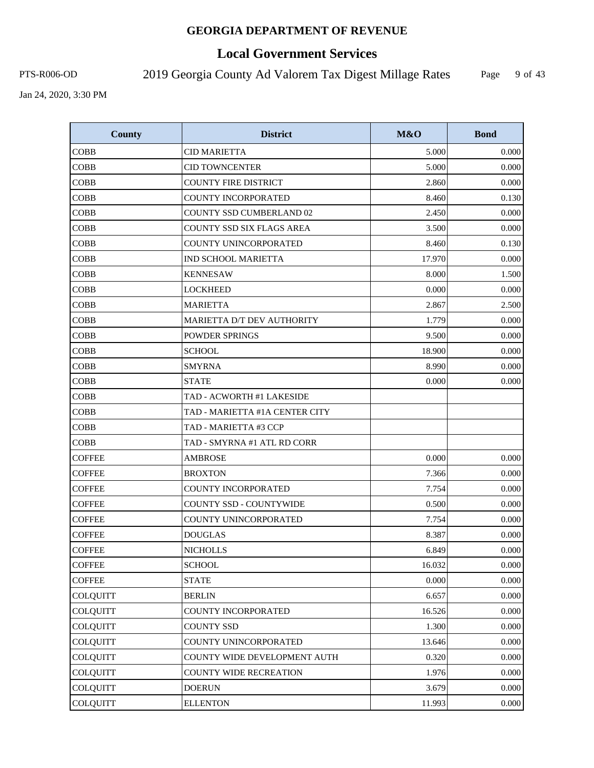# GEORGIA DEPARTMENT OF REVENUE

## Local Government Services

PTS-R006-OD 2019 Georgia County Ad Valorem Tax Digest Millage Rates

Jan 24, 2020, 3:30 PM

| County | District | M&O | Bond |
|---|---|---|---|
| COBB | CID MARIETTA | 5.000 | 0.000 |
| COBB | CID TOWNCENTER | 5.000 | 0.000 |
| COBB | COUNTY FIRE DISTRICT | 2.860 | 0.000 |
| COBB | COUNTY INCORPORATED | 8.460 | 0.130 |
| COBB | COUNTY SSD CUMBERLAND 02 | 2.450 | 0.000 |
| COBB | COUNTY SSD SIX FLAGS AREA | 3.500 | 0.000 |
| COBB | COUNTY UNINCORPORATED | 8.460 | 0.130 |
| COBB | IND SCHOOL MARIETTA | 17.970 | 0.000 |
| COBB | KENNESAW | 8.000 | 1.500 |
| COBB | LOCKHEED | 0.000 | 0.000 |
| COBB | MARIETTA | 2.867 | 2.500 |
| COBB | MARIETTA D/T DEV AUTHORITY | 1.779 | 0.000 |
| COBB | POWDER SPRINGS | 9.500 | 0.000 |
| COBB | SCHOOL | 18.900 | 0.000 |
| COBB | SMYRNA | 8.990 | 0.000 |
| COBB | STATE | 0.000 | 0.000 |
| COBB | TAD - ACWORTH #1 LAKESIDE | | |
| COBB | TAD - MARIETTA #1A CENTER CITY | | |
| COBB | TAD - MARIETTA #3 CCP | | |
| COBB | TAD - SMYRNA #1 ATL RD CORR | | |
| COFFEE | AMBROSE | 0.000 | 0.000 |
| COFFEE | BROXTON | 7.366 | 0.000 |
| COFFEE | COUNTY INCORPORATED | 7.754 | 0.000 |
| COFFEE | COUNTY SSD - COUNTYWIDE | 0.500 | 0.000 |
| COFFEE | COUNTY UNINCORPORATED | 7.754 | 0.000 |
| COFFEE | DOUGLAS | 8.387 | 0.000 |
| COFFEE | NICHOLLS | 6.849 | 0.000 |
| COFFEE | SCHOOL | 16.032 | 0.000 |
| COFFEE | STATE | 0.000 | 0.000 |
| COLQUITT | BERLIN | 6.657 | 0.000 |
| COLQUITT | COUNTY INCORPORATED | 16.526 | 0.000 |
| COLQUITT | COUNTY SSD | 1.300 | 0.000 |
| COLQUITT | COUNTY UNINCORPORATED | 13.646 | 0.000 |
| COLQUITT | COUNTY WIDE DEVELOPMENT AUTH | 0.320 | 0.000 |
| COLQUITT | COUNTY WIDE RECREATION | 1.976 | 0.000 |
| COLQUITT | DOERUN | 3.679 | 0.000 |
| COLQUITT | ELLENTON | 11.993 | 0.000 |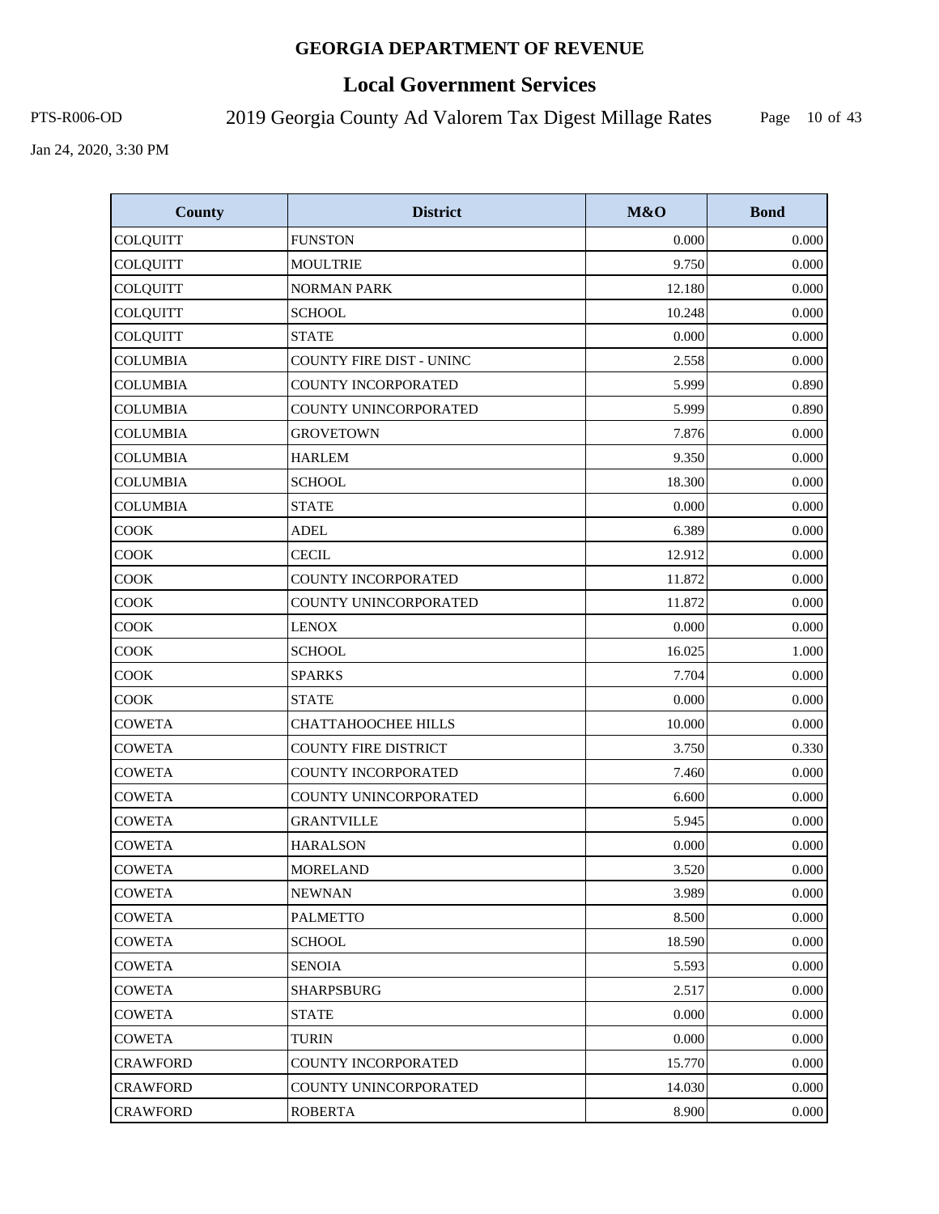# GEORGIA DEPARTMENT OF REVENUE

## Local Government Services

PTS-R006-OD 2019 Georgia County Ad Valorem Tax Digest Millage Rates

Jan 24, 2020, 3:30 PM

| County | District | M&O | Bond |
|---|---|---|---|
| COLQUITT | FUNSTON | 0.000 | 0.000 |
| COLQUITT | MOULTRIE | 9.750 | 0.000 |
| COLQUITT | NORMAN PARK | 12.180 | 0.000 |
| COLQUITT | SCHOOL | 10.248 | 0.000 |
| COLQUITT | STATE | 0.000 | 0.000 |
| COLUMBIA | COUNTY FIRE DIST - UNINC | 2.558 | 0.000 |
| COLUMBIA | COUNTY INCORPORATED | 5.999 | 0.890 |
| COLUMBIA | COUNTY UNINCORPORATED | 5.999 | 0.890 |
| COLUMBIA | GROVETOWN | 7.876 | 0.000 |
| COLUMBIA | HARLEM | 9.350 | 0.000 |
| COLUMBIA | SCHOOL | 18.300 | 0.000 |
| COLUMBIA | STATE | 0.000 | 0.000 |
| COOK | ADEL | 6.389 | 0.000 |
| COOK | CECIL | 12.912 | 0.000 |
| COOK | COUNTY INCORPORATED | 11.872 | 0.000 |
| COOK | COUNTY UNINCORPORATED | 11.872 | 0.000 |
| COOK | LENOX | 0.000 | 0.000 |
| COOK | SCHOOL | 16.025 | 1.000 |
| COOK | SPARKS | 7.704 | 0.000 |
| COOK | STATE | 0.000 | 0.000 |
| COWETA | CHATTAHOOCHEE HILLS | 10.000 | 0.000 |
| COWETA | COUNTY FIRE DISTRICT | 3.750 | 0.330 |
| COWETA | COUNTY INCORPORATED | 7.460 | 0.000 |
| COWETA | COUNTY UNINCORPORATED | 6.600 | 0.000 |
| COWETA | GRANTVILLE | 5.945 | 0.000 |
| COWETA | HARALSON | 0.000 | 0.000 |
| COWETA | MORELAND | 3.520 | 0.000 |
| COWETA | NEWNAN | 3.989 | 0.000 |
| COWETA | PALMETTO | 8.500 | 0.000 |
| COWETA | SCHOOL | 18.590 | 0.000 |
| COWETA | SENOIA | 5.593 | 0.000 |
| COWETA | SHARPSBURG | 2.517 | 0.000 |
| COWETA | STATE | 0.000 | 0.000 |
| COWETA | TURIN | 0.000 | 0.000 |
| CRAWFORD | COUNTY INCORPORATED | 15.770 | 0.000 |
| CRAWFORD | COUNTY UNINCORPORATED | 14.030 | 0.000 |
| CRAWFORD | ROBERTA | 8.900 | 0.000 |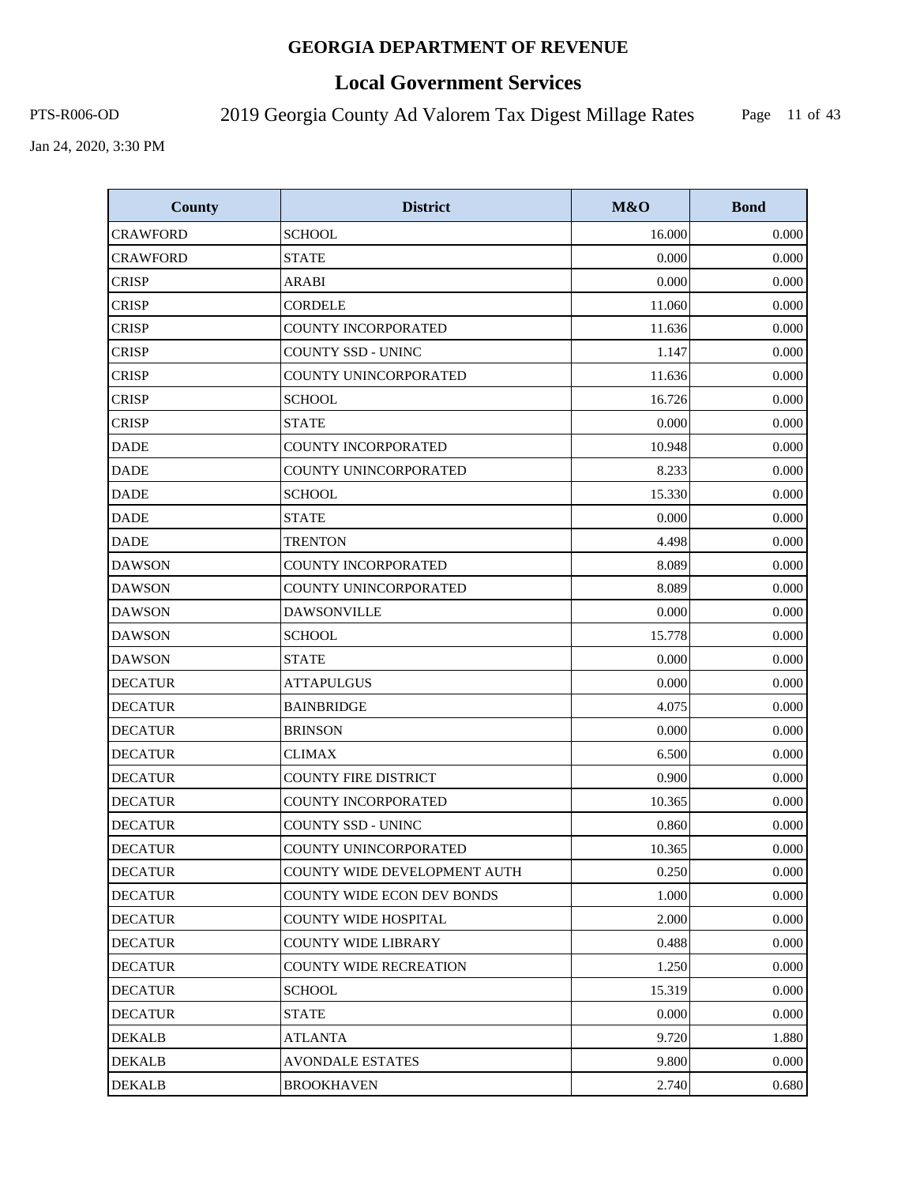# GEORGIA DEPARTMENT OF REVENUE

## Local Government Services

PTS-R006-OD 2019 Georgia County Ad Valorem Tax Digest Millage Rates

Jan 24, 2020, 3:30 PM

| County | District | M&O | Bond |
|---|---|---|---|
| CRAWFORD | SCHOOL | 16.000 | 0.000 |
| CRAWFORD | STATE | 0.000 | 0.000 |
| CRISP | ARABI | 0.000 | 0.000 |
| CRISP | CORDELE | 11.060 | 0.000 |
| CRISP | COUNTY INCORPORATED | 11.636 | 0.000 |
| CRISP | COUNTY SSD - UNINC | 1.147 | 0.000 |
| CRISP | COUNTY UNINCORPORATED | 11.636 | 0.000 |
| CRISP | SCHOOL | 16.726 | 0.000 |
| CRISP | STATE | 0.000 | 0.000 |
| DADE | COUNTY INCORPORATED | 10.948 | 0.000 |
| DADE | COUNTY UNINCORPORATED | 8.233 | 0.000 |
| DADE | SCHOOL | 15.330 | 0.000 |
| DADE | STATE | 0.000 | 0.000 |
| DADE | TRENTON | 4.498 | 0.000 |
| DAWSON | COUNTY INCORPORATED | 8.089 | 0.000 |
| DAWSON | COUNTY UNINCORPORATED | 8.089 | 0.000 |
| DAWSON | DAWSONVILLE | 0.000 | 0.000 |
| DAWSON | SCHOOL | 15.778 | 0.000 |
| DAWSON | STATE | 0.000 | 0.000 |
| DECATUR | ATTAPULGUS | 0.000 | 0.000 |
| DECATUR | BAINBRIDGE | 4.075 | 0.000 |
| DECATUR | BRINSON | 0.000 | 0.000 |
| DECATUR | CLIMAX | 6.500 | 0.000 |
| DECATUR | COUNTY FIRE DISTRICT | 0.900 | 0.000 |
| DECATUR | COUNTY INCORPORATED | 10.365 | 0.000 |
| DECATUR | COUNTY SSD - UNINC | 0.860 | 0.000 |
| DECATUR | COUNTY UNINCORPORATED | 10.365 | 0.000 |
| DECATUR | COUNTY WIDE DEVELOPMENT AUTH | 0.250 | 0.000 |
| DECATUR | COUNTY WIDE ECON DEV BONDS | 1.000 | 0.000 |
| DECATUR | COUNTY WIDE HOSPITAL | 2.000 | 0.000 |
| DECATUR | COUNTY WIDE LIBRARY | 0.488 | 0.000 |
| DECATUR | COUNTY WIDE RECREATION | 1.250 | 0.000 |
| DECATUR | SCHOOL | 15.319 | 0.000 |
| DECATUR | STATE | 0.000 | 0.000 |
| DEKALB | ATLANTA | 9.720 | 1.880 |
| DEKALB | AVONDALE ESTATES | 9.800 | 0.000 |
| DEKALB | BROOKHAVEN | 2.740 | 0.680 |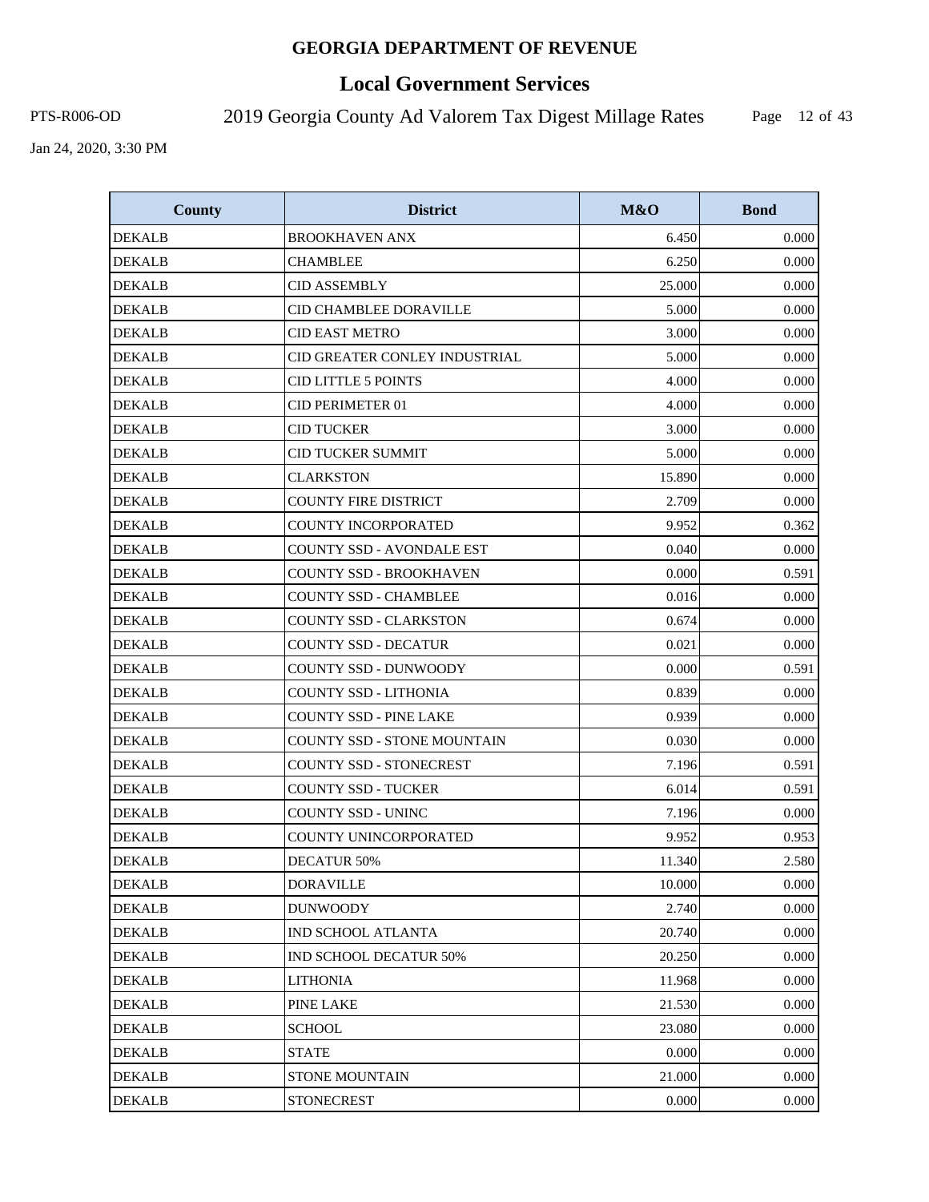# GEORGIA DEPARTMENT OF REVENUE

## Local Government Services

PTS-R006-OD 2019 Georgia County Ad Valorem Tax Digest Millage Rates

Jan 24, 2020, 3:30 PM

| County | District | M&O | Bond |
|---|---|---|---|
| DEKALB | BROOKHAVEN ANX | 6.450 | 0.000 |
| DEKALB | CHAMBLEE | 6.250 | 0.000 |
| DEKALB | CID ASSEMBLY | 25.000 | 0.000 |
| DEKALB | CID CHAMBLEE DORAVILLE | 5.000 | 0.000 |
| DEKALB | CID EAST METRO | 3.000 | 0.000 |
| DEKALB | CID GREATER CONLEY INDUSTRIAL | 5.000 | 0.000 |
| DEKALB | CID LITTLE 5 POINTS | 4.000 | 0.000 |
| DEKALB | CID PERIMETER 01 | 4.000 | 0.000 |
| DEKALB | CID TUCKER | 3.000 | 0.000 |
| DEKALB | CID TUCKER SUMMIT | 5.000 | 0.000 |
| DEKALB | CLARKSTON | 15.890 | 0.000 |
| DEKALB | COUNTY FIRE DISTRICT | 2.709 | 0.000 |
| DEKALB | COUNTY INCORPORATED | 9.952 | 0.362 |
| DEKALB | COUNTY SSD - AVONDALE EST | 0.040 | 0.000 |
| DEKALB | COUNTY SSD - BROOKHAVEN | 0.000 | 0.591 |
| DEKALB | COUNTY SSD - CHAMBLEE | 0.016 | 0.000 |
| DEKALB | COUNTY SSD - CLARKSTON | 0.674 | 0.000 |
| DEKALB | COUNTY SSD - DECATUR | 0.021 | 0.000 |
| DEKALB | COUNTY SSD - DUNWOODY | 0.000 | 0.591 |
| DEKALB | COUNTY SSD - LITHONIA | 0.839 | 0.000 |
| DEKALB | COUNTY SSD - PINE LAKE | 0.939 | 0.000 |
| DEKALB | COUNTY SSD - STONE MOUNTAIN | 0.030 | 0.000 |
| DEKALB | COUNTY SSD - STONECREST | 7.196 | 0.591 |
| DEKALB | COUNTY SSD - TUCKER | 6.014 | 0.591 |
| DEKALB | COUNTY SSD - UNINC | 7.196 | 0.000 |
| DEKALB | COUNTY UNINCORPORATED | 9.952 | 0.953 |
| DEKALB | DECATUR 50% | 11.340 | 2.580 |
| DEKALB | DORAVILLE | 10.000 | 0.000 |
| DEKALB | DUNWOODY | 2.740 | 0.000 |
| DEKALB | IND SCHOOL ATLANTA | 20.740 | 0.000 |
| DEKALB | IND SCHOOL DECATUR 50% | 20.250 | 0.000 |
| DEKALB | LITHONIA | 11.968 | 0.000 |
| DEKALB | PINE LAKE | 21.530 | 0.000 |
| DEKALB | SCHOOL | 23.080 | 0.000 |
| DEKALB | STATE | 0.000 | 0.000 |
| DEKALB | STONE MOUNTAIN | 21.000 | 0.000 |
| DEKALB | STONECREST | 0.000 | 0.000 |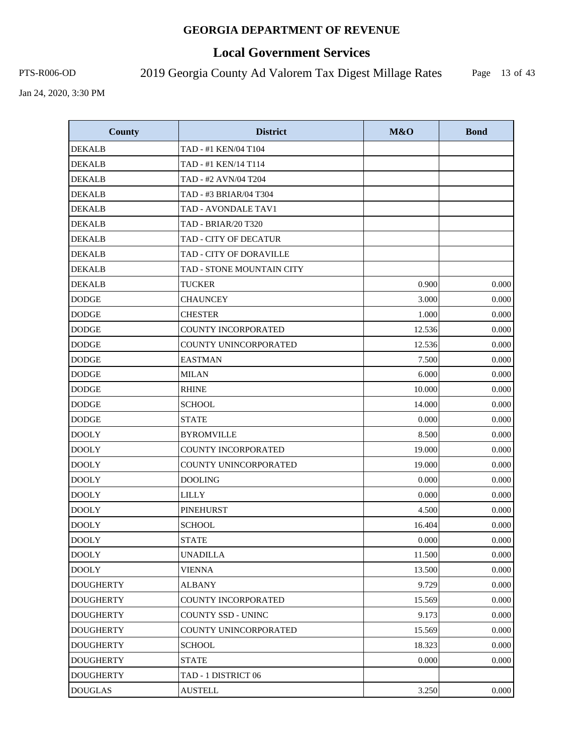# GEORGIA DEPARTMENT OF REVENUE

## Local Government Services

PTS-R006-OD — 2019 Georgia County Ad Valorem Tax Digest Millage Rates

Jan 24, 2020, 3:30 PM

| County | District | M&O | Bond |
|---|---|---|---|
| DEKALB | TAD - #1 KEN/04 T104 | | |
| DEKALB | TAD - #1 KEN/14 T114 | | |
| DEKALB | TAD - #2 AVN/04 T204 | | |
| DEKALB | TAD - #3 BRIAR/04 T304 | | |
| DEKALB | TAD - AVONDALE TAV1 | | |
| DEKALB | TAD - BRIAR/20 T320 | | |
| DEKALB | TAD - CITY OF DECATUR | | |
| DEKALB | TAD - CITY OF DORAVILLE | | |
| DEKALB | TAD - STONE MOUNTAIN CITY | | |
| DEKALB | TUCKER | 0.900 | 0.000 |
| DODGE | CHAUNCEY | 3.000 | 0.000 |
| DODGE | CHESTER | 1.000 | 0.000 |
| DODGE | COUNTY INCORPORATED | 12.536 | 0.000 |
| DODGE | COUNTY UNINCORPORATED | 12.536 | 0.000 |
| DODGE | EASTMAN | 7.500 | 0.000 |
| DODGE | MILAN | 6.000 | 0.000 |
| DODGE | RHINE | 10.000 | 0.000 |
| DODGE | SCHOOL | 14.000 | 0.000 |
| DODGE | STATE | 0.000 | 0.000 |
| DOOLY | BYROMVILLE | 8.500 | 0.000 |
| DOOLY | COUNTY INCORPORATED | 19.000 | 0.000 |
| DOOLY | COUNTY UNINCORPORATED | 19.000 | 0.000 |
| DOOLY | DOOLING | 0.000 | 0.000 |
| DOOLY | LILLY | 0.000 | 0.000 |
| DOOLY | PINEHURST | 4.500 | 0.000 |
| DOOLY | SCHOOL | 16.404 | 0.000 |
| DOOLY | STATE | 0.000 | 0.000 |
| DOOLY | UNADILLA | 11.500 | 0.000 |
| DOOLY | VIENNA | 13.500 | 0.000 |
| DOUGHERTY | ALBANY | 9.729 | 0.000 |
| DOUGHERTY | COUNTY INCORPORATED | 15.569 | 0.000 |
| DOUGHERTY | COUNTY SSD - UNINC | 9.173 | 0.000 |
| DOUGHERTY | COUNTY UNINCORPORATED | 15.569 | 0.000 |
| DOUGHERTY | SCHOOL | 18.323 | 0.000 |
| DOUGHERTY | STATE | 0.000 | 0.000 |
| DOUGHERTY | TAD - 1 DISTRICT 06 | | |
| DOUGLAS | AUSTELL | 3.250 | 0.000 |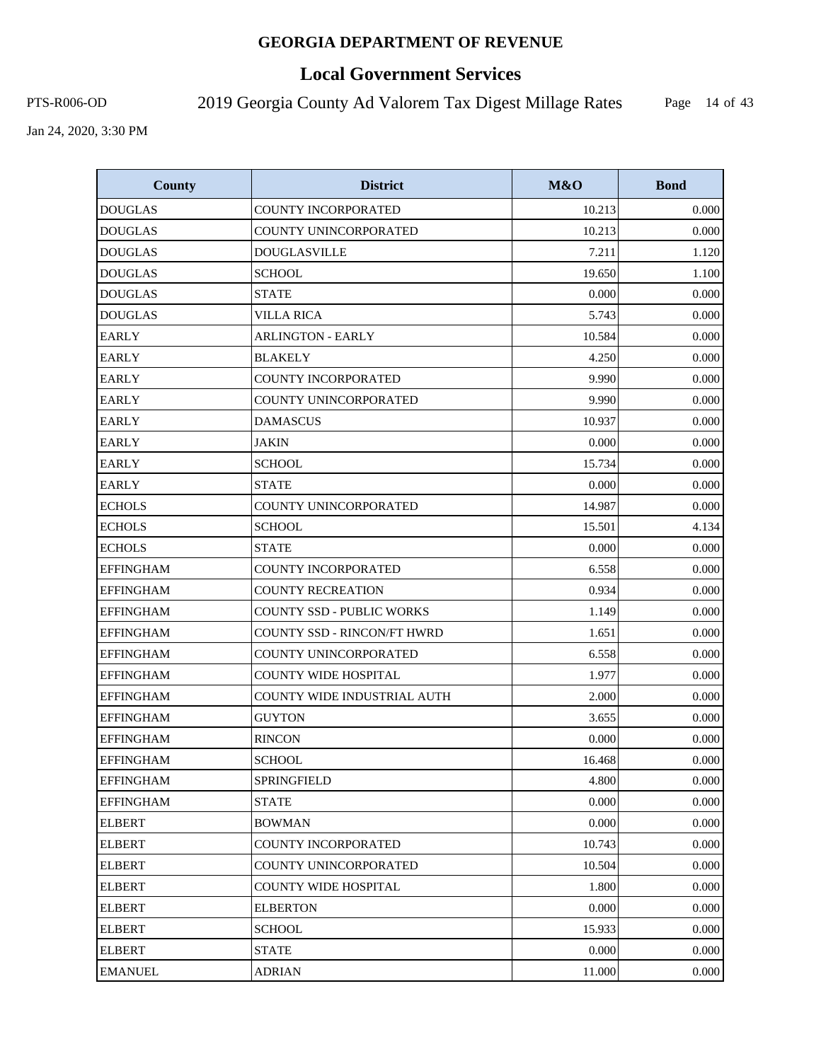**GEORGIA DEPARTMENT OF REVENUE**

# Local Government Services

PTS-R006-OD

## 2019 Georgia County Ad Valorem Tax Digest Millage Rates

Jan 24, 2020, 3:30 PM

| County | District | M&O | Bond |
|---|---|---|---|
| DOUGLAS | COUNTY INCORPORATED | 10.213 | 0.000 |
| DOUGLAS | COUNTY UNINCORPORATED | 10.213 | 0.000 |
| DOUGLAS | DOUGLASVILLE | 7.211 | 1.120 |
| DOUGLAS | SCHOOL | 19.650 | 1.100 |
| DOUGLAS | STATE | 0.000 | 0.000 |
| DOUGLAS | VILLA RICA | 5.743 | 0.000 |
| EARLY | ARLINGTON - EARLY | 10.584 | 0.000 |
| EARLY | BLAKELY | 4.250 | 0.000 |
| EARLY | COUNTY INCORPORATED | 9.990 | 0.000 |
| EARLY | COUNTY UNINCORPORATED | 9.990 | 0.000 |
| EARLY | DAMASCUS | 10.937 | 0.000 |
| EARLY | JAKIN | 0.000 | 0.000 |
| EARLY | SCHOOL | 15.734 | 0.000 |
| EARLY | STATE | 0.000 | 0.000 |
| ECHOLS | COUNTY UNINCORPORATED | 14.987 | 0.000 |
| ECHOLS | SCHOOL | 15.501 | 4.134 |
| ECHOLS | STATE | 0.000 | 0.000 |
| EFFINGHAM | COUNTY INCORPORATED | 6.558 | 0.000 |
| EFFINGHAM | COUNTY RECREATION | 0.934 | 0.000 |
| EFFINGHAM | COUNTY SSD - PUBLIC WORKS | 1.149 | 0.000 |
| EFFINGHAM | COUNTY SSD - RINCON/FT HWRD | 1.651 | 0.000 |
| EFFINGHAM | COUNTY UNINCORPORATED | 6.558 | 0.000 |
| EFFINGHAM | COUNTY WIDE HOSPITAL | 1.977 | 0.000 |
| EFFINGHAM | COUNTY WIDE INDUSTRIAL AUTH | 2.000 | 0.000 |
| EFFINGHAM | GUYTON | 3.655 | 0.000 |
| EFFINGHAM | RINCON | 0.000 | 0.000 |
| EFFINGHAM | SCHOOL | 16.468 | 0.000 |
| EFFINGHAM | SPRINGFIELD | 4.800 | 0.000 |
| EFFINGHAM | STATE | 0.000 | 0.000 |
| ELBERT | BOWMAN | 0.000 | 0.000 |
| ELBERT | COUNTY INCORPORATED | 10.743 | 0.000 |
| ELBERT | COUNTY UNINCORPORATED | 10.504 | 0.000 |
| ELBERT | COUNTY WIDE HOSPITAL | 1.800 | 0.000 |
| ELBERT | ELBERTON | 0.000 | 0.000 |
| ELBERT | SCHOOL | 15.933 | 0.000 |
| ELBERT | STATE | 0.000 | 0.000 |
| EMANUEL | ADRIAN | 11.000 | 0.000 |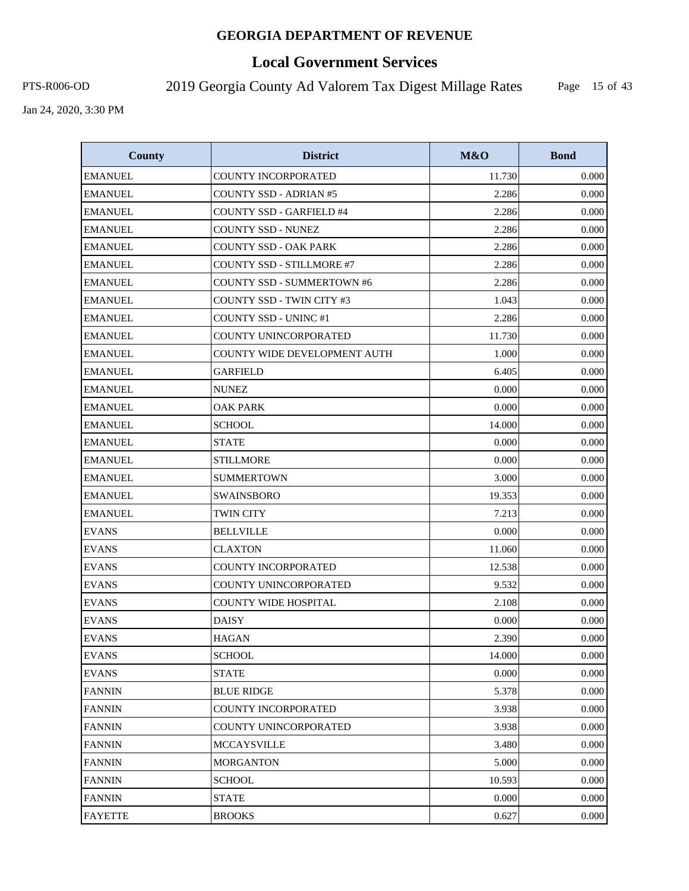| County | District | M&O | Bond |
|---|---|---|---|
| EMANUEL | COUNTY INCORPORATED | 11.730 | 0.000 |
| EMANUEL | COUNTY SSD - ADRIAN #5 | 2.286 | 0.000 |
| EMANUEL | COUNTY SSD - GARFIELD #4 | 2.286 | 0.000 |
| EMANUEL | COUNTY SSD - NUNEZ | 2.286 | 0.000 |
| EMANUEL | COUNTY SSD - OAK PARK | 2.286 | 0.000 |
| EMANUEL | COUNTY SSD - STILLMORE #7 | 2.286 | 0.000 |
| EMANUEL | COUNTY SSD - SUMMERTOWN #6 | 2.286 | 0.000 |
| EMANUEL | COUNTY SSD - TWIN CITY #3 | 1.043 | 0.000 |
| EMANUEL | COUNTY SSD - UNINC #1 | 2.286 | 0.000 |
| EMANUEL | COUNTY UNINCORPORATED | 11.730 | 0.000 |
| EMANUEL | COUNTY WIDE DEVELOPMENT AUTH | 1.000 | 0.000 |
| EMANUEL | GARFIELD | 6.405 | 0.000 |
| EMANUEL | NUNEZ | 0.000 | 0.000 |
| EMANUEL | OAK PARK | 0.000 | 0.000 |
| EMANUEL | SCHOOL | 14.000 | 0.000 |
| EMANUEL | STATE | 0.000 | 0.000 |
| EMANUEL | STILLMORE | 0.000 | 0.000 |
| EMANUEL | SUMMERTOWN | 3.000 | 0.000 |
| EMANUEL | SWAINSBORO | 19.353 | 0.000 |
| EMANUEL | TWIN CITY | 7.213 | 0.000 |
| EVANS | BELLVILLE | 0.000 | 0.000 |
| EVANS | CLAXTON | 11.060 | 0.000 |
| EVANS | COUNTY INCORPORATED | 12.538 | 0.000 |
| EVANS | COUNTY UNINCORPORATED | 9.532 | 0.000 |
| EVANS | COUNTY WIDE HOSPITAL | 2.108 | 0.000 |
| EVANS | DAISY | 0.000 | 0.000 |
| EVANS | HAGAN | 2.390 | 0.000 |
| EVANS | SCHOOL | 14.000 | 0.000 |
| EVANS | STATE | 0.000 | 0.000 |
| FANNIN | BLUE RIDGE | 5.378 | 0.000 |
| FANNIN | COUNTY INCORPORATED | 3.938 | 0.000 |
| FANNIN | COUNTY UNINCORPORATED | 3.938 | 0.000 |
| FANNIN | MCCAYSVILLE | 3.480 | 0.000 |
| FANNIN | MORGANTON | 5.000 | 0.000 |
| FANNIN | SCHOOL | 10.593 | 0.000 |
| FANNIN | STATE | 0.000 | 0.000 |
| FAYETTE | BROOKS | 0.627 | 0.000 |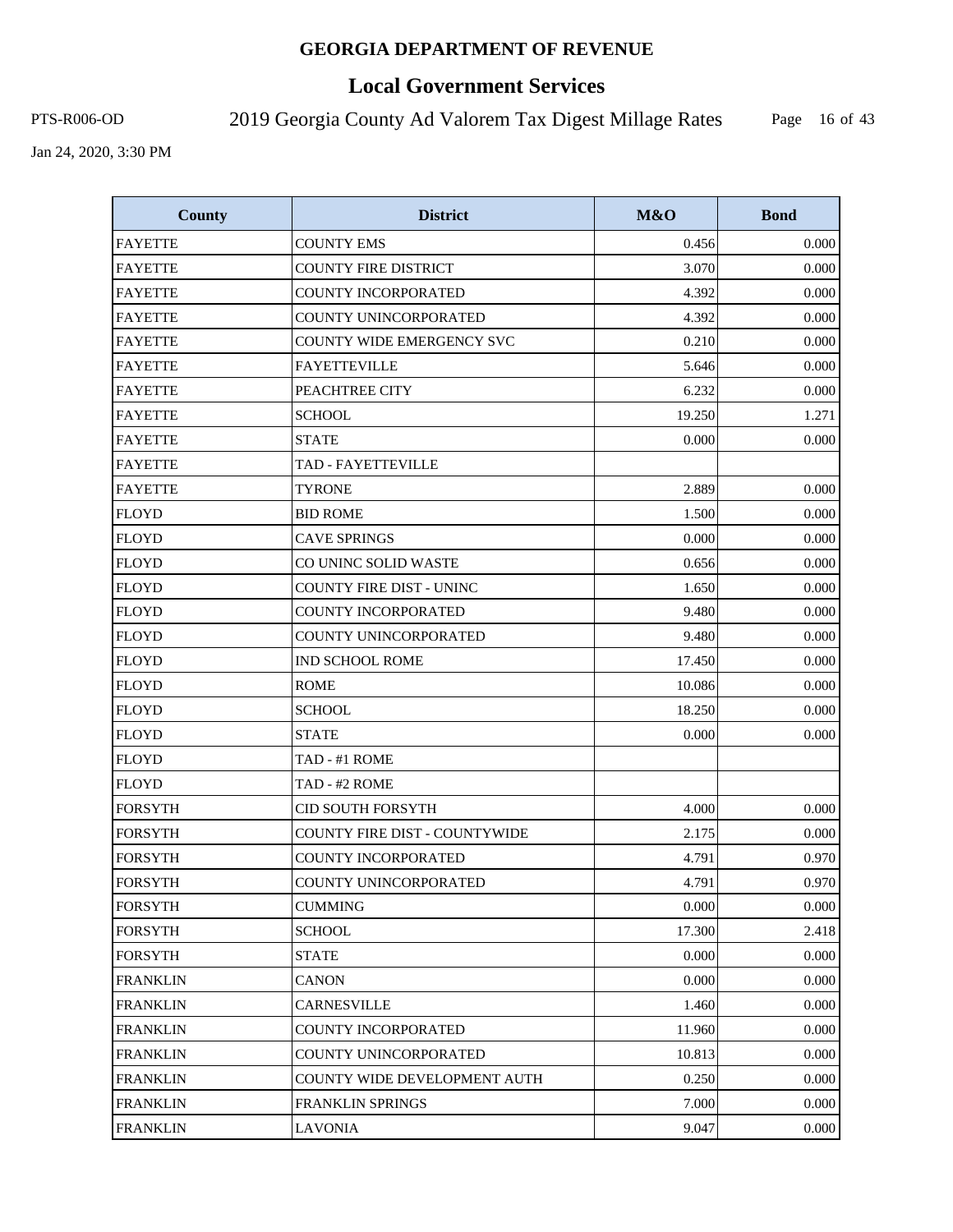# GEORGIA DEPARTMENT OF REVENUE

## Local Government Services

PTS-R006-OD — 2019 Georgia County Ad Valorem Tax Digest Millage Rates

Jan 24, 2020, 3:30 PM

| County | District | M&O | Bond |
|---|---|---|---|
| FAYETTE | COUNTY EMS | 0.456 | 0.000 |
| FAYETTE | COUNTY FIRE DISTRICT | 3.070 | 0.000 |
| FAYETTE | COUNTY INCORPORATED | 4.392 | 0.000 |
| FAYETTE | COUNTY UNINCORPORATED | 4.392 | 0.000 |
| FAYETTE | COUNTY WIDE EMERGENCY SVC | 0.210 | 0.000 |
| FAYETTE | FAYETTEVILLE | 5.646 | 0.000 |
| FAYETTE | PEACHTREE CITY | 6.232 | 0.000 |
| FAYETTE | SCHOOL | 19.250 | 1.271 |
| FAYETTE | STATE | 0.000 | 0.000 |
| FAYETTE | TAD - FAYETTEVILLE | | |
| FAYETTE | TYRONE | 2.889 | 0.000 |
| FLOYD | BID ROME | 1.500 | 0.000 |
| FLOYD | CAVE SPRINGS | 0.000 | 0.000 |
| FLOYD | CO UNINC SOLID WASTE | 0.656 | 0.000 |
| FLOYD | COUNTY FIRE DIST - UNINC | 1.650 | 0.000 |
| FLOYD | COUNTY INCORPORATED | 9.480 | 0.000 |
| FLOYD | COUNTY UNINCORPORATED | 9.480 | 0.000 |
| FLOYD | IND SCHOOL ROME | 17.450 | 0.000 |
| FLOYD | ROME | 10.086 | 0.000 |
| FLOYD | SCHOOL | 18.250 | 0.000 |
| FLOYD | STATE | 0.000 | 0.000 |
| FLOYD | TAD - #1 ROME | | |
| FLOYD | TAD - #2 ROME | | |
| FORSYTH | CID SOUTH FORSYTH | 4.000 | 0.000 |
| FORSYTH | COUNTY FIRE DIST - COUNTYWIDE | 2.175 | 0.000 |
| FORSYTH | COUNTY INCORPORATED | 4.791 | 0.970 |
| FORSYTH | COUNTY UNINCORPORATED | 4.791 | 0.970 |
| FORSYTH | CUMMING | 0.000 | 0.000 |
| FORSYTH | SCHOOL | 17.300 | 2.418 |
| FORSYTH | STATE | 0.000 | 0.000 |
| FRANKLIN | CANON | 0.000 | 0.000 |
| FRANKLIN | CARNESVILLE | 1.460 | 0.000 |
| FRANKLIN | COUNTY INCORPORATED | 11.960 | 0.000 |
| FRANKLIN | COUNTY UNINCORPORATED | 10.813 | 0.000 |
| FRANKLIN | COUNTY WIDE DEVELOPMENT AUTH | 0.250 | 0.000 |
| FRANKLIN | FRANKLIN SPRINGS | 7.000 | 0.000 |
| FRANKLIN | LAVONIA | 9.047 | 0.000 |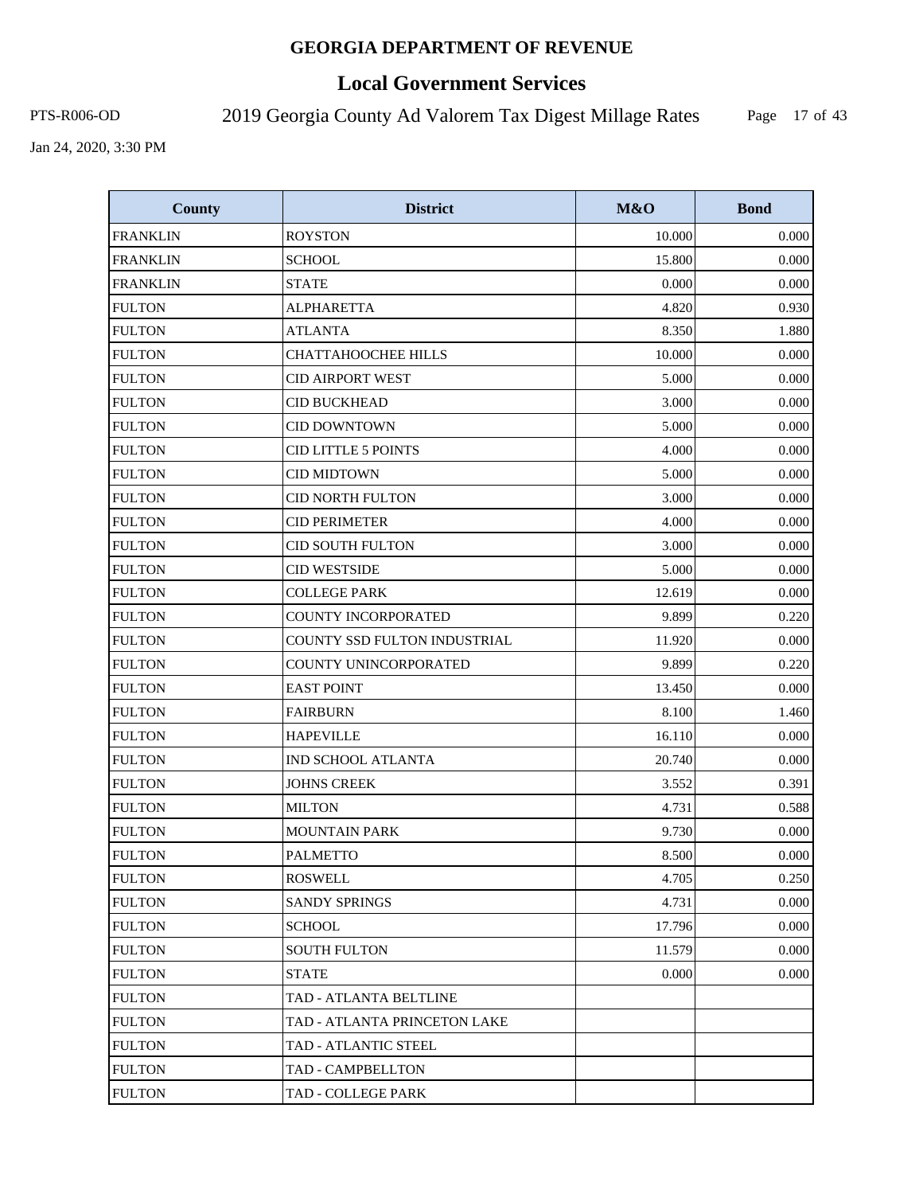**GEORGIA DEPARTMENT OF REVENUE**

# Local Government Services

PTS-R006-OD

## 2019 Georgia County Ad Valorem Tax Digest Millage Rates

Jan 24, 2020, 3:30 PM

| County | District | M&O | Bond |
|---|---|---|---|
| FRANKLIN | ROYSTON | 10.000 | 0.000 |
| FRANKLIN | SCHOOL | 15.800 | 0.000 |
| FRANKLIN | STATE | 0.000 | 0.000 |
| FULTON | ALPHARETTA | 4.820 | 0.930 |
| FULTON | ATLANTA | 8.350 | 1.880 |
| FULTON | CHATTAHOOCHEE HILLS | 10.000 | 0.000 |
| FULTON | CID AIRPORT WEST | 5.000 | 0.000 |
| FULTON | CID BUCKHEAD | 3.000 | 0.000 |
| FULTON | CID DOWNTOWN | 5.000 | 0.000 |
| FULTON | CID LITTLE 5 POINTS | 4.000 | 0.000 |
| FULTON | CID MIDTOWN | 5.000 | 0.000 |
| FULTON | CID NORTH FULTON | 3.000 | 0.000 |
| FULTON | CID PERIMETER | 4.000 | 0.000 |
| FULTON | CID SOUTH FULTON | 3.000 | 0.000 |
| FULTON | CID WESTSIDE | 5.000 | 0.000 |
| FULTON | COLLEGE PARK | 12.619 | 0.000 |
| FULTON | COUNTY INCORPORATED | 9.899 | 0.220 |
| FULTON | COUNTY SSD FULTON INDUSTRIAL | 11.920 | 0.000 |
| FULTON | COUNTY UNINCORPORATED | 9.899 | 0.220 |
| FULTON | EAST POINT | 13.450 | 0.000 |
| FULTON | FAIRBURN | 8.100 | 1.460 |
| FULTON | HAPEVILLE | 16.110 | 0.000 |
| FULTON | IND SCHOOL ATLANTA | 20.740 | 0.000 |
| FULTON | JOHNS CREEK | 3.552 | 0.391 |
| FULTON | MILTON | 4.731 | 0.588 |
| FULTON | MOUNTAIN PARK | 9.730 | 0.000 |
| FULTON | PALMETTO | 8.500 | 0.000 |
| FULTON | ROSWELL | 4.705 | 0.250 |
| FULTON | SANDY SPRINGS | 4.731 | 0.000 |
| FULTON | SCHOOL | 17.796 | 0.000 |
| FULTON | SOUTH FULTON | 11.579 | 0.000 |
| FULTON | STATE | 0.000 | 0.000 |
| FULTON | TAD - ATLANTA BELTLINE | | |
| FULTON | TAD - ATLANTA PRINCETON LAKE | | |
| FULTON | TAD - ATLANTIC STEEL | | |
| FULTON | TAD - CAMPBELLTON | | |
| FULTON | TAD - COLLEGE PARK | | |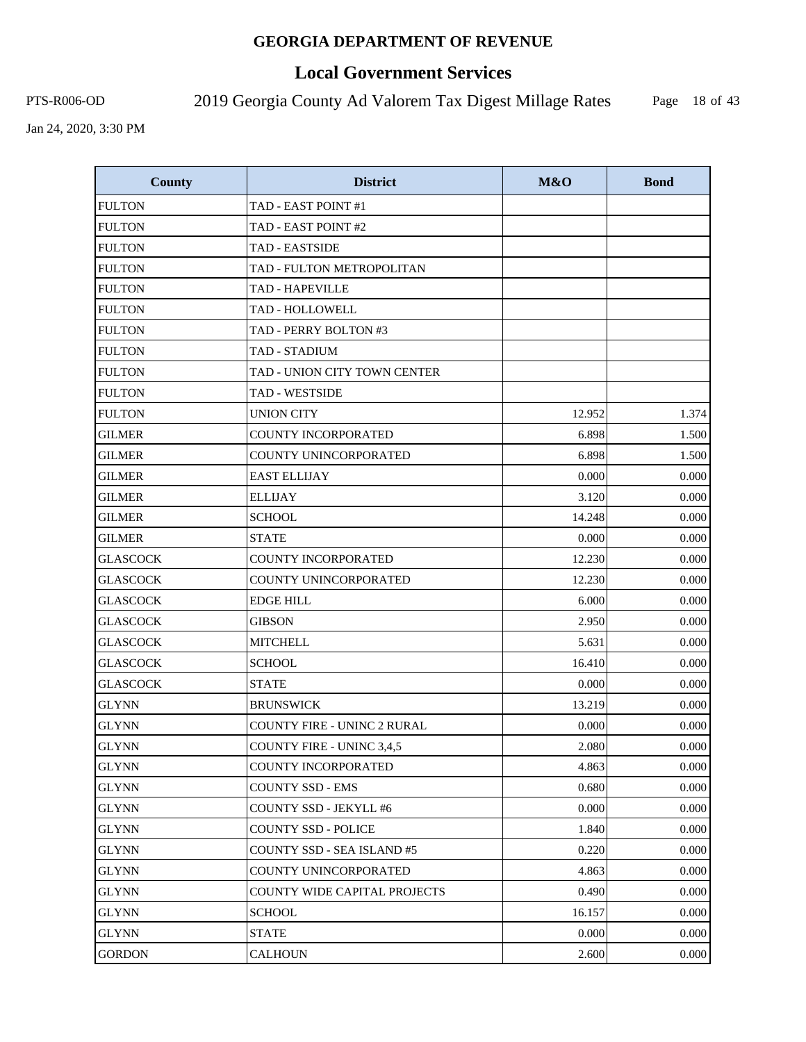| County | District | M&O | Bond |
|---|---|---|---|
| FULTON | TAD - EAST POINT #1 | | |
| FULTON | TAD - EAST POINT #2 | | |
| FULTON | TAD - EASTSIDE | | |
| FULTON | TAD - FULTON METROPOLITAN | | |
| FULTON | TAD - HAPEVILLE | | |
| FULTON | TAD - HOLLOWELL | | |
| FULTON | TAD - PERRY BOLTON #3 | | |
| FULTON | TAD - STADIUM | | |
| FULTON | TAD - UNION CITY TOWN CENTER | | |
| FULTON | TAD - WESTSIDE | | |
| FULTON | UNION CITY | 12.952 | 1.374 |
| GILMER | COUNTY INCORPORATED | 6.898 | 1.500 |
| GILMER | COUNTY UNINCORPORATED | 6.898 | 1.500 |
| GILMER | EAST ELLIJAY | 0.000 | 0.000 |
| GILMER | ELLIJAY | 3.120 | 0.000 |
| GILMER | SCHOOL | 14.248 | 0.000 |
| GILMER | STATE | 0.000 | 0.000 |
| GLASCOCK | COUNTY INCORPORATED | 12.230 | 0.000 |
| GLASCOCK | COUNTY UNINCORPORATED | 12.230 | 0.000 |
| GLASCOCK | EDGE HILL | 6.000 | 0.000 |
| GLASCOCK | GIBSON | 2.950 | 0.000 |
| GLASCOCK | MITCHELL | 5.631 | 0.000 |
| GLASCOCK | SCHOOL | 16.410 | 0.000 |
| GLASCOCK | STATE | 0.000 | 0.000 |
| GLYNN | BRUNSWICK | 13.219 | 0.000 |
| GLYNN | COUNTY FIRE - UNINC 2 RURAL | 0.000 | 0.000 |
| GLYNN | COUNTY FIRE - UNINC 3,4,5 | 2.080 | 0.000 |
| GLYNN | COUNTY INCORPORATED | 4.863 | 0.000 |
| GLYNN | COUNTY SSD - EMS | 0.680 | 0.000 |
| GLYNN | COUNTY SSD - JEKYLL #6 | 0.000 | 0.000 |
| GLYNN | COUNTY SSD - POLICE | 1.840 | 0.000 |
| GLYNN | COUNTY SSD - SEA ISLAND #5 | 0.220 | 0.000 |
| GLYNN | COUNTY UNINCORPORATED | 4.863 | 0.000 |
| GLYNN | COUNTY WIDE CAPITAL PROJECTS | 0.490 | 0.000 |
| GLYNN | SCHOOL | 16.157 | 0.000 |
| GLYNN | STATE | 0.000 | 0.000 |
| GORDON | CALHOUN | 2.600 | 0.000 |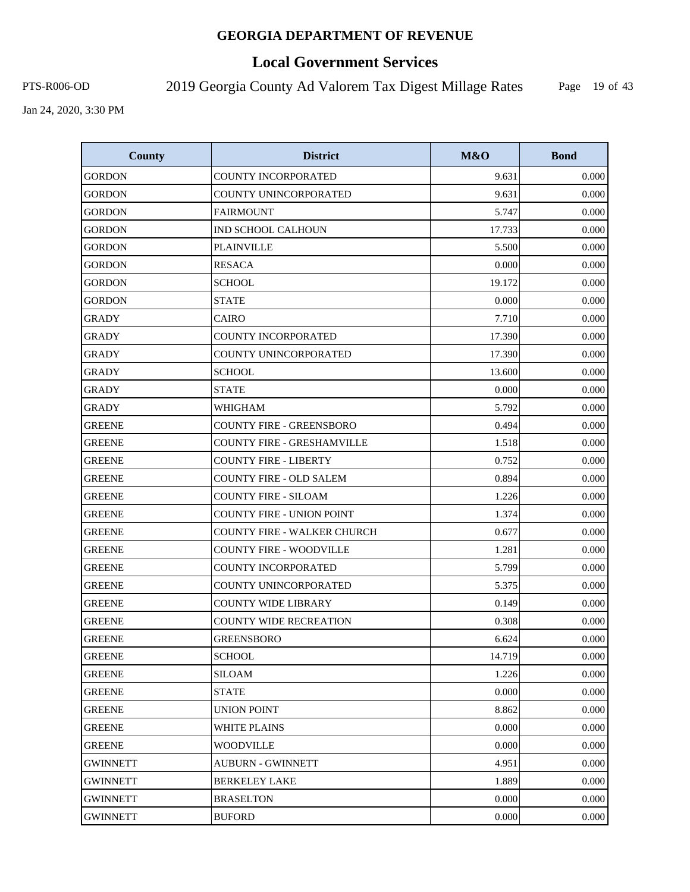| County | District | M&O | Bond |
|---|---|---|---|
| GORDON | COUNTY INCORPORATED | 9.631 | 0.000 |
| GORDON | COUNTY UNINCORPORATED | 9.631 | 0.000 |
| GORDON | FAIRMOUNT | 5.747 | 0.000 |
| GORDON | IND SCHOOL CALHOUN | 17.733 | 0.000 |
| GORDON | PLAINVILLE | 5.500 | 0.000 |
| GORDON | RESACA | 0.000 | 0.000 |
| GORDON | SCHOOL | 19.172 | 0.000 |
| GORDON | STATE | 0.000 | 0.000 |
| GRADY | CAIRO | 7.710 | 0.000 |
| GRADY | COUNTY INCORPORATED | 17.390 | 0.000 |
| GRADY | COUNTY UNINCORPORATED | 17.390 | 0.000 |
| GRADY | SCHOOL | 13.600 | 0.000 |
| GRADY | STATE | 0.000 | 0.000 |
| GRADY | WHIGHAM | 5.792 | 0.000 |
| GREENE | COUNTY FIRE - GREENSBORO | 0.494 | 0.000 |
| GREENE | COUNTY FIRE - GRESHAMVILLE | 1.518 | 0.000 |
| GREENE | COUNTY FIRE - LIBERTY | 0.752 | 0.000 |
| GREENE | COUNTY FIRE - OLD SALEM | 0.894 | 0.000 |
| GREENE | COUNTY FIRE - SILOAM | 1.226 | 0.000 |
| GREENE | COUNTY FIRE - UNION POINT | 1.374 | 0.000 |
| GREENE | COUNTY FIRE - WALKER CHURCH | 0.677 | 0.000 |
| GREENE | COUNTY FIRE - WOODVILLE | 1.281 | 0.000 |
| GREENE | COUNTY INCORPORATED | 5.799 | 0.000 |
| GREENE | COUNTY UNINCORPORATED | 5.375 | 0.000 |
| GREENE | COUNTY WIDE LIBRARY | 0.149 | 0.000 |
| GREENE | COUNTY WIDE RECREATION | 0.308 | 0.000 |
| GREENE | GREENSBORO | 6.624 | 0.000 |
| GREENE | SCHOOL | 14.719 | 0.000 |
| GREENE | SILOAM | 1.226 | 0.000 |
| GREENE | STATE | 0.000 | 0.000 |
| GREENE | UNION POINT | 8.862 | 0.000 |
| GREENE | WHITE PLAINS | 0.000 | 0.000 |
| GREENE | WOODVILLE | 0.000 | 0.000 |
| GWINNETT | AUBURN - GWINNETT | 4.951 | 0.000 |
| GWINNETT | BERKELEY LAKE | 1.889 | 0.000 |
| GWINNETT | BRASELTON | 0.000 | 0.000 |
| GWINNETT | BUFORD | 0.000 | 0.000 |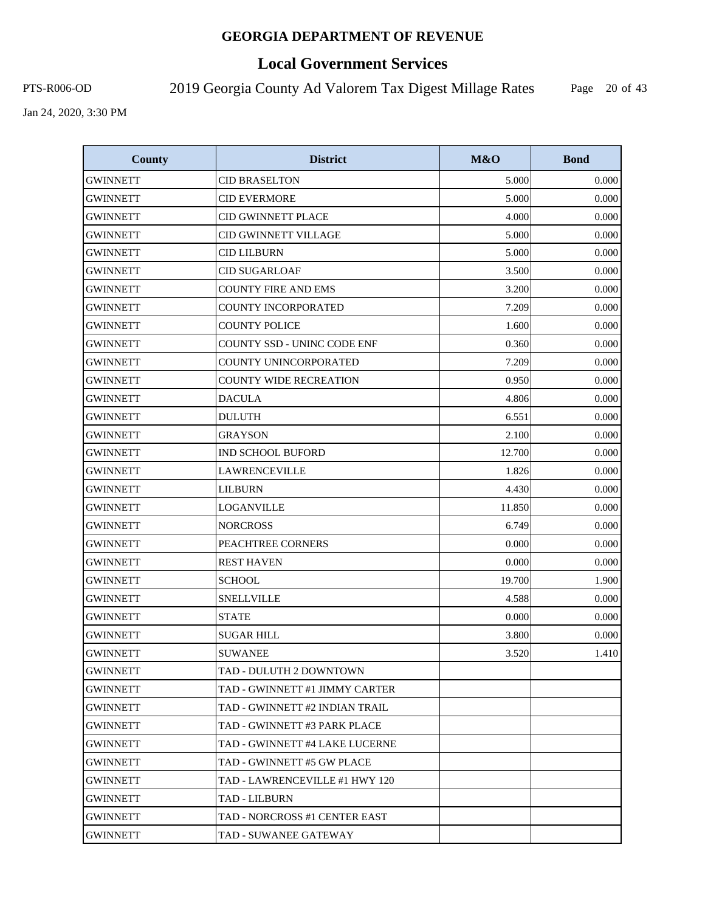# GEORGIA DEPARTMENT OF REVENUE

## Local Government Services

PTS-R006-OD 2019 Georgia County Ad Valorem Tax Digest Millage Rates

Jan 24, 2020, 3:30 PM

| County | District | M&O | Bond |
|---|---|---|---|
| GWINNETT | CID BRASELTON | 5.000 | 0.000 |
| GWINNETT | CID EVERMORE | 5.000 | 0.000 |
| GWINNETT | CID GWINNETT PLACE | 4.000 | 0.000 |
| GWINNETT | CID GWINNETT VILLAGE | 5.000 | 0.000 |
| GWINNETT | CID LILBURN | 5.000 | 0.000 |
| GWINNETT | CID SUGARLOAF | 3.500 | 0.000 |
| GWINNETT | COUNTY FIRE AND EMS | 3.200 | 0.000 |
| GWINNETT | COUNTY INCORPORATED | 7.209 | 0.000 |
| GWINNETT | COUNTY POLICE | 1.600 | 0.000 |
| GWINNETT | COUNTY SSD - UNINC CODE ENF | 0.360 | 0.000 |
| GWINNETT | COUNTY UNINCORPORATED | 7.209 | 0.000 |
| GWINNETT | COUNTY WIDE RECREATION | 0.950 | 0.000 |
| GWINNETT | DACULA | 4.806 | 0.000 |
| GWINNETT | DULUTH | 6.551 | 0.000 |
| GWINNETT | GRAYSON | 2.100 | 0.000 |
| GWINNETT | IND SCHOOL BUFORD | 12.700 | 0.000 |
| GWINNETT | LAWRENCEVILLE | 1.826 | 0.000 |
| GWINNETT | LILBURN | 4.430 | 0.000 |
| GWINNETT | LOGANVILLE | 11.850 | 0.000 |
| GWINNETT | NORCROSS | 6.749 | 0.000 |
| GWINNETT | PEACHTREE CORNERS | 0.000 | 0.000 |
| GWINNETT | REST HAVEN | 0.000 | 0.000 |
| GWINNETT | SCHOOL | 19.700 | 1.900 |
| GWINNETT | SNELLVILLE | 4.588 | 0.000 |
| GWINNETT | STATE | 0.000 | 0.000 |
| GWINNETT | SUGAR HILL | 3.800 | 0.000 |
| GWINNETT | SUWANEE | 3.520 | 1.410 |
| GWINNETT | TAD - DULUTH 2 DOWNTOWN | | |
| GWINNETT | TAD - GWINNETT #1 JIMMY CARTER | | |
| GWINNETT | TAD - GWINNETT #2 INDIAN TRAIL | | |
| GWINNETT | TAD - GWINNETT #3 PARK PLACE | | |
| GWINNETT | TAD - GWINNETT #4 LAKE LUCERNE | | |
| GWINNETT | TAD - GWINNETT #5 GW PLACE | | |
| GWINNETT | TAD - LAWRENCEVILLE #1 HWY 120 | | |
| GWINNETT | TAD - LILBURN | | |
| GWINNETT | TAD - NORCROSS #1 CENTER EAST | | |
| GWINNETT | TAD - SUWANEE GATEWAY | | |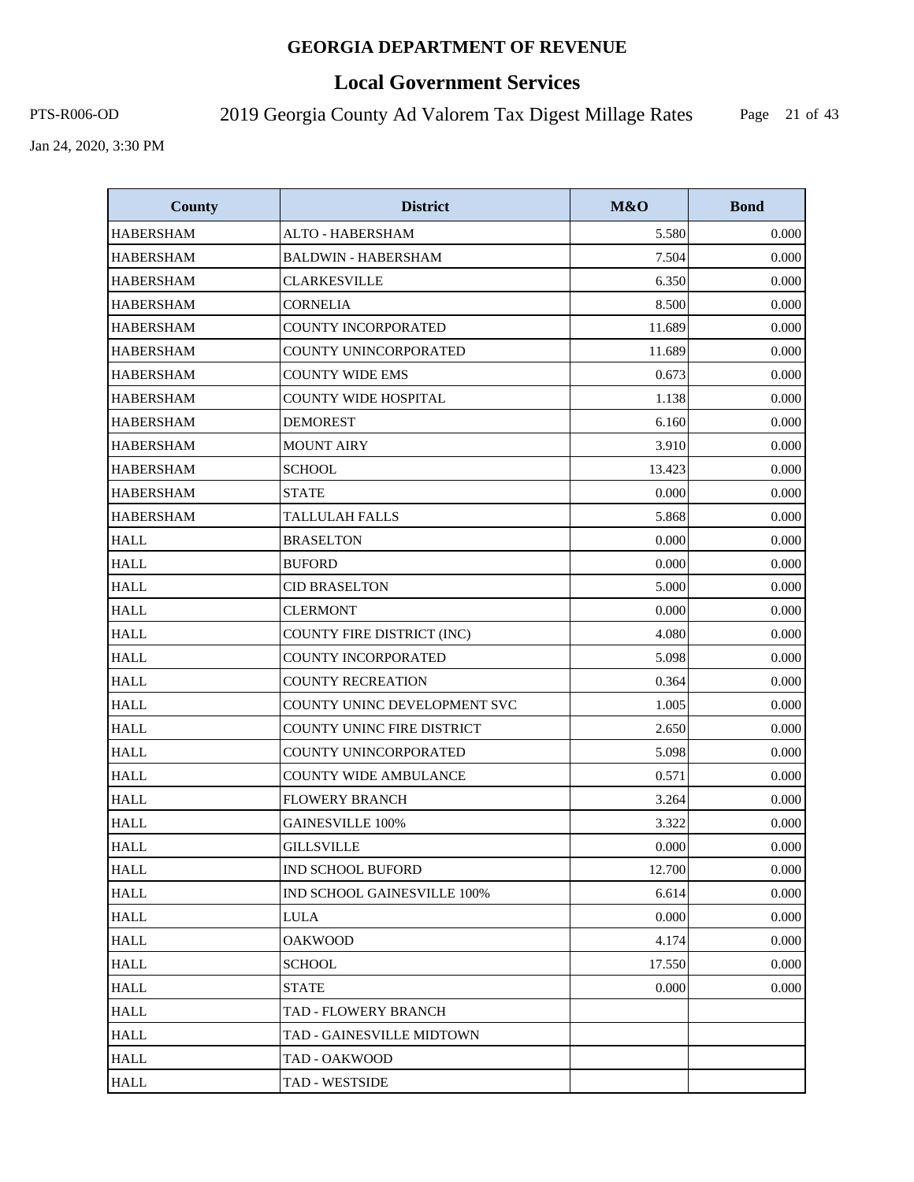# GEORGIA DEPARTMENT OF REVENUE

## Local Government Services

PTS-R006-OD

2019 Georgia County Ad Valorem Tax Digest Millage Rates

Jan 24, 2020, 3:30 PM

| County | District | M&O | Bond |
|---|---|---|---|
| HABERSHAM | ALTO - HABERSHAM | 5.580 | 0.000 |
| HABERSHAM | BALDWIN - HABERSHAM | 7.504 | 0.000 |
| HABERSHAM | CLARKESVILLE | 6.350 | 0.000 |
| HABERSHAM | CORNELIA | 8.500 | 0.000 |
| HABERSHAM | COUNTY INCORPORATED | 11.689 | 0.000 |
| HABERSHAM | COUNTY UNINCORPORATED | 11.689 | 0.000 |
| HABERSHAM | COUNTY WIDE EMS | 0.673 | 0.000 |
| HABERSHAM | COUNTY WIDE HOSPITAL | 1.138 | 0.000 |
| HABERSHAM | DEMOREST | 6.160 | 0.000 |
| HABERSHAM | MOUNT AIRY | 3.910 | 0.000 |
| HABERSHAM | SCHOOL | 13.423 | 0.000 |
| HABERSHAM | STATE | 0.000 | 0.000 |
| HABERSHAM | TALLULAH FALLS | 5.868 | 0.000 |
| HALL | BRASELTON | 0.000 | 0.000 |
| HALL | BUFORD | 0.000 | 0.000 |
| HALL | CID BRASELTON | 5.000 | 0.000 |
| HALL | CLERMONT | 0.000 | 0.000 |
| HALL | COUNTY FIRE DISTRICT (INC) | 4.080 | 0.000 |
| HALL | COUNTY INCORPORATED | 5.098 | 0.000 |
| HALL | COUNTY RECREATION | 0.364 | 0.000 |
| HALL | COUNTY UNINC DEVELOPMENT SVC | 1.005 | 0.000 |
| HALL | COUNTY UNINC FIRE DISTRICT | 2.650 | 0.000 |
| HALL | COUNTY UNINCORPORATED | 5.098 | 0.000 |
| HALL | COUNTY WIDE AMBULANCE | 0.571 | 0.000 |
| HALL | FLOWERY BRANCH | 3.264 | 0.000 |
| HALL | GAINESVILLE 100% | 3.322 | 0.000 |
| HALL | GILLSVILLE | 0.000 | 0.000 |
| HALL | IND SCHOOL BUFORD | 12.700 | 0.000 |
| HALL | IND SCHOOL GAINESVILLE 100% | 6.614 | 0.000 |
| HALL | LULA | 0.000 | 0.000 |
| HALL | OAKWOOD | 4.174 | 0.000 |
| HALL | SCHOOL | 17.550 | 0.000 |
| HALL | STATE | 0.000 | 0.000 |
| HALL | TAD - FLOWERY BRANCH | | |
| HALL | TAD - GAINESVILLE MIDTOWN | | |
| HALL | TAD - OAKWOOD | | |
| HALL | TAD - WESTSIDE | | |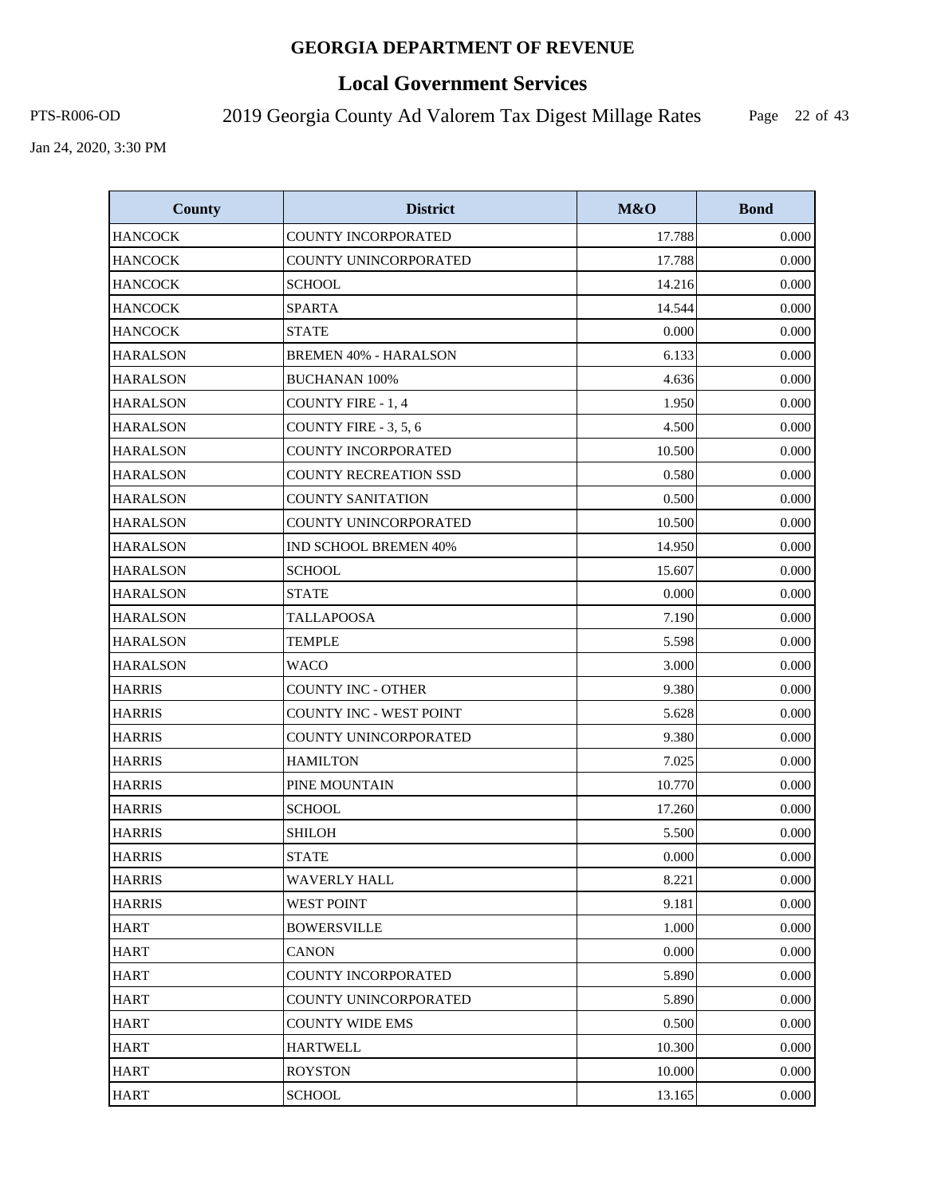# GEORGIA DEPARTMENT OF REVENUE

## Local Government Services

PTS-R006-OD

2019 Georgia County Ad Valorem Tax Digest Millage Rates

Jan 24, 2020, 3:30 PM

| County | District | M&O | Bond |
|---|---|---|---|
| HANCOCK | COUNTY INCORPORATED | 17.788 | 0.000 |
| HANCOCK | COUNTY UNINCORPORATED | 17.788 | 0.000 |
| HANCOCK | SCHOOL | 14.216 | 0.000 |
| HANCOCK | SPARTA | 14.544 | 0.000 |
| HANCOCK | STATE | 0.000 | 0.000 |
| HARALSON | BREMEN 40% - HARALSON | 6.133 | 0.000 |
| HARALSON | BUCHANAN 100% | 4.636 | 0.000 |
| HARALSON | COUNTY FIRE - 1, 4 | 1.950 | 0.000 |
| HARALSON | COUNTY FIRE - 3, 5, 6 | 4.500 | 0.000 |
| HARALSON | COUNTY INCORPORATED | 10.500 | 0.000 |
| HARALSON | COUNTY RECREATION SSD | 0.580 | 0.000 |
| HARALSON | COUNTY SANITATION | 0.500 | 0.000 |
| HARALSON | COUNTY UNINCORPORATED | 10.500 | 0.000 |
| HARALSON | IND SCHOOL BREMEN 40% | 14.950 | 0.000 |
| HARALSON | SCHOOL | 15.607 | 0.000 |
| HARALSON | STATE | 0.000 | 0.000 |
| HARALSON | TALLAPOOSA | 7.190 | 0.000 |
| HARALSON | TEMPLE | 5.598 | 0.000 |
| HARALSON | WACO | 3.000 | 0.000 |
| HARRIS | COUNTY INC - OTHER | 9.380 | 0.000 |
| HARRIS | COUNTY INC - WEST POINT | 5.628 | 0.000 |
| HARRIS | COUNTY UNINCORPORATED | 9.380 | 0.000 |
| HARRIS | HAMILTON | 7.025 | 0.000 |
| HARRIS | PINE MOUNTAIN | 10.770 | 0.000 |
| HARRIS | SCHOOL | 17.260 | 0.000 |
| HARRIS | SHILOH | 5.500 | 0.000 |
| HARRIS | STATE | 0.000 | 0.000 |
| HARRIS | WAVERLY HALL | 8.221 | 0.000 |
| HARRIS | WEST POINT | 9.181 | 0.000 |
| HART | BOWERSVILLE | 1.000 | 0.000 |
| HART | CANON | 0.000 | 0.000 |
| HART | COUNTY INCORPORATED | 5.890 | 0.000 |
| HART | COUNTY UNINCORPORATED | 5.890 | 0.000 |
| HART | COUNTY WIDE EMS | 0.500 | 0.000 |
| HART | HARTWELL | 10.300 | 0.000 |
| HART | ROYSTON | 10.000 | 0.000 |
| HART | SCHOOL | 13.165 | 0.000 |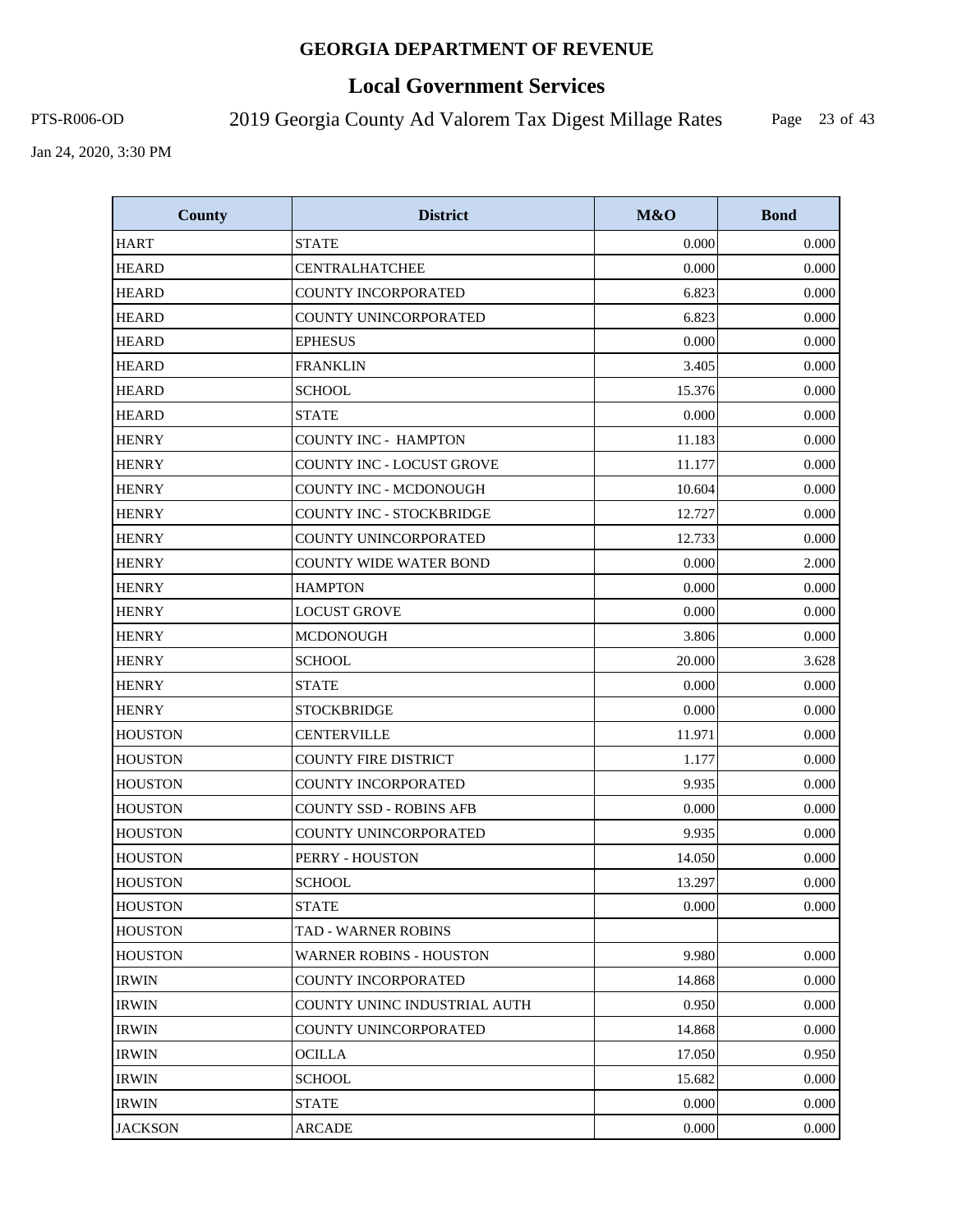# GEORGIA DEPARTMENT OF REVENUE

## Local Government Services

PTS-R006-OD 2019 Georgia County Ad Valorem Tax Digest Millage Rates

Jan 24, 2020, 3:30 PM

| County | District | M&O | Bond |
|---|---|---|---|
| HART | STATE | 0.000 | 0.000 |
| HEARD | CENTRALHATCHEE | 0.000 | 0.000 |
| HEARD | COUNTY INCORPORATED | 6.823 | 0.000 |
| HEARD | COUNTY UNINCORPORATED | 6.823 | 0.000 |
| HEARD | EPHESUS | 0.000 | 0.000 |
| HEARD | FRANKLIN | 3.405 | 0.000 |
| HEARD | SCHOOL | 15.376 | 0.000 |
| HEARD | STATE | 0.000 | 0.000 |
| HENRY | COUNTY INC - HAMPTON | 11.183 | 0.000 |
| HENRY | COUNTY INC - LOCUST GROVE | 11.177 | 0.000 |
| HENRY | COUNTY INC - MCDONOUGH | 10.604 | 0.000 |
| HENRY | COUNTY INC - STOCKBRIDGE | 12.727 | 0.000 |
| HENRY | COUNTY UNINCORPORATED | 12.733 | 0.000 |
| HENRY | COUNTY WIDE WATER BOND | 0.000 | 2.000 |
| HENRY | HAMPTON | 0.000 | 0.000 |
| HENRY | LOCUST GROVE | 0.000 | 0.000 |
| HENRY | MCDONOUGH | 3.806 | 0.000 |
| HENRY | SCHOOL | 20.000 | 3.628 |
| HENRY | STATE | 0.000 | 0.000 |
| HENRY | STOCKBRIDGE | 0.000 | 0.000 |
| HOUSTON | CENTERVILLE | 11.971 | 0.000 |
| HOUSTON | COUNTY FIRE DISTRICT | 1.177 | 0.000 |
| HOUSTON | COUNTY INCORPORATED | 9.935 | 0.000 |
| HOUSTON | COUNTY SSD - ROBINS AFB | 0.000 | 0.000 |
| HOUSTON | COUNTY UNINCORPORATED | 9.935 | 0.000 |
| HOUSTON | PERRY - HOUSTON | 14.050 | 0.000 |
| HOUSTON | SCHOOL | 13.297 | 0.000 |
| HOUSTON | STATE | 0.000 | 0.000 |
| HOUSTON | TAD - WARNER ROBINS | | |
| HOUSTON | WARNER ROBINS - HOUSTON | 9.980 | 0.000 |
| IRWIN | COUNTY INCORPORATED | 14.868 | 0.000 |
| IRWIN | COUNTY UNINC INDUSTRIAL AUTH | 0.950 | 0.000 |
| IRWIN | COUNTY UNINCORPORATED | 14.868 | 0.000 |
| IRWIN | OCILLA | 17.050 | 0.950 |
| IRWIN | SCHOOL | 15.682 | 0.000 |
| IRWIN | STATE | 0.000 | 0.000 |
| JACKSON | ARCADE | 0.000 | 0.000 |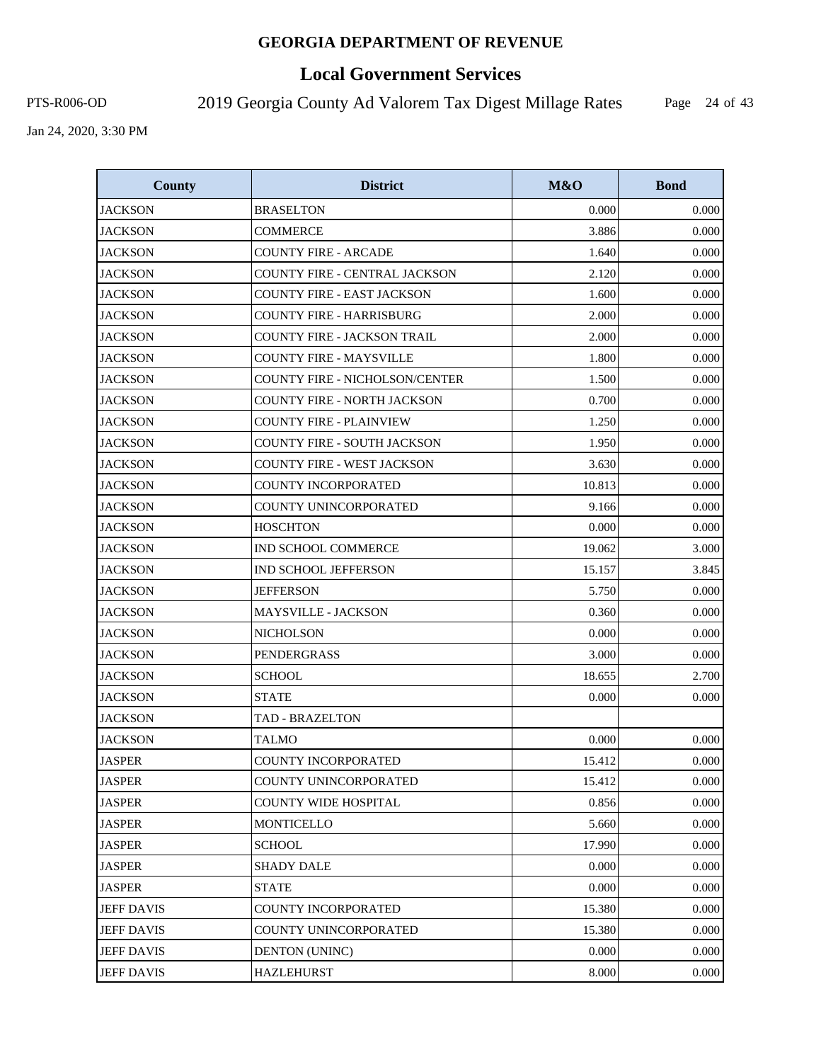# GEORGIA DEPARTMENT OF REVENUE

## Local Government Services

PTS-R006-OD 2019 Georgia County Ad Valorem Tax Digest Millage Rates

Jan 24, 2020, 3:30 PM

| County | District | M&O | Bond |
|---|---|---|---|
| JACKSON | BRASELTON | 0.000 | 0.000 |
| JACKSON | COMMERCE | 3.886 | 0.000 |
| JACKSON | COUNTY FIRE - ARCADE | 1.640 | 0.000 |
| JACKSON | COUNTY FIRE - CENTRAL JACKSON | 2.120 | 0.000 |
| JACKSON | COUNTY FIRE - EAST JACKSON | 1.600 | 0.000 |
| JACKSON | COUNTY FIRE - HARRISBURG | 2.000 | 0.000 |
| JACKSON | COUNTY FIRE - JACKSON TRAIL | 2.000 | 0.000 |
| JACKSON | COUNTY FIRE - MAYSVILLE | 1.800 | 0.000 |
| JACKSON | COUNTY FIRE - NICHOLSON/CENTER | 1.500 | 0.000 |
| JACKSON | COUNTY FIRE - NORTH JACKSON | 0.700 | 0.000 |
| JACKSON | COUNTY FIRE - PLAINVIEW | 1.250 | 0.000 |
| JACKSON | COUNTY FIRE - SOUTH JACKSON | 1.950 | 0.000 |
| JACKSON | COUNTY FIRE - WEST JACKSON | 3.630 | 0.000 |
| JACKSON | COUNTY INCORPORATED | 10.813 | 0.000 |
| JACKSON | COUNTY UNINCORPORATED | 9.166 | 0.000 |
| JACKSON | HOSCHTON | 0.000 | 0.000 |
| JACKSON | IND SCHOOL COMMERCE | 19.062 | 3.000 |
| JACKSON | IND SCHOOL JEFFERSON | 15.157 | 3.845 |
| JACKSON | JEFFERSON | 5.750 | 0.000 |
| JACKSON | MAYSVILLE - JACKSON | 0.360 | 0.000 |
| JACKSON | NICHOLSON | 0.000 | 0.000 |
| JACKSON | PENDERGRASS | 3.000 | 0.000 |
| JACKSON | SCHOOL | 18.655 | 2.700 |
| JACKSON | STATE | 0.000 | 0.000 |
| JACKSON | TAD - BRAZELTON | | |
| JACKSON | TALMO | 0.000 | 0.000 |
| JASPER | COUNTY INCORPORATED | 15.412 | 0.000 |
| JASPER | COUNTY UNINCORPORATED | 15.412 | 0.000 |
| JASPER | COUNTY WIDE HOSPITAL | 0.856 | 0.000 |
| JASPER | MONTICELLO | 5.660 | 0.000 |
| JASPER | SCHOOL | 17.990 | 0.000 |
| JASPER | SHADY DALE | 0.000 | 0.000 |
| JASPER | STATE | 0.000 | 0.000 |
| JEFF DAVIS | COUNTY INCORPORATED | 15.380 | 0.000 |
| JEFF DAVIS | COUNTY UNINCORPORATED | 15.380 | 0.000 |
| JEFF DAVIS | DENTON (UNINC) | 0.000 | 0.000 |
| JEFF DAVIS | HAZLEHURST | 8.000 | 0.000 |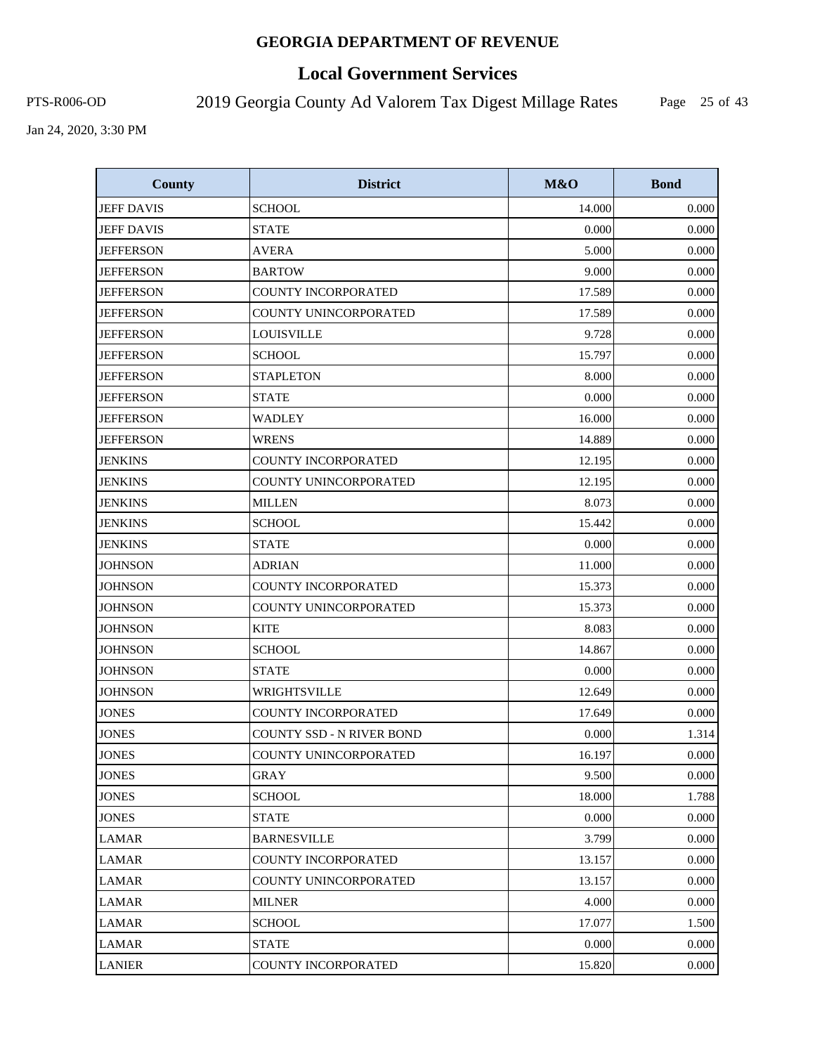# GEORGIA DEPARTMENT OF REVENUE

## Local Government Services

PTS-R006-OD 2019 Georgia County Ad Valorem Tax Digest Millage Rates

Jan 24, 2020, 3:30 PM

| County | District | M&O | Bond |
|---|---|---|---|
| JEFF DAVIS | SCHOOL | 14.000 | 0.000 |
| JEFF DAVIS | STATE | 0.000 | 0.000 |
| JEFFERSON | AVERA | 5.000 | 0.000 |
| JEFFERSON | BARTOW | 9.000 | 0.000 |
| JEFFERSON | COUNTY INCORPORATED | 17.589 | 0.000 |
| JEFFERSON | COUNTY UNINCORPORATED | 17.589 | 0.000 |
| JEFFERSON | LOUISVILLE | 9.728 | 0.000 |
| JEFFERSON | SCHOOL | 15.797 | 0.000 |
| JEFFERSON | STAPLETON | 8.000 | 0.000 |
| JEFFERSON | STATE | 0.000 | 0.000 |
| JEFFERSON | WADLEY | 16.000 | 0.000 |
| JEFFERSON | WRENS | 14.889 | 0.000 |
| JENKINS | COUNTY INCORPORATED | 12.195 | 0.000 |
| JENKINS | COUNTY UNINCORPORATED | 12.195 | 0.000 |
| JENKINS | MILLEN | 8.073 | 0.000 |
| JENKINS | SCHOOL | 15.442 | 0.000 |
| JENKINS | STATE | 0.000 | 0.000 |
| JOHNSON | ADRIAN | 11.000 | 0.000 |
| JOHNSON | COUNTY INCORPORATED | 15.373 | 0.000 |
| JOHNSON | COUNTY UNINCORPORATED | 15.373 | 0.000 |
| JOHNSON | KITE | 8.083 | 0.000 |
| JOHNSON | SCHOOL | 14.867 | 0.000 |
| JOHNSON | STATE | 0.000 | 0.000 |
| JOHNSON | WRIGHTSVILLE | 12.649 | 0.000 |
| JONES | COUNTY INCORPORATED | 17.649 | 0.000 |
| JONES | COUNTY SSD - N RIVER BOND | 0.000 | 1.314 |
| JONES | COUNTY UNINCORPORATED | 16.197 | 0.000 |
| JONES | GRAY | 9.500 | 0.000 |
| JONES | SCHOOL | 18.000 | 1.788 |
| JONES | STATE | 0.000 | 0.000 |
| LAMAR | BARNESVILLE | 3.799 | 0.000 |
| LAMAR | COUNTY INCORPORATED | 13.157 | 0.000 |
| LAMAR | COUNTY UNINCORPORATED | 13.157 | 0.000 |
| LAMAR | MILNER | 4.000 | 0.000 |
| LAMAR | SCHOOL | 17.077 | 1.500 |
| LAMAR | STATE | 0.000 | 0.000 |
| LANIER | COUNTY INCORPORATED | 15.820 | 0.000 |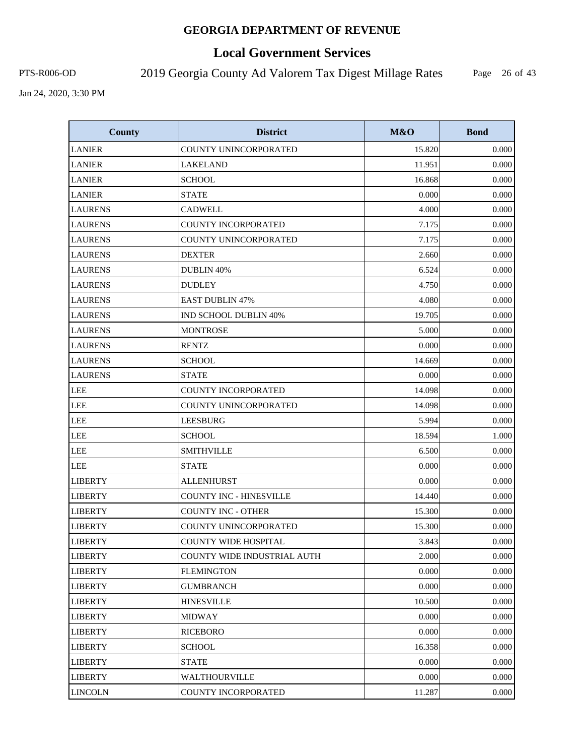# GEORGIA DEPARTMENT OF REVENUE

## Local Government Services

PTS-R006-OD

2019 Georgia County Ad Valorem Tax Digest Millage Rates

Jan 24, 2020, 3:30 PM

| County | District | M&O | Bond |
|---|---|---|---|
| LANIER | COUNTY UNINCORPORATED | 15.820 | 0.000 |
| LANIER | LAKELAND | 11.951 | 0.000 |
| LANIER | SCHOOL | 16.868 | 0.000 |
| LANIER | STATE | 0.000 | 0.000 |
| LAURENS | CADWELL | 4.000 | 0.000 |
| LAURENS | COUNTY INCORPORATED | 7.175 | 0.000 |
| LAURENS | COUNTY UNINCORPORATED | 7.175 | 0.000 |
| LAURENS | DEXTER | 2.660 | 0.000 |
| LAURENS | DUBLIN 40% | 6.524 | 0.000 |
| LAURENS | DUDLEY | 4.750 | 0.000 |
| LAURENS | EAST DUBLIN 47% | 4.080 | 0.000 |
| LAURENS | IND SCHOOL DUBLIN 40% | 19.705 | 0.000 |
| LAURENS | MONTROSE | 5.000 | 0.000 |
| LAURENS | RENTZ | 0.000 | 0.000 |
| LAURENS | SCHOOL | 14.669 | 0.000 |
| LAURENS | STATE | 0.000 | 0.000 |
| LEE | COUNTY INCORPORATED | 14.098 | 0.000 |
| LEE | COUNTY UNINCORPORATED | 14.098 | 0.000 |
| LEE | LEESBURG | 5.994 | 0.000 |
| LEE | SCHOOL | 18.594 | 1.000 |
| LEE | SMITHVILLE | 6.500 | 0.000 |
| LEE | STATE | 0.000 | 0.000 |
| LIBERTY | ALLENHURST | 0.000 | 0.000 |
| LIBERTY | COUNTY INC - HINESVILLE | 14.440 | 0.000 |
| LIBERTY | COUNTY INC - OTHER | 15.300 | 0.000 |
| LIBERTY | COUNTY UNINCORPORATED | 15.300 | 0.000 |
| LIBERTY | COUNTY WIDE HOSPITAL | 3.843 | 0.000 |
| LIBERTY | COUNTY WIDE INDUSTRIAL AUTH | 2.000 | 0.000 |
| LIBERTY | FLEMINGTON | 0.000 | 0.000 |
| LIBERTY | GUMBRANCH | 0.000 | 0.000 |
| LIBERTY | HINESVILLE | 10.500 | 0.000 |
| LIBERTY | MIDWAY | 0.000 | 0.000 |
| LIBERTY | RICEBORO | 0.000 | 0.000 |
| LIBERTY | SCHOOL | 16.358 | 0.000 |
| LIBERTY | STATE | 0.000 | 0.000 |
| LIBERTY | WALTHOURVILLE | 0.000 | 0.000 |
| LINCOLN | COUNTY INCORPORATED | 11.287 | 0.000 |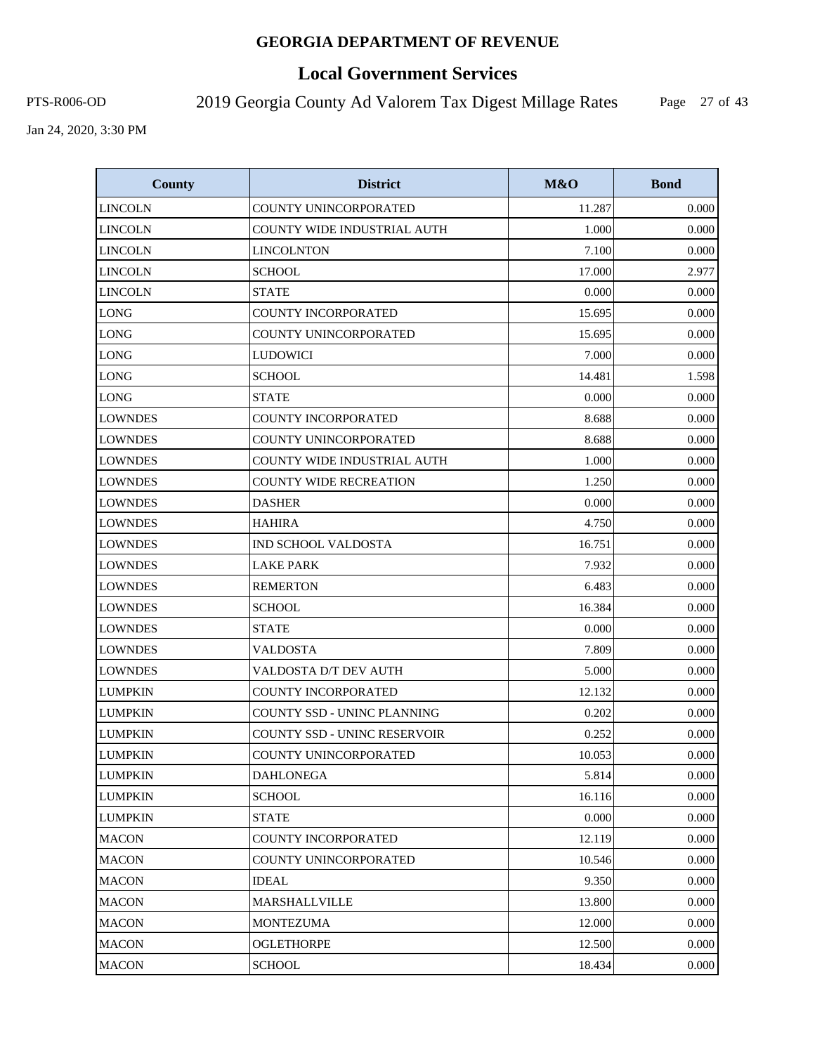# GEORGIA DEPARTMENT OF REVENUE

## Local Government Services

PTS-R006-OD — 2019 Georgia County Ad Valorem Tax Digest Millage Rates

Jan 24, 2020, 3:30 PM

| County | District | M&O | Bond |
|---|---|---|---|
| LINCOLN | COUNTY UNINCORPORATED | 11.287 | 0.000 |
| LINCOLN | COUNTY WIDE INDUSTRIAL AUTH | 1.000 | 0.000 |
| LINCOLN | LINCOLNTON | 7.100 | 0.000 |
| LINCOLN | SCHOOL | 17.000 | 2.977 |
| LINCOLN | STATE | 0.000 | 0.000 |
| LONG | COUNTY INCORPORATED | 15.695 | 0.000 |
| LONG | COUNTY UNINCORPORATED | 15.695 | 0.000 |
| LONG | LUDOWICI | 7.000 | 0.000 |
| LONG | SCHOOL | 14.481 | 1.598 |
| LONG | STATE | 0.000 | 0.000 |
| LOWNDES | COUNTY INCORPORATED | 8.688 | 0.000 |
| LOWNDES | COUNTY UNINCORPORATED | 8.688 | 0.000 |
| LOWNDES | COUNTY WIDE INDUSTRIAL AUTH | 1.000 | 0.000 |
| LOWNDES | COUNTY WIDE RECREATION | 1.250 | 0.000 |
| LOWNDES | DASHER | 0.000 | 0.000 |
| LOWNDES | HAHIRA | 4.750 | 0.000 |
| LOWNDES | IND SCHOOL VALDOSTA | 16.751 | 0.000 |
| LOWNDES | LAKE PARK | 7.932 | 0.000 |
| LOWNDES | REMERTON | 6.483 | 0.000 |
| LOWNDES | SCHOOL | 16.384 | 0.000 |
| LOWNDES | STATE | 0.000 | 0.000 |
| LOWNDES | VALDOSTA | 7.809 | 0.000 |
| LOWNDES | VALDOSTA D/T DEV AUTH | 5.000 | 0.000 |
| LUMPKIN | COUNTY INCORPORATED | 12.132 | 0.000 |
| LUMPKIN | COUNTY SSD - UNINC PLANNING | 0.202 | 0.000 |
| LUMPKIN | COUNTY SSD - UNINC RESERVOIR | 0.252 | 0.000 |
| LUMPKIN | COUNTY UNINCORPORATED | 10.053 | 0.000 |
| LUMPKIN | DAHLONEGA | 5.814 | 0.000 |
| LUMPKIN | SCHOOL | 16.116 | 0.000 |
| LUMPKIN | STATE | 0.000 | 0.000 |
| MACON | COUNTY INCORPORATED | 12.119 | 0.000 |
| MACON | COUNTY UNINCORPORATED | 10.546 | 0.000 |
| MACON | IDEAL | 9.350 | 0.000 |
| MACON | MARSHALLVILLE | 13.800 | 0.000 |
| MACON | MONTEZUMA | 12.000 | 0.000 |
| MACON | OGLETHORPE | 12.500 | 0.000 |
| MACON | SCHOOL | 18.434 | 0.000 |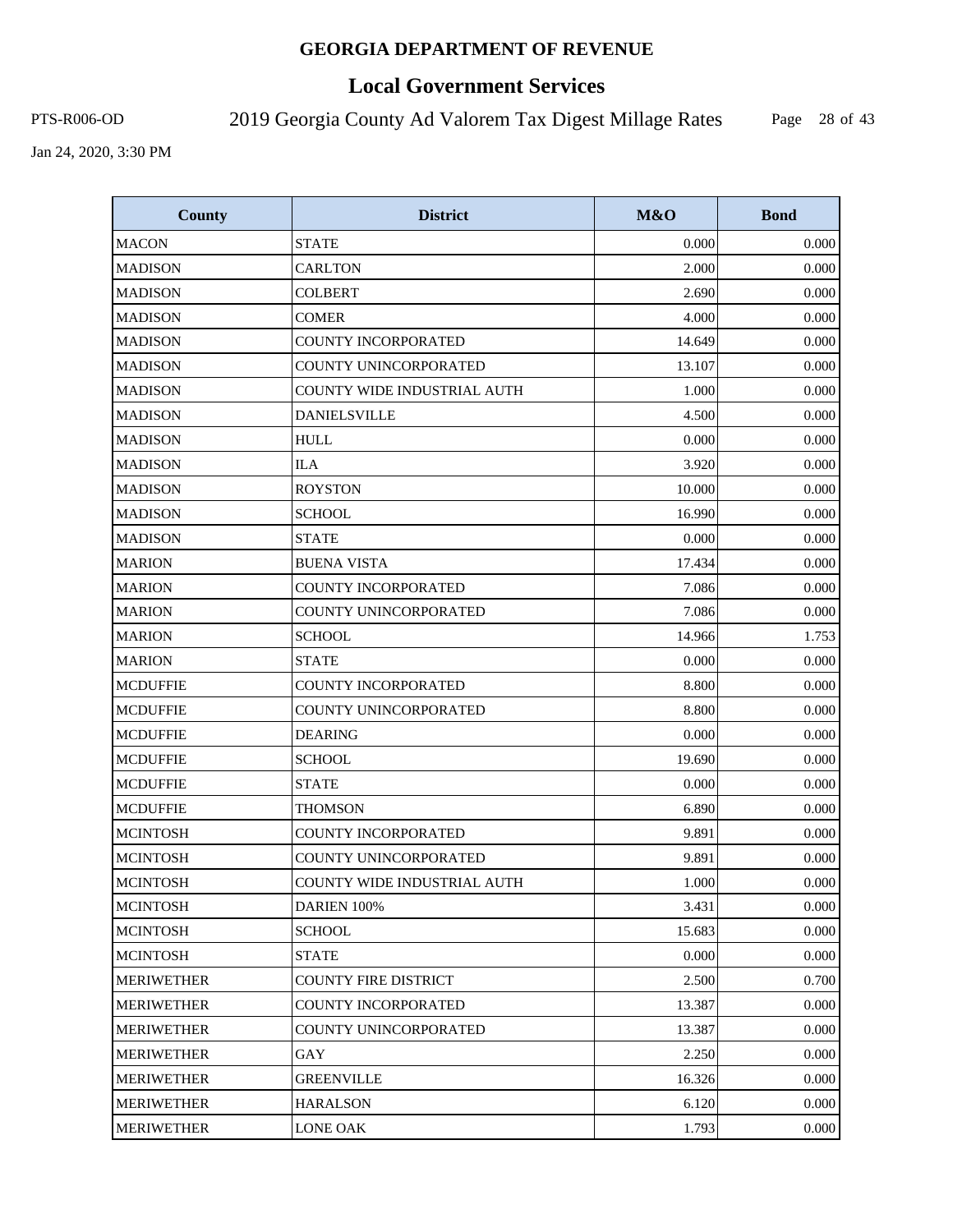# GEORGIA DEPARTMENT OF REVENUE

## Local Government Services

PTS-R006-OD 2019 Georgia County Ad Valorem Tax Digest Millage Rates

Jan 24, 2020, 3:30 PM

| County | District | M&O | Bond |
|---|---|---|---|
| MACON | STATE | 0.000 | 0.000 |
| MADISON | CARLTON | 2.000 | 0.000 |
| MADISON | COLBERT | 2.690 | 0.000 |
| MADISON | COMER | 4.000 | 0.000 |
| MADISON | COUNTY INCORPORATED | 14.649 | 0.000 |
| MADISON | COUNTY UNINCORPORATED | 13.107 | 0.000 |
| MADISON | COUNTY WIDE INDUSTRIAL AUTH | 1.000 | 0.000 |
| MADISON | DANIELSVILLE | 4.500 | 0.000 |
| MADISON | HULL | 0.000 | 0.000 |
| MADISON | ILA | 3.920 | 0.000 |
| MADISON | ROYSTON | 10.000 | 0.000 |
| MADISON | SCHOOL | 16.990 | 0.000 |
| MADISON | STATE | 0.000 | 0.000 |
| MARION | BUENA VISTA | 17.434 | 0.000 |
| MARION | COUNTY INCORPORATED | 7.086 | 0.000 |
| MARION | COUNTY UNINCORPORATED | 7.086 | 0.000 |
| MARION | SCHOOL | 14.966 | 1.753 |
| MARION | STATE | 0.000 | 0.000 |
| MCDUFFIE | COUNTY INCORPORATED | 8.800 | 0.000 |
| MCDUFFIE | COUNTY UNINCORPORATED | 8.800 | 0.000 |
| MCDUFFIE | DEARING | 0.000 | 0.000 |
| MCDUFFIE | SCHOOL | 19.690 | 0.000 |
| MCDUFFIE | STATE | 0.000 | 0.000 |
| MCDUFFIE | THOMSON | 6.890 | 0.000 |
| MCINTOSH | COUNTY INCORPORATED | 9.891 | 0.000 |
| MCINTOSH | COUNTY UNINCORPORATED | 9.891 | 0.000 |
| MCINTOSH | COUNTY WIDE INDUSTRIAL AUTH | 1.000 | 0.000 |
| MCINTOSH | DARIEN 100% | 3.431 | 0.000 |
| MCINTOSH | SCHOOL | 15.683 | 0.000 |
| MCINTOSH | STATE | 0.000 | 0.000 |
| MERIWETHER | COUNTY FIRE DISTRICT | 2.500 | 0.700 |
| MERIWETHER | COUNTY INCORPORATED | 13.387 | 0.000 |
| MERIWETHER | COUNTY UNINCORPORATED | 13.387 | 0.000 |
| MERIWETHER | GAY | 2.250 | 0.000 |
| MERIWETHER | GREENVILLE | 16.326 | 0.000 |
| MERIWETHER | HARALSON | 6.120 | 0.000 |
| MERIWETHER | LONE OAK | 1.793 | 0.000 |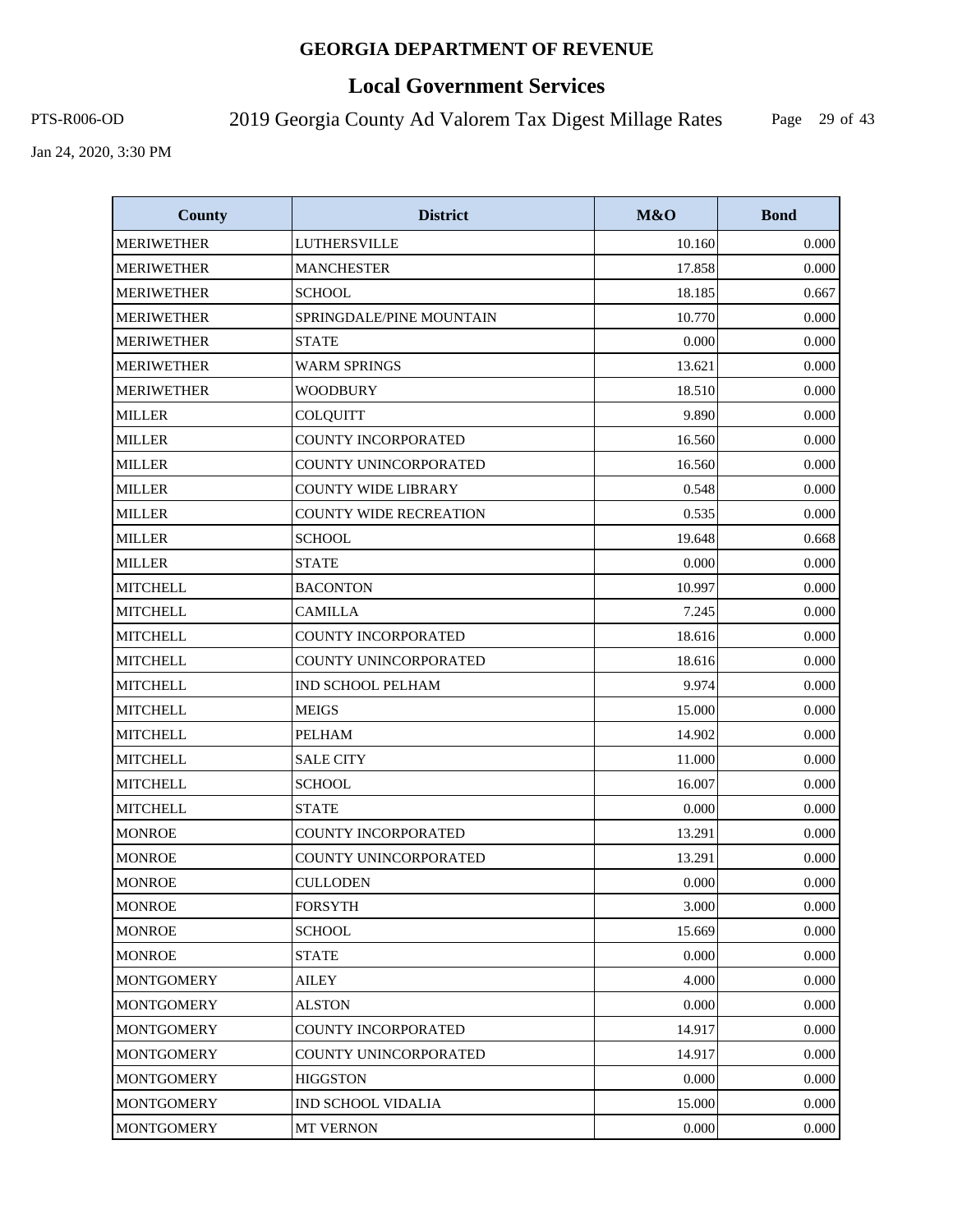# GEORGIA DEPARTMENT OF REVENUE

## Local Government Services

PTS-R006-OD 2019 Georgia County Ad Valorem Tax Digest Millage Rates

Jan 24, 2020, 3:30 PM

| County | District | M&O | Bond |
|---|---|---|---|
| MERIWETHER | LUTHERSVILLE | 10.160 | 0.000 |
| MERIWETHER | MANCHESTER | 17.858 | 0.000 |
| MERIWETHER | SCHOOL | 18.185 | 0.667 |
| MERIWETHER | SPRINGDALE/PINE MOUNTAIN | 10.770 | 0.000 |
| MERIWETHER | STATE | 0.000 | 0.000 |
| MERIWETHER | WARM SPRINGS | 13.621 | 0.000 |
| MERIWETHER | WOODBURY | 18.510 | 0.000 |
| MILLER | COLQUITT | 9.890 | 0.000 |
| MILLER | COUNTY INCORPORATED | 16.560 | 0.000 |
| MILLER | COUNTY UNINCORPORATED | 16.560 | 0.000 |
| MILLER | COUNTY WIDE LIBRARY | 0.548 | 0.000 |
| MILLER | COUNTY WIDE RECREATION | 0.535 | 0.000 |
| MILLER | SCHOOL | 19.648 | 0.668 |
| MILLER | STATE | 0.000 | 0.000 |
| MITCHELL | BACONTON | 10.997 | 0.000 |
| MITCHELL | CAMILLA | 7.245 | 0.000 |
| MITCHELL | COUNTY INCORPORATED | 18.616 | 0.000 |
| MITCHELL | COUNTY UNINCORPORATED | 18.616 | 0.000 |
| MITCHELL | IND SCHOOL PELHAM | 9.974 | 0.000 |
| MITCHELL | MEIGS | 15.000 | 0.000 |
| MITCHELL | PELHAM | 14.902 | 0.000 |
| MITCHELL | SALE CITY | 11.000 | 0.000 |
| MITCHELL | SCHOOL | 16.007 | 0.000 |
| MITCHELL | STATE | 0.000 | 0.000 |
| MONROE | COUNTY INCORPORATED | 13.291 | 0.000 |
| MONROE | COUNTY UNINCORPORATED | 13.291 | 0.000 |
| MONROE | CULLODEN | 0.000 | 0.000 |
| MONROE | FORSYTH | 3.000 | 0.000 |
| MONROE | SCHOOL | 15.669 | 0.000 |
| MONROE | STATE | 0.000 | 0.000 |
| MONTGOMERY | AILEY | 4.000 | 0.000 |
| MONTGOMERY | ALSTON | 0.000 | 0.000 |
| MONTGOMERY | COUNTY INCORPORATED | 14.917 | 0.000 |
| MONTGOMERY | COUNTY UNINCORPORATED | 14.917 | 0.000 |
| MONTGOMERY | HIGGSTON | 0.000 | 0.000 |
| MONTGOMERY | IND SCHOOL VIDALIA | 15.000 | 0.000 |
| MONTGOMERY | MT VERNON | 0.000 | 0.000 |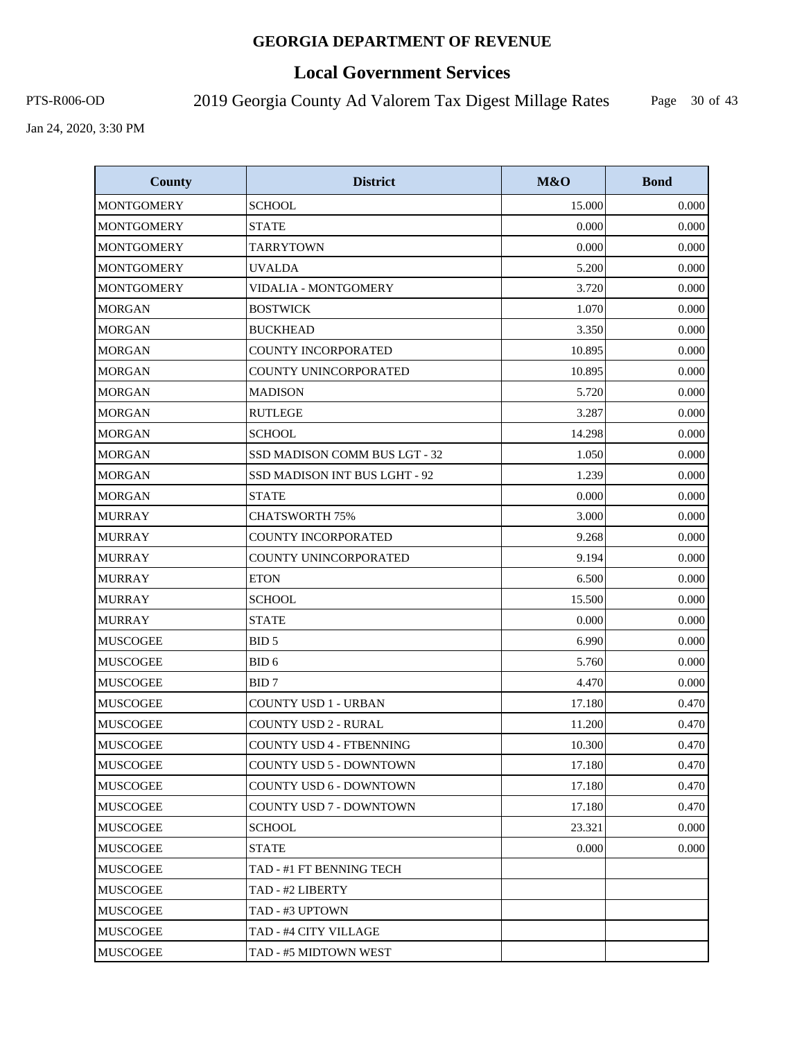# GEORGIA DEPARTMENT OF REVENUE

## Local Government Services

PTS-R006-OD 2019 Georgia County Ad Valorem Tax Digest Millage Rates

Jan 24, 2020, 3:30 PM

| County | District | M&O | Bond |
|---|---|---|---|
| MONTGOMERY | SCHOOL | 15.000 | 0.000 |
| MONTGOMERY | STATE | 0.000 | 0.000 |
| MONTGOMERY | TARRYTOWN | 0.000 | 0.000 |
| MONTGOMERY | UVALDA | 5.200 | 0.000 |
| MONTGOMERY | VIDALIA - MONTGOMERY | 3.720 | 0.000 |
| MORGAN | BOSTWICK | 1.070 | 0.000 |
| MORGAN | BUCKHEAD | 3.350 | 0.000 |
| MORGAN | COUNTY INCORPORATED | 10.895 | 0.000 |
| MORGAN | COUNTY UNINCORPORATED | 10.895 | 0.000 |
| MORGAN | MADISON | 5.720 | 0.000 |
| MORGAN | RUTLEGE | 3.287 | 0.000 |
| MORGAN | SCHOOL | 14.298 | 0.000 |
| MORGAN | SSD MADISON COMM BUS LGT - 32 | 1.050 | 0.000 |
| MORGAN | SSD MADISON INT BUS LGHT - 92 | 1.239 | 0.000 |
| MORGAN | STATE | 0.000 | 0.000 |
| MURRAY | CHATSWORTH 75% | 3.000 | 0.000 |
| MURRAY | COUNTY INCORPORATED | 9.268 | 0.000 |
| MURRAY | COUNTY UNINCORPORATED | 9.194 | 0.000 |
| MURRAY | ETON | 6.500 | 0.000 |
| MURRAY | SCHOOL | 15.500 | 0.000 |
| MURRAY | STATE | 0.000 | 0.000 |
| MUSCOGEE | BID 5 | 6.990 | 0.000 |
| MUSCOGEE | BID 6 | 5.760 | 0.000 |
| MUSCOGEE | BID 7 | 4.470 | 0.000 |
| MUSCOGEE | COUNTY USD 1 - URBAN | 17.180 | 0.470 |
| MUSCOGEE | COUNTY USD 2 - RURAL | 11.200 | 0.470 |
| MUSCOGEE | COUNTY USD 4 - FTBENNING | 10.300 | 0.470 |
| MUSCOGEE | COUNTY USD 5 - DOWNTOWN | 17.180 | 0.470 |
| MUSCOGEE | COUNTY USD 6 - DOWNTOWN | 17.180 | 0.470 |
| MUSCOGEE | COUNTY USD 7 - DOWNTOWN | 17.180 | 0.470 |
| MUSCOGEE | SCHOOL | 23.321 | 0.000 |
| MUSCOGEE | STATE | 0.000 | 0.000 |
| MUSCOGEE | TAD - #1 FT BENNING TECH | | |
| MUSCOGEE | TAD - #2 LIBERTY | | |
| MUSCOGEE | TAD - #3 UPTOWN | | |
| MUSCOGEE | TAD - #4 CITY VILLAGE | | |
| MUSCOGEE | TAD - #5 MIDTOWN WEST | | |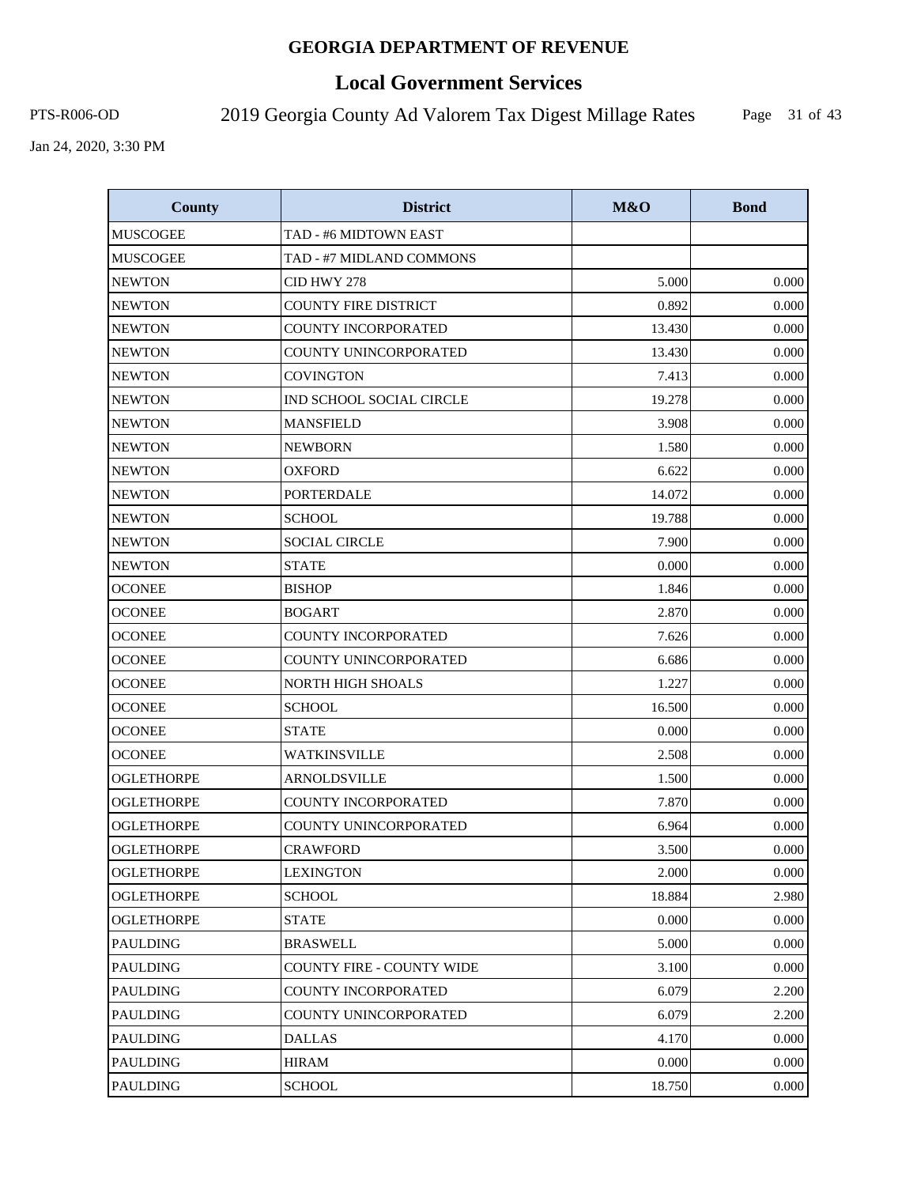# GEORGIA DEPARTMENT OF REVENUE

## Local Government Services

PTS-R006-OD

2019 Georgia County Ad Valorem Tax Digest Millage Rates

Jan 24, 2020, 3:30 PM

| County | District | M&O | Bond |
|---|---|---|---|
| MUSCOGEE | TAD - #6 MIDTOWN EAST | | |
| MUSCOGEE | TAD - #7 MIDLAND COMMONS | | |
| NEWTON | CID HWY 278 | 5.000 | 0.000 |
| NEWTON | COUNTY FIRE DISTRICT | 0.892 | 0.000 |
| NEWTON | COUNTY INCORPORATED | 13.430 | 0.000 |
| NEWTON | COUNTY UNINCORPORATED | 13.430 | 0.000 |
| NEWTON | COVINGTON | 7.413 | 0.000 |
| NEWTON | IND SCHOOL SOCIAL CIRCLE | 19.278 | 0.000 |
| NEWTON | MANSFIELD | 3.908 | 0.000 |
| NEWTON | NEWBORN | 1.580 | 0.000 |
| NEWTON | OXFORD | 6.622 | 0.000 |
| NEWTON | PORTERDALE | 14.072 | 0.000 |
| NEWTON | SCHOOL | 19.788 | 0.000 |
| NEWTON | SOCIAL CIRCLE | 7.900 | 0.000 |
| NEWTON | STATE | 0.000 | 0.000 |
| OCONEE | BISHOP | 1.846 | 0.000 |
| OCONEE | BOGART | 2.870 | 0.000 |
| OCONEE | COUNTY INCORPORATED | 7.626 | 0.000 |
| OCONEE | COUNTY UNINCORPORATED | 6.686 | 0.000 |
| OCONEE | NORTH HIGH SHOALS | 1.227 | 0.000 |
| OCONEE | SCHOOL | 16.500 | 0.000 |
| OCONEE | STATE | 0.000 | 0.000 |
| OCONEE | WATKINSVILLE | 2.508 | 0.000 |
| OGLETHORPE | ARNOLDSVILLE | 1.500 | 0.000 |
| OGLETHORPE | COUNTY INCORPORATED | 7.870 | 0.000 |
| OGLETHORPE | COUNTY UNINCORPORATED | 6.964 | 0.000 |
| OGLETHORPE | CRAWFORD | 3.500 | 0.000 |
| OGLETHORPE | LEXINGTON | 2.000 | 0.000 |
| OGLETHORPE | SCHOOL | 18.884 | 2.980 |
| OGLETHORPE | STATE | 0.000 | 0.000 |
| PAULDING | BRASWELL | 5.000 | 0.000 |
| PAULDING | COUNTY FIRE - COUNTY WIDE | 3.100 | 0.000 |
| PAULDING | COUNTY INCORPORATED | 6.079 | 2.200 |
| PAULDING | COUNTY UNINCORPORATED | 6.079 | 2.200 |
| PAULDING | DALLAS | 4.170 | 0.000 |
| PAULDING | HIRAM | 0.000 | 0.000 |
| PAULDING | SCHOOL | 18.750 | 0.000 |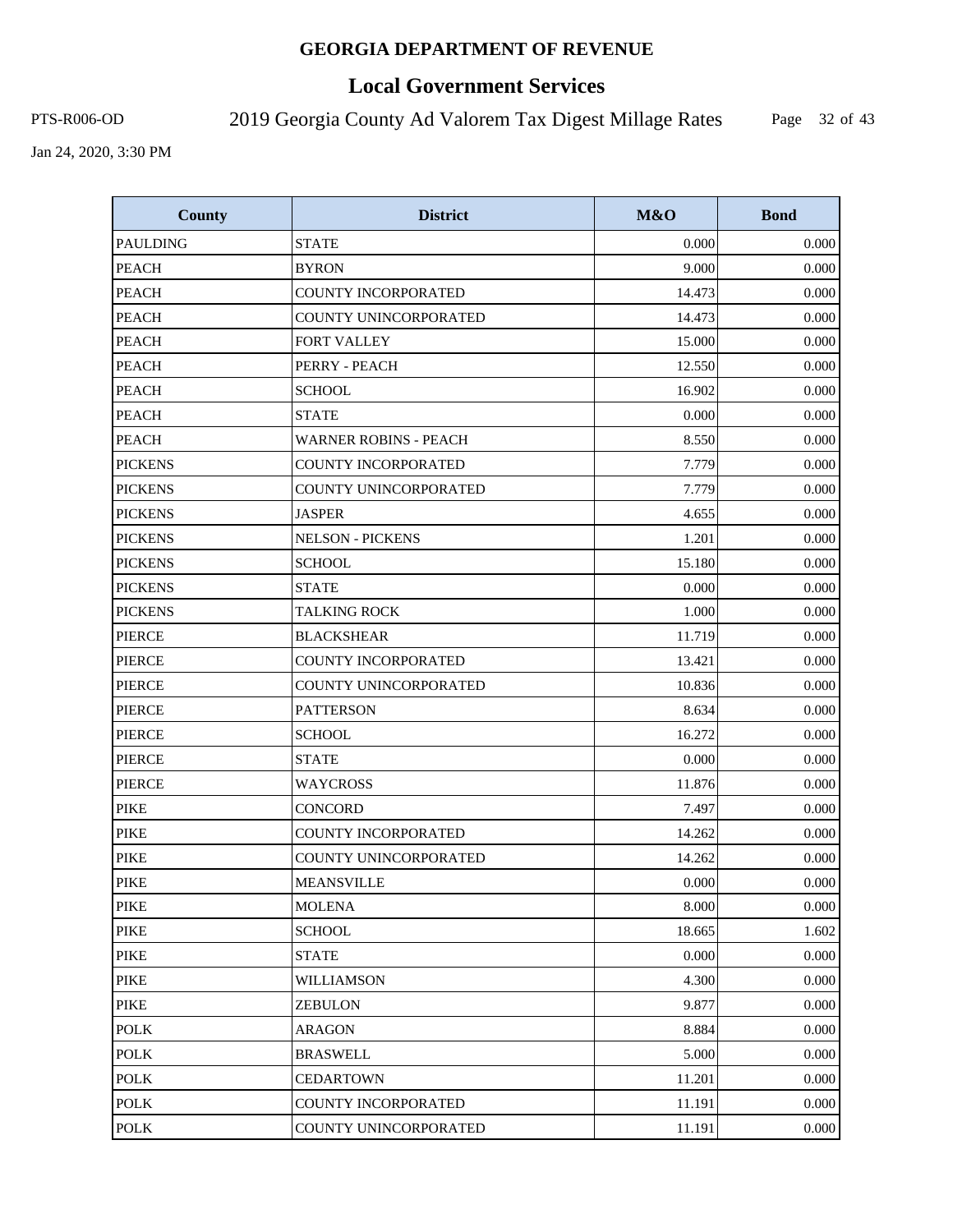# GEORGIA DEPARTMENT OF REVENUE

## Local Government Services

PTS-R006-OD 2019 Georgia County Ad Valorem Tax Digest Millage Rates

Jan 24, 2020, 3:30 PM

| County | District | M&O | Bond |
|---|---|---|---|
| PAULDING | STATE | 0.000 | 0.000 |
| PEACH | BYRON | 9.000 | 0.000 |
| PEACH | COUNTY INCORPORATED | 14.473 | 0.000 |
| PEACH | COUNTY UNINCORPORATED | 14.473 | 0.000 |
| PEACH | FORT VALLEY | 15.000 | 0.000 |
| PEACH | PERRY - PEACH | 12.550 | 0.000 |
| PEACH | SCHOOL | 16.902 | 0.000 |
| PEACH | STATE | 0.000 | 0.000 |
| PEACH | WARNER ROBINS - PEACH | 8.550 | 0.000 |
| PICKENS | COUNTY INCORPORATED | 7.779 | 0.000 |
| PICKENS | COUNTY UNINCORPORATED | 7.779 | 0.000 |
| PICKENS | JASPER | 4.655 | 0.000 |
| PICKENS | NELSON - PICKENS | 1.201 | 0.000 |
| PICKENS | SCHOOL | 15.180 | 0.000 |
| PICKENS | STATE | 0.000 | 0.000 |
| PICKENS | TALKING ROCK | 1.000 | 0.000 |
| PIERCE | BLACKSHEAR | 11.719 | 0.000 |
| PIERCE | COUNTY INCORPORATED | 13.421 | 0.000 |
| PIERCE | COUNTY UNINCORPORATED | 10.836 | 0.000 |
| PIERCE | PATTERSON | 8.634 | 0.000 |
| PIERCE | SCHOOL | 16.272 | 0.000 |
| PIERCE | STATE | 0.000 | 0.000 |
| PIERCE | WAYCROSS | 11.876 | 0.000 |
| PIKE | CONCORD | 7.497 | 0.000 |
| PIKE | COUNTY INCORPORATED | 14.262 | 0.000 |
| PIKE | COUNTY UNINCORPORATED | 14.262 | 0.000 |
| PIKE | MEANSVILLE | 0.000 | 0.000 |
| PIKE | MOLENA | 8.000 | 0.000 |
| PIKE | SCHOOL | 18.665 | 1.602 |
| PIKE | STATE | 0.000 | 0.000 |
| PIKE | WILLIAMSON | 4.300 | 0.000 |
| PIKE | ZEBULON | 9.877 | 0.000 |
| POLK | ARAGON | 8.884 | 0.000 |
| POLK | BRASWELL | 5.000 | 0.000 |
| POLK | CEDARTOWN | 11.201 | 0.000 |
| POLK | COUNTY INCORPORATED | 11.191 | 0.000 |
| POLK | COUNTY UNINCORPORATED | 11.191 | 0.000 |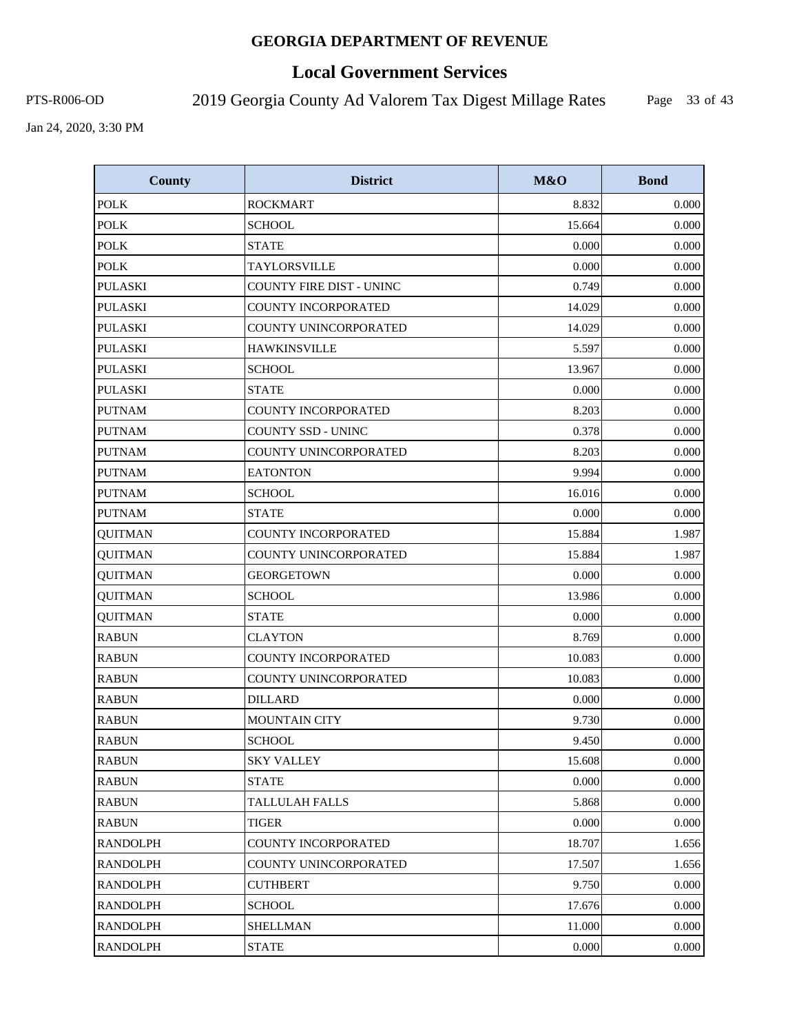# GEORGIA DEPARTMENT OF REVENUE

## Local Government Services

PTS-R006-OD 2019 Georgia County Ad Valorem Tax Digest Millage Rates

Jan 24, 2020, 3:30 PM

| County | District | M&O | Bond |
|---|---|---|---|
| POLK | ROCKMART | 8.832 | 0.000 |
| POLK | SCHOOL | 15.664 | 0.000 |
| POLK | STATE | 0.000 | 0.000 |
| POLK | TAYLORSVILLE | 0.000 | 0.000 |
| PULASKI | COUNTY FIRE DIST - UNINC | 0.749 | 0.000 |
| PULASKI | COUNTY INCORPORATED | 14.029 | 0.000 |
| PULASKI | COUNTY UNINCORPORATED | 14.029 | 0.000 |
| PULASKI | HAWKINSVILLE | 5.597 | 0.000 |
| PULASKI | SCHOOL | 13.967 | 0.000 |
| PULASKI | STATE | 0.000 | 0.000 |
| PUTNAM | COUNTY INCORPORATED | 8.203 | 0.000 |
| PUTNAM | COUNTY SSD - UNINC | 0.378 | 0.000 |
| PUTNAM | COUNTY UNINCORPORATED | 8.203 | 0.000 |
| PUTNAM | EATONTON | 9.994 | 0.000 |
| PUTNAM | SCHOOL | 16.016 | 0.000 |
| PUTNAM | STATE | 0.000 | 0.000 |
| QUITMAN | COUNTY INCORPORATED | 15.884 | 1.987 |
| QUITMAN | COUNTY UNINCORPORATED | 15.884 | 1.987 |
| QUITMAN | GEORGETOWN | 0.000 | 0.000 |
| QUITMAN | SCHOOL | 13.986 | 0.000 |
| QUITMAN | STATE | 0.000 | 0.000 |
| RABUN | CLAYTON | 8.769 | 0.000 |
| RABUN | COUNTY INCORPORATED | 10.083 | 0.000 |
| RABUN | COUNTY UNINCORPORATED | 10.083 | 0.000 |
| RABUN | DILLARD | 0.000 | 0.000 |
| RABUN | MOUNTAIN CITY | 9.730 | 0.000 |
| RABUN | SCHOOL | 9.450 | 0.000 |
| RABUN | SKY VALLEY | 15.608 | 0.000 |
| RABUN | STATE | 0.000 | 0.000 |
| RABUN | TALLULAH FALLS | 5.868 | 0.000 |
| RABUN | TIGER | 0.000 | 0.000 |
| RANDOLPH | COUNTY INCORPORATED | 18.707 | 1.656 |
| RANDOLPH | COUNTY UNINCORPORATED | 17.507 | 1.656 |
| RANDOLPH | CUTHBERT | 9.750 | 0.000 |
| RANDOLPH | SCHOOL | 17.676 | 0.000 |
| RANDOLPH | SHELLMAN | 11.000 | 0.000 |
| RANDOLPH | STATE | 0.000 | 0.000 |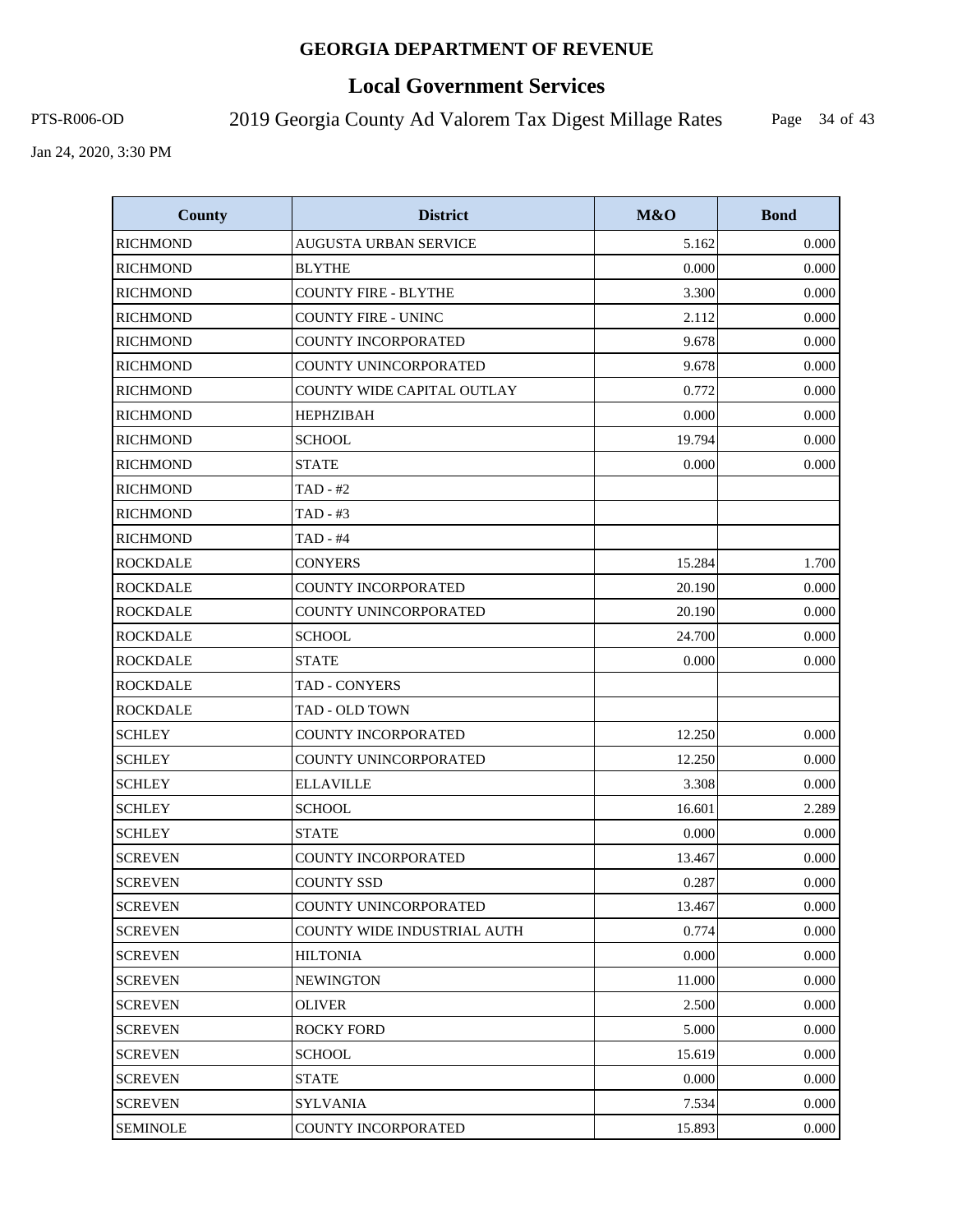# GEORGIA DEPARTMENT OF REVENUE

## Local Government Services

PTS-R006-OD 2019 Georgia County Ad Valorem Tax Digest Millage Rates

Jan 24, 2020, 3:30 PM

| County | District | M&O | Bond |
|---|---|---|---|
| RICHMOND | AUGUSTA URBAN SERVICE | 5.162 | 0.000 |
| RICHMOND | BLYTHE | 0.000 | 0.000 |
| RICHMOND | COUNTY FIRE - BLYTHE | 3.300 | 0.000 |
| RICHMOND | COUNTY FIRE - UNINC | 2.112 | 0.000 |
| RICHMOND | COUNTY INCORPORATED | 9.678 | 0.000 |
| RICHMOND | COUNTY UNINCORPORATED | 9.678 | 0.000 |
| RICHMOND | COUNTY WIDE CAPITAL OUTLAY | 0.772 | 0.000 |
| RICHMOND | HEPHZIBAH | 0.000 | 0.000 |
| RICHMOND | SCHOOL | 19.794 | 0.000 |
| RICHMOND | STATE | 0.000 | 0.000 |
| RICHMOND | TAD - #2 | | |
| RICHMOND | TAD - #3 | | |
| RICHMOND | TAD - #4 | | |
| ROCKDALE | CONYERS | 15.284 | 1.700 |
| ROCKDALE | COUNTY INCORPORATED | 20.190 | 0.000 |
| ROCKDALE | COUNTY UNINCORPORATED | 20.190 | 0.000 |
| ROCKDALE | SCHOOL | 24.700 | 0.000 |
| ROCKDALE | STATE | 0.000 | 0.000 |
| ROCKDALE | TAD - CONYERS | | |
| ROCKDALE | TAD - OLD TOWN | | |
| SCHLEY | COUNTY INCORPORATED | 12.250 | 0.000 |
| SCHLEY | COUNTY UNINCORPORATED | 12.250 | 0.000 |
| SCHLEY | ELLAVILLE | 3.308 | 0.000 |
| SCHLEY | SCHOOL | 16.601 | 2.289 |
| SCHLEY | STATE | 0.000 | 0.000 |
| SCREVEN | COUNTY INCORPORATED | 13.467 | 0.000 |
| SCREVEN | COUNTY SSD | 0.287 | 0.000 |
| SCREVEN | COUNTY UNINCORPORATED | 13.467 | 0.000 |
| SCREVEN | COUNTY WIDE INDUSTRIAL AUTH | 0.774 | 0.000 |
| SCREVEN | HILTONIA | 0.000 | 0.000 |
| SCREVEN | NEWINGTON | 11.000 | 0.000 |
| SCREVEN | OLIVER | 2.500 | 0.000 |
| SCREVEN | ROCKY FORD | 5.000 | 0.000 |
| SCREVEN | SCHOOL | 15.619 | 0.000 |
| SCREVEN | STATE | 0.000 | 0.000 |
| SCREVEN | SYLVANIA | 7.534 | 0.000 |
| SEMINOLE | COUNTY INCORPORATED | 15.893 | 0.000 |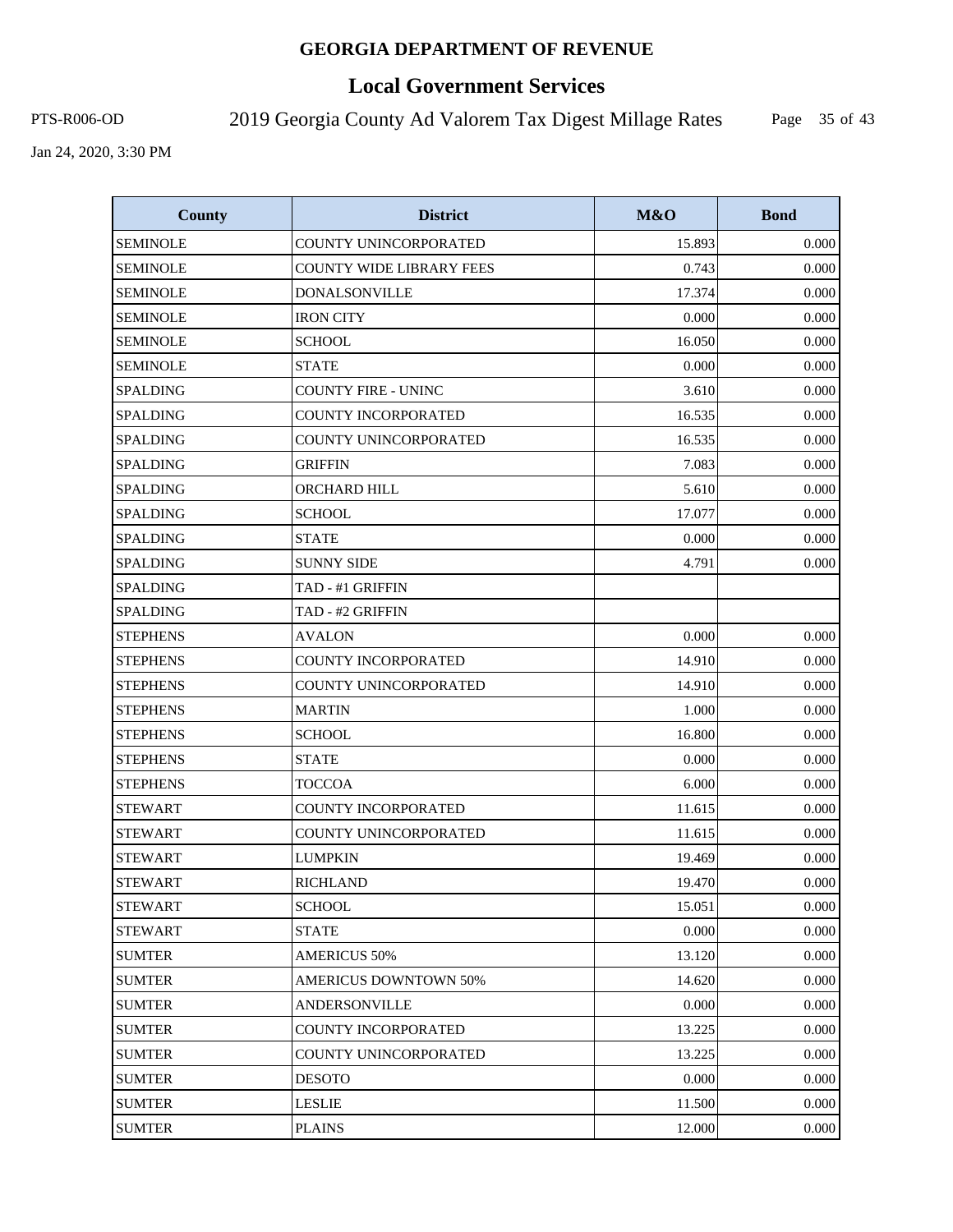# GEORGIA DEPARTMENT OF REVENUE

## Local Government Services

PTS-R006-OD

2019 Georgia County Ad Valorem Tax Digest Millage Rates

Jan 24, 2020, 3:30 PM

| County | District | M&O | Bond |
|---|---|---|---|
| SEMINOLE | COUNTY UNINCORPORATED | 15.893 | 0.000 |
| SEMINOLE | COUNTY WIDE LIBRARY FEES | 0.743 | 0.000 |
| SEMINOLE | DONALSONVILLE | 17.374 | 0.000 |
| SEMINOLE | IRON CITY | 0.000 | 0.000 |
| SEMINOLE | SCHOOL | 16.050 | 0.000 |
| SEMINOLE | STATE | 0.000 | 0.000 |
| SPALDING | COUNTY FIRE - UNINC | 3.610 | 0.000 |
| SPALDING | COUNTY INCORPORATED | 16.535 | 0.000 |
| SPALDING | COUNTY UNINCORPORATED | 16.535 | 0.000 |
| SPALDING | GRIFFIN | 7.083 | 0.000 |
| SPALDING | ORCHARD HILL | 5.610 | 0.000 |
| SPALDING | SCHOOL | 17.077 | 0.000 |
| SPALDING | STATE | 0.000 | 0.000 |
| SPALDING | SUNNY SIDE | 4.791 | 0.000 |
| SPALDING | TAD - #1 GRIFFIN | | |
| SPALDING | TAD - #2 GRIFFIN | | |
| STEPHENS | AVALON | 0.000 | 0.000 |
| STEPHENS | COUNTY INCORPORATED | 14.910 | 0.000 |
| STEPHENS | COUNTY UNINCORPORATED | 14.910 | 0.000 |
| STEPHENS | MARTIN | 1.000 | 0.000 |
| STEPHENS | SCHOOL | 16.800 | 0.000 |
| STEPHENS | STATE | 0.000 | 0.000 |
| STEPHENS | TOCCOA | 6.000 | 0.000 |
| STEWART | COUNTY INCORPORATED | 11.615 | 0.000 |
| STEWART | COUNTY UNINCORPORATED | 11.615 | 0.000 |
| STEWART | LUMPKIN | 19.469 | 0.000 |
| STEWART | RICHLAND | 19.470 | 0.000 |
| STEWART | SCHOOL | 15.051 | 0.000 |
| STEWART | STATE | 0.000 | 0.000 |
| SUMTER | AMERICUS 50% | 13.120 | 0.000 |
| SUMTER | AMERICUS DOWNTOWN 50% | 14.620 | 0.000 |
| SUMTER | ANDERSONVILLE | 0.000 | 0.000 |
| SUMTER | COUNTY INCORPORATED | 13.225 | 0.000 |
| SUMTER | COUNTY UNINCORPORATED | 13.225 | 0.000 |
| SUMTER | DESOTO | 0.000 | 0.000 |
| SUMTER | LESLIE | 11.500 | 0.000 |
| SUMTER | PLAINS | 12.000 | 0.000 |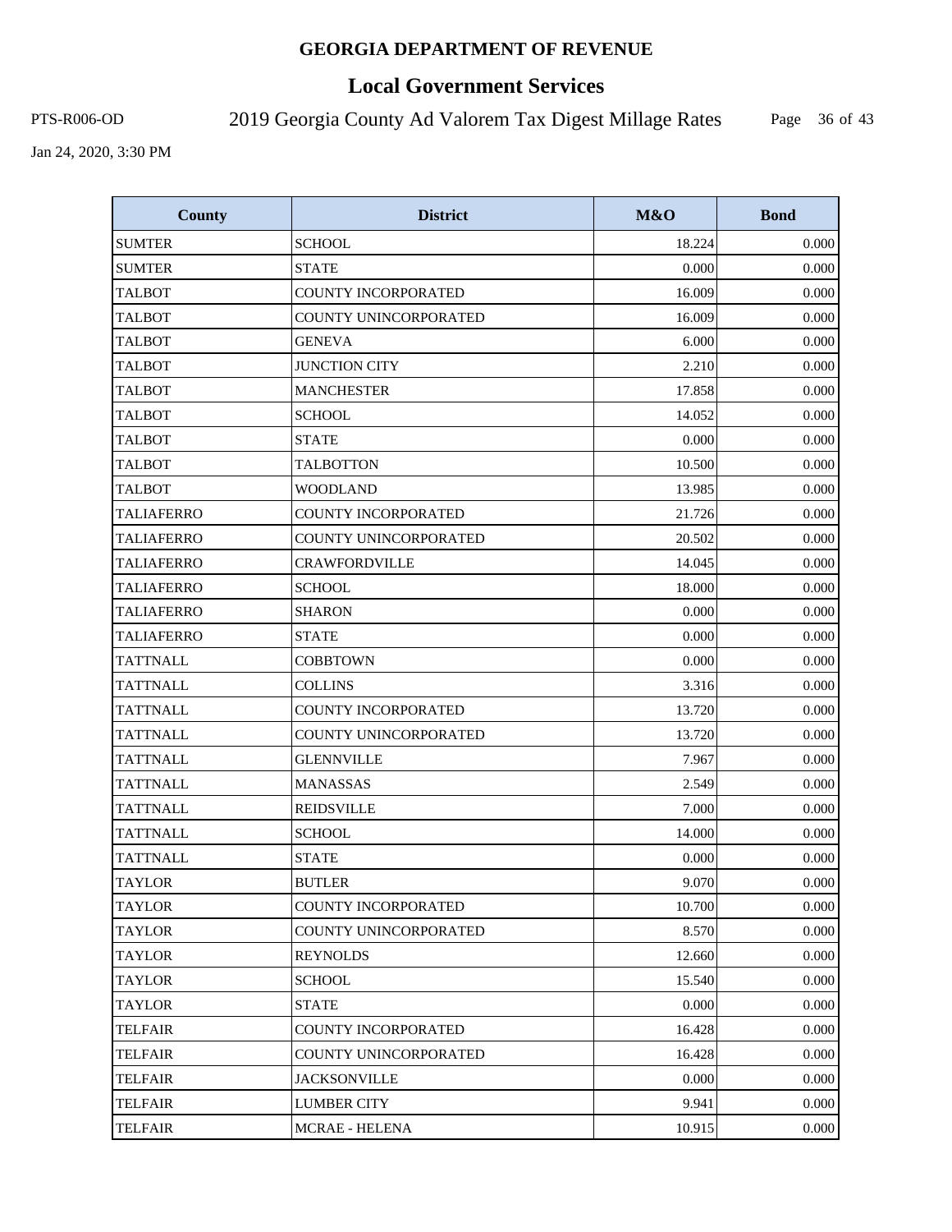# GEORGIA DEPARTMENT OF REVENUE

## Local Government Services

PTS-R006-OD

2019 Georgia County Ad Valorem Tax Digest Millage Rates

Jan 24, 2020, 3:30 PM

| County | District | M&O | Bond |
|---|---|---|---|
| SUMTER | SCHOOL | 18.224 | 0.000 |
| SUMTER | STATE | 0.000 | 0.000 |
| TALBOT | COUNTY INCORPORATED | 16.009 | 0.000 |
| TALBOT | COUNTY UNINCORPORATED | 16.009 | 0.000 |
| TALBOT | GENEVA | 6.000 | 0.000 |
| TALBOT | JUNCTION CITY | 2.210 | 0.000 |
| TALBOT | MANCHESTER | 17.858 | 0.000 |
| TALBOT | SCHOOL | 14.052 | 0.000 |
| TALBOT | STATE | 0.000 | 0.000 |
| TALBOT | TALBOTTON | 10.500 | 0.000 |
| TALBOT | WOODLAND | 13.985 | 0.000 |
| TALIAFERRO | COUNTY INCORPORATED | 21.726 | 0.000 |
| TALIAFERRO | COUNTY UNINCORPORATED | 20.502 | 0.000 |
| TALIAFERRO | CRAWFORDVILLE | 14.045 | 0.000 |
| TALIAFERRO | SCHOOL | 18.000 | 0.000 |
| TALIAFERRO | SHARON | 0.000 | 0.000 |
| TALIAFERRO | STATE | 0.000 | 0.000 |
| TATTNALL | COBBTOWN | 0.000 | 0.000 |
| TATTNALL | COLLINS | 3.316 | 0.000 |
| TATTNALL | COUNTY INCORPORATED | 13.720 | 0.000 |
| TATTNALL | COUNTY UNINCORPORATED | 13.720 | 0.000 |
| TATTNALL | GLENNVILLE | 7.967 | 0.000 |
| TATTNALL | MANASSAS | 2.549 | 0.000 |
| TATTNALL | REIDSVILLE | 7.000 | 0.000 |
| TATTNALL | SCHOOL | 14.000 | 0.000 |
| TATTNALL | STATE | 0.000 | 0.000 |
| TAYLOR | BUTLER | 9.070 | 0.000 |
| TAYLOR | COUNTY INCORPORATED | 10.700 | 0.000 |
| TAYLOR | COUNTY UNINCORPORATED | 8.570 | 0.000 |
| TAYLOR | REYNOLDS | 12.660 | 0.000 |
| TAYLOR | SCHOOL | 15.540 | 0.000 |
| TAYLOR | STATE | 0.000 | 0.000 |
| TELFAIR | COUNTY INCORPORATED | 16.428 | 0.000 |
| TELFAIR | COUNTY UNINCORPORATED | 16.428 | 0.000 |
| TELFAIR | JACKSONVILLE | 0.000 | 0.000 |
| TELFAIR | LUMBER CITY | 9.941 | 0.000 |
| TELFAIR | MCRAE - HELENA | 10.915 | 0.000 |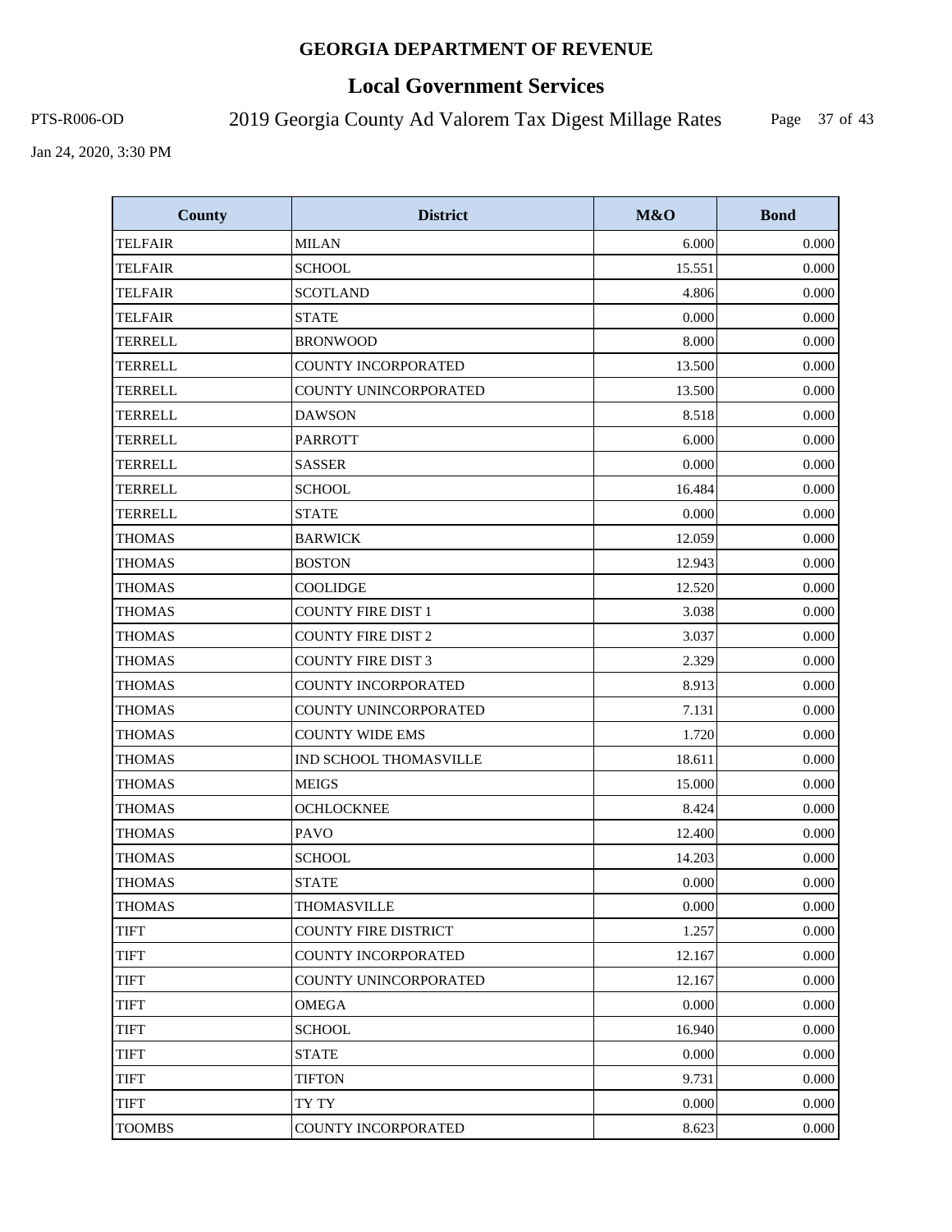# GEORGIA DEPARTMENT OF REVENUE

## Local Government Services

PTS-R006-OD 2019 Georgia County Ad Valorem Tax Digest Millage Rates

Jan 24, 2020, 3:30 PM

| County | District | M&O | Bond |
|---|---|---|---|
| TELFAIR | MILAN | 6.000 | 0.000 |
| TELFAIR | SCHOOL | 15.551 | 0.000 |
| TELFAIR | SCOTLAND | 4.806 | 0.000 |
| TELFAIR | STATE | 0.000 | 0.000 |
| TERRELL | BRONWOOD | 8.000 | 0.000 |
| TERRELL | COUNTY INCORPORATED | 13.500 | 0.000 |
| TERRELL | COUNTY UNINCORPORATED | 13.500 | 0.000 |
| TERRELL | DAWSON | 8.518 | 0.000 |
| TERRELL | PARROTT | 6.000 | 0.000 |
| TERRELL | SASSER | 0.000 | 0.000 |
| TERRELL | SCHOOL | 16.484 | 0.000 |
| TERRELL | STATE | 0.000 | 0.000 |
| THOMAS | BARWICK | 12.059 | 0.000 |
| THOMAS | BOSTON | 12.943 | 0.000 |
| THOMAS | COOLIDGE | 12.520 | 0.000 |
| THOMAS | COUNTY FIRE DIST 1 | 3.038 | 0.000 |
| THOMAS | COUNTY FIRE DIST 2 | 3.037 | 0.000 |
| THOMAS | COUNTY FIRE DIST 3 | 2.329 | 0.000 |
| THOMAS | COUNTY INCORPORATED | 8.913 | 0.000 |
| THOMAS | COUNTY UNINCORPORATED | 7.131 | 0.000 |
| THOMAS | COUNTY WIDE EMS | 1.720 | 0.000 |
| THOMAS | IND SCHOOL THOMASVILLE | 18.611 | 0.000 |
| THOMAS | MEIGS | 15.000 | 0.000 |
| THOMAS | OCHLOCKNEE | 8.424 | 0.000 |
| THOMAS | PAVO | 12.400 | 0.000 |
| THOMAS | SCHOOL | 14.203 | 0.000 |
| THOMAS | STATE | 0.000 | 0.000 |
| THOMAS | THOMASVILLE | 0.000 | 0.000 |
| TIFT | COUNTY FIRE DISTRICT | 1.257 | 0.000 |
| TIFT | COUNTY INCORPORATED | 12.167 | 0.000 |
| TIFT | COUNTY UNINCORPORATED | 12.167 | 0.000 |
| TIFT | OMEGA | 0.000 | 0.000 |
| TIFT | SCHOOL | 16.940 | 0.000 |
| TIFT | STATE | 0.000 | 0.000 |
| TIFT | TIFTON | 9.731 | 0.000 |
| TIFT | TY TY | 0.000 | 0.000 |
| TOOMBS | COUNTY INCORPORATED | 8.623 | 0.000 |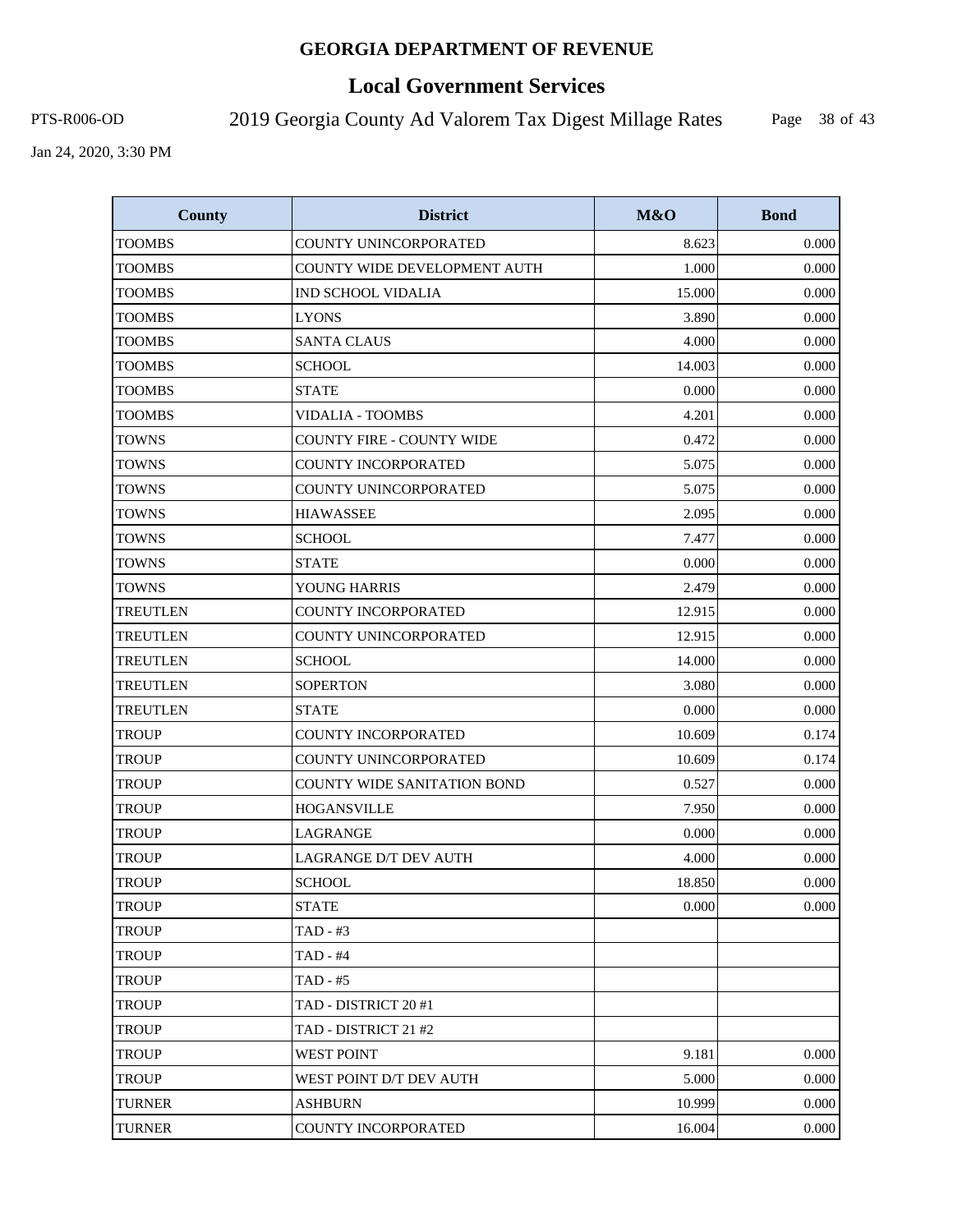# GEORGIA DEPARTMENT OF REVENUE

## Local Government Services

PTS-R006-OD

2019 Georgia County Ad Valorem Tax Digest Millage Rates

Jan 24, 2020, 3:30 PM

| County | District | M&O | Bond |
|---|---|---|---|
| TOOMBS | COUNTY UNINCORPORATED | 8.623 | 0.000 |
| TOOMBS | COUNTY WIDE DEVELOPMENT AUTH | 1.000 | 0.000 |
| TOOMBS | IND SCHOOL VIDALIA | 15.000 | 0.000 |
| TOOMBS | LYONS | 3.890 | 0.000 |
| TOOMBS | SANTA CLAUS | 4.000 | 0.000 |
| TOOMBS | SCHOOL | 14.003 | 0.000 |
| TOOMBS | STATE | 0.000 | 0.000 |
| TOOMBS | VIDALIA - TOOMBS | 4.201 | 0.000 |
| TOWNS | COUNTY FIRE - COUNTY WIDE | 0.472 | 0.000 |
| TOWNS | COUNTY INCORPORATED | 5.075 | 0.000 |
| TOWNS | COUNTY UNINCORPORATED | 5.075 | 0.000 |
| TOWNS | HIAWASSEE | 2.095 | 0.000 |
| TOWNS | SCHOOL | 7.477 | 0.000 |
| TOWNS | STATE | 0.000 | 0.000 |
| TOWNS | YOUNG HARRIS | 2.479 | 0.000 |
| TREUTLEN | COUNTY INCORPORATED | 12.915 | 0.000 |
| TREUTLEN | COUNTY UNINCORPORATED | 12.915 | 0.000 |
| TREUTLEN | SCHOOL | 14.000 | 0.000 |
| TREUTLEN | SOPERTON | 3.080 | 0.000 |
| TREUTLEN | STATE | 0.000 | 0.000 |
| TROUP | COUNTY INCORPORATED | 10.609 | 0.174 |
| TROUP | COUNTY UNINCORPORATED | 10.609 | 0.174 |
| TROUP | COUNTY WIDE SANITATION BOND | 0.527 | 0.000 |
| TROUP | HOGANSVILLE | 7.950 | 0.000 |
| TROUP | LAGRANGE | 0.000 | 0.000 |
| TROUP | LAGRANGE D/T DEV AUTH | 4.000 | 0.000 |
| TROUP | SCHOOL | 18.850 | 0.000 |
| TROUP | STATE | 0.000 | 0.000 |
| TROUP | TAD - #3 | | |
| TROUP | TAD - #4 | | |
| TROUP | TAD - #5 | | |
| TROUP | TAD - DISTRICT 20 #1 | | |
| TROUP | TAD - DISTRICT 21 #2 | | |
| TROUP | WEST POINT | 9.181 | 0.000 |
| TROUP | WEST POINT D/T DEV AUTH | 5.000 | 0.000 |
| TURNER | ASHBURN | 10.999 | 0.000 |
| TURNER | COUNTY INCORPORATED | 16.004 | 0.000 |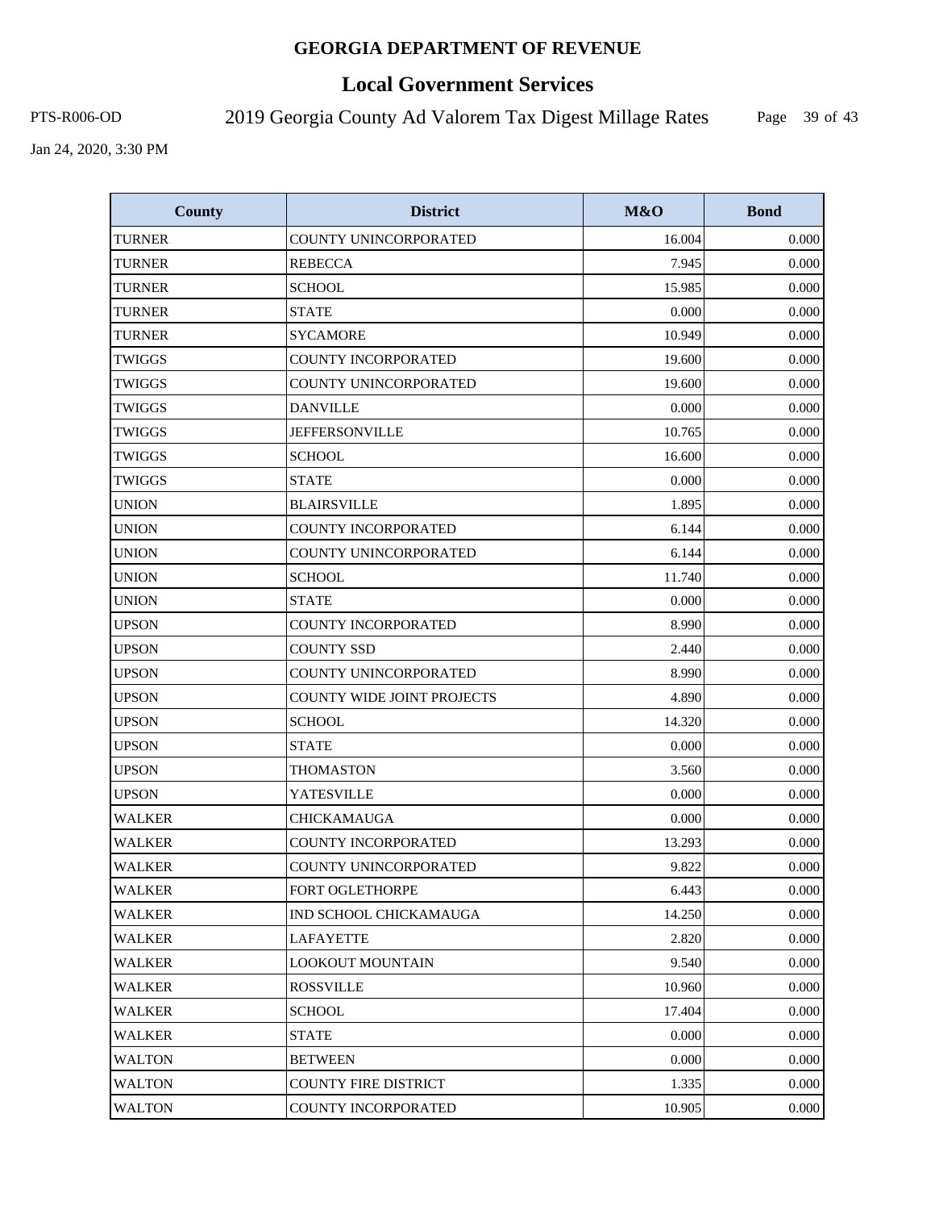# GEORGIA DEPARTMENT OF REVENUE

## Local Government Services

PTS-R006-OD 2019 Georgia County Ad Valorem Tax Digest Millage Rates

Jan 24, 2020, 3:30 PM

| County | District | M&O | Bond |
|---|---|---|---|
| TURNER | COUNTY UNINCORPORATED | 16.004 | 0.000 |
| TURNER | REBECCA | 7.945 | 0.000 |
| TURNER | SCHOOL | 15.985 | 0.000 |
| TURNER | STATE | 0.000 | 0.000 |
| TURNER | SYCAMORE | 10.949 | 0.000 |
| TWIGGS | COUNTY INCORPORATED | 19.600 | 0.000 |
| TWIGGS | COUNTY UNINCORPORATED | 19.600 | 0.000 |
| TWIGGS | DANVILLE | 0.000 | 0.000 |
| TWIGGS | JEFFERSONVILLE | 10.765 | 0.000 |
| TWIGGS | SCHOOL | 16.600 | 0.000 |
| TWIGGS | STATE | 0.000 | 0.000 |
| UNION | BLAIRSVILLE | 1.895 | 0.000 |
| UNION | COUNTY INCORPORATED | 6.144 | 0.000 |
| UNION | COUNTY UNINCORPORATED | 6.144 | 0.000 |
| UNION | SCHOOL | 11.740 | 0.000 |
| UNION | STATE | 0.000 | 0.000 |
| UPSON | COUNTY INCORPORATED | 8.990 | 0.000 |
| UPSON | COUNTY SSD | 2.440 | 0.000 |
| UPSON | COUNTY UNINCORPORATED | 8.990 | 0.000 |
| UPSON | COUNTY WIDE JOINT PROJECTS | 4.890 | 0.000 |
| UPSON | SCHOOL | 14.320 | 0.000 |
| UPSON | STATE | 0.000 | 0.000 |
| UPSON | THOMASTON | 3.560 | 0.000 |
| UPSON | YATESVILLE | 0.000 | 0.000 |
| WALKER | CHICKAMAUGA | 0.000 | 0.000 |
| WALKER | COUNTY INCORPORATED | 13.293 | 0.000 |
| WALKER | COUNTY UNINCORPORATED | 9.822 | 0.000 |
| WALKER | FORT OGLETHORPE | 6.443 | 0.000 |
| WALKER | IND SCHOOL CHICKAMAUGA | 14.250 | 0.000 |
| WALKER | LAFAYETTE | 2.820 | 0.000 |
| WALKER | LOOKOUT MOUNTAIN | 9.540 | 0.000 |
| WALKER | ROSSVILLE | 10.960 | 0.000 |
| WALKER | SCHOOL | 17.404 | 0.000 |
| WALKER | STATE | 0.000 | 0.000 |
| WALTON | BETWEEN | 0.000 | 0.000 |
| WALTON | COUNTY FIRE DISTRICT | 1.335 | 0.000 |
| WALTON | COUNTY INCORPORATED | 10.905 | 0.000 |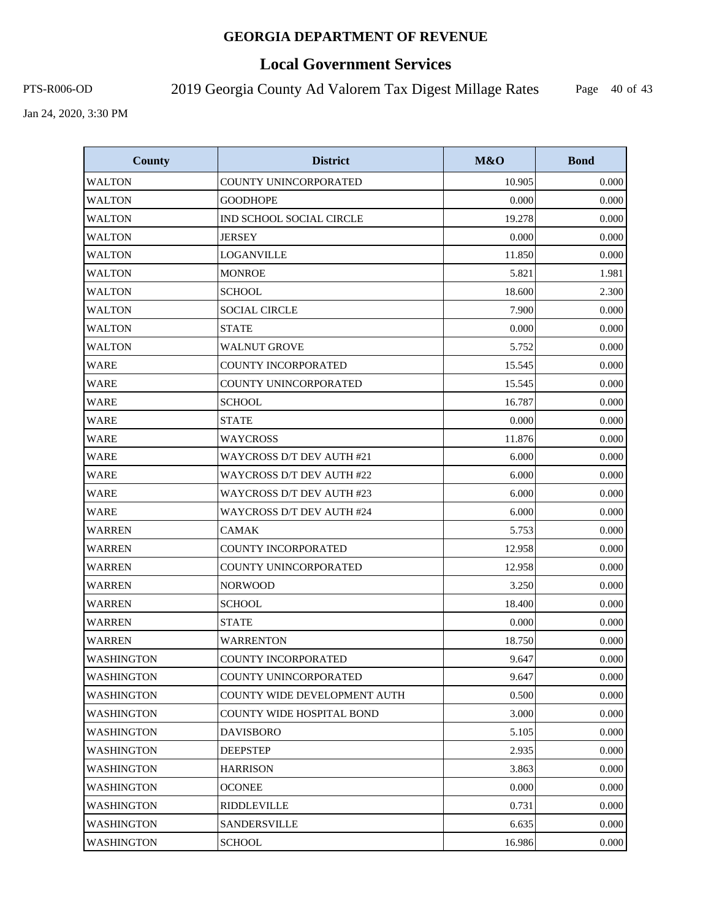# GEORGIA DEPARTMENT OF REVENUE

## Local Government Services

PTS-R006-OD — 2019 Georgia County Ad Valorem Tax Digest Millage Rates

Jan 24, 2020, 3:30 PM

| County | District | M&O | Bond |
|---|---|---|---|
| WALTON | COUNTY UNINCORPORATED | 10.905 | 0.000 |
| WALTON | GOODHOPE | 0.000 | 0.000 |
| WALTON | IND SCHOOL SOCIAL CIRCLE | 19.278 | 0.000 |
| WALTON | JERSEY | 0.000 | 0.000 |
| WALTON | LOGANVILLE | 11.850 | 0.000 |
| WALTON | MONROE | 5.821 | 1.981 |
| WALTON | SCHOOL | 18.600 | 2.300 |
| WALTON | SOCIAL CIRCLE | 7.900 | 0.000 |
| WALTON | STATE | 0.000 | 0.000 |
| WALTON | WALNUT GROVE | 5.752 | 0.000 |
| WARE | COUNTY INCORPORATED | 15.545 | 0.000 |
| WARE | COUNTY UNINCORPORATED | 15.545 | 0.000 |
| WARE | SCHOOL | 16.787 | 0.000 |
| WARE | STATE | 0.000 | 0.000 |
| WARE | WAYCROSS | 11.876 | 0.000 |
| WARE | WAYCROSS D/T DEV AUTH #21 | 6.000 | 0.000 |
| WARE | WAYCROSS D/T DEV AUTH #22 | 6.000 | 0.000 |
| WARE | WAYCROSS D/T DEV AUTH #23 | 6.000 | 0.000 |
| WARE | WAYCROSS D/T DEV AUTH #24 | 6.000 | 0.000 |
| WARREN | CAMAK | 5.753 | 0.000 |
| WARREN | COUNTY INCORPORATED | 12.958 | 0.000 |
| WARREN | COUNTY UNINCORPORATED | 12.958 | 0.000 |
| WARREN | NORWOOD | 3.250 | 0.000 |
| WARREN | SCHOOL | 18.400 | 0.000 |
| WARREN | STATE | 0.000 | 0.000 |
| WARREN | WARRENTON | 18.750 | 0.000 |
| WASHINGTON | COUNTY INCORPORATED | 9.647 | 0.000 |
| WASHINGTON | COUNTY UNINCORPORATED | 9.647 | 0.000 |
| WASHINGTON | COUNTY WIDE DEVELOPMENT AUTH | 0.500 | 0.000 |
| WASHINGTON | COUNTY WIDE HOSPITAL BOND | 3.000 | 0.000 |
| WASHINGTON | DAVISBORO | 5.105 | 0.000 |
| WASHINGTON | DEEPSTEP | 2.935 | 0.000 |
| WASHINGTON | HARRISON | 3.863 | 0.000 |
| WASHINGTON | OCONEE | 0.000 | 0.000 |
| WASHINGTON | RIDDLEVILLE | 0.731 | 0.000 |
| WASHINGTON | SANDERSVILLE | 6.635 | 0.000 |
| WASHINGTON | SCHOOL | 16.986 | 0.000 |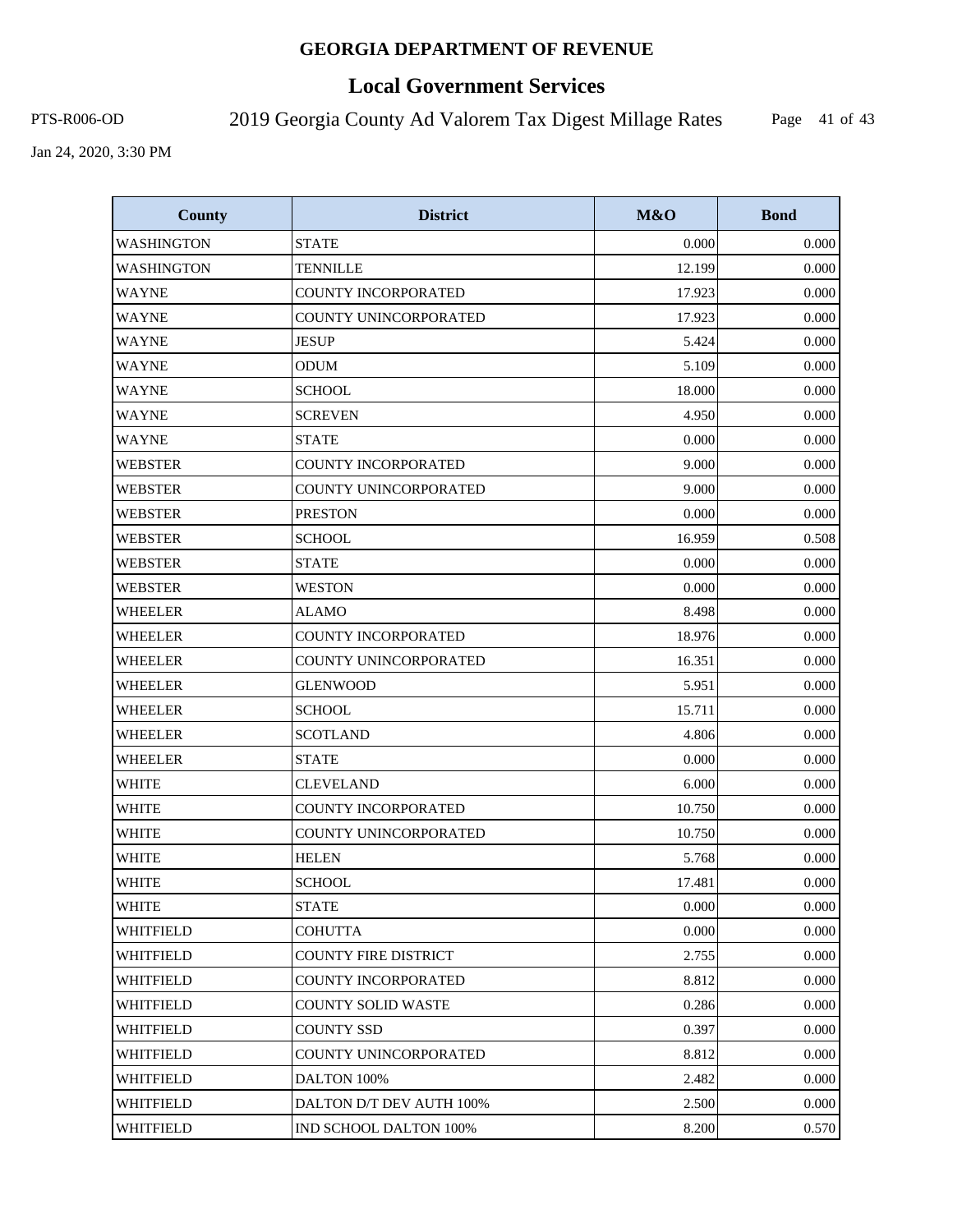# GEORGIA DEPARTMENT OF REVENUE

## Local Government Services

PTS-R006-OD

2019 Georgia County Ad Valorem Tax Digest Millage Rates

Jan 24, 2020, 3:30 PM

| County | District | M&O | Bond |
|---|---|---|---|
| WASHINGTON | STATE | 0.000 | 0.000 |
| WASHINGTON | TENNILLE | 12.199 | 0.000 |
| WAYNE | COUNTY INCORPORATED | 17.923 | 0.000 |
| WAYNE | COUNTY UNINCORPORATED | 17.923 | 0.000 |
| WAYNE | JESUP | 5.424 | 0.000 |
| WAYNE | ODUM | 5.109 | 0.000 |
| WAYNE | SCHOOL | 18.000 | 0.000 |
| WAYNE | SCREVEN | 4.950 | 0.000 |
| WAYNE | STATE | 0.000 | 0.000 |
| WEBSTER | COUNTY INCORPORATED | 9.000 | 0.000 |
| WEBSTER | COUNTY UNINCORPORATED | 9.000 | 0.000 |
| WEBSTER | PRESTON | 0.000 | 0.000 |
| WEBSTER | SCHOOL | 16.959 | 0.508 |
| WEBSTER | STATE | 0.000 | 0.000 |
| WEBSTER | WESTON | 0.000 | 0.000 |
| WHEELER | ALAMO | 8.498 | 0.000 |
| WHEELER | COUNTY INCORPORATED | 18.976 | 0.000 |
| WHEELER | COUNTY UNINCORPORATED | 16.351 | 0.000 |
| WHEELER | GLENWOOD | 5.951 | 0.000 |
| WHEELER | SCHOOL | 15.711 | 0.000 |
| WHEELER | SCOTLAND | 4.806 | 0.000 |
| WHEELER | STATE | 0.000 | 0.000 |
| WHITE | CLEVELAND | 6.000 | 0.000 |
| WHITE | COUNTY INCORPORATED | 10.750 | 0.000 |
| WHITE | COUNTY UNINCORPORATED | 10.750 | 0.000 |
| WHITE | HELEN | 5.768 | 0.000 |
| WHITE | SCHOOL | 17.481 | 0.000 |
| WHITE | STATE | 0.000 | 0.000 |
| WHITFIELD | COHUTTA | 0.000 | 0.000 |
| WHITFIELD | COUNTY FIRE DISTRICT | 2.755 | 0.000 |
| WHITFIELD | COUNTY INCORPORATED | 8.812 | 0.000 |
| WHITFIELD | COUNTY SOLID WASTE | 0.286 | 0.000 |
| WHITFIELD | COUNTY SSD | 0.397 | 0.000 |
| WHITFIELD | COUNTY UNINCORPORATED | 8.812 | 0.000 |
| WHITFIELD | DALTON 100% | 2.482 | 0.000 |
| WHITFIELD | DALTON D/T DEV AUTH 100% | 2.500 | 0.000 |
| WHITFIELD | IND SCHOOL DALTON 100% | 8.200 | 0.570 |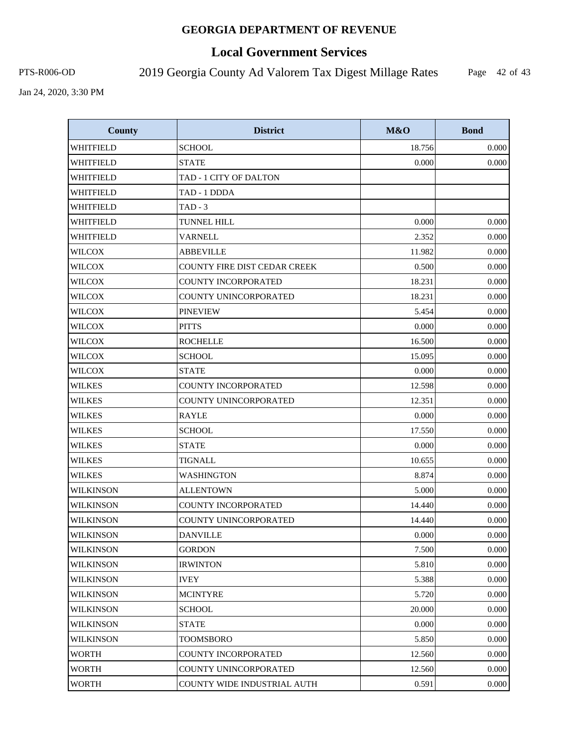| County | District | M&O | Bond |
|---|---|---|---|
| WHITFIELD | SCHOOL | 18.756 | 0.000 |
| WHITFIELD | STATE | 0.000 | 0.000 |
| WHITFIELD | TAD - 1 CITY OF DALTON | | |
| WHITFIELD | TAD - 1 DDDA | | |
| WHITFIELD | TAD - 3 | | |
| WHITFIELD | TUNNEL HILL | 0.000 | 0.000 |
| WHITFIELD | VARNELL | 2.352 | 0.000 |
| WILCOX | ABBEVILLE | 11.982 | 0.000 |
| WILCOX | COUNTY FIRE DIST CEDAR CREEK | 0.500 | 0.000 |
| WILCOX | COUNTY INCORPORATED | 18.231 | 0.000 |
| WILCOX | COUNTY UNINCORPORATED | 18.231 | 0.000 |
| WILCOX | PINEVIEW | 5.454 | 0.000 |
| WILCOX | PITTS | 0.000 | 0.000 |
| WILCOX | ROCHELLE | 16.500 | 0.000 |
| WILCOX | SCHOOL | 15.095 | 0.000 |
| WILCOX | STATE | 0.000 | 0.000 |
| WILKES | COUNTY INCORPORATED | 12.598 | 0.000 |
| WILKES | COUNTY UNINCORPORATED | 12.351 | 0.000 |
| WILKES | RAYLE | 0.000 | 0.000 |
| WILKES | SCHOOL | 17.550 | 0.000 |
| WILKES | STATE | 0.000 | 0.000 |
| WILKES | TIGNALL | 10.655 | 0.000 |
| WILKES | WASHINGTON | 8.874 | 0.000 |
| WILKINSON | ALLENTOWN | 5.000 | 0.000 |
| WILKINSON | COUNTY INCORPORATED | 14.440 | 0.000 |
| WILKINSON | COUNTY UNINCORPORATED | 14.440 | 0.000 |
| WILKINSON | DANVILLE | 0.000 | 0.000 |
| WILKINSON | GORDON | 7.500 | 0.000 |
| WILKINSON | IRWINTON | 5.810 | 0.000 |
| WILKINSON | IVEY | 5.388 | 0.000 |
| WILKINSON | MCINTYRE | 5.720 | 0.000 |
| WILKINSON | SCHOOL | 20.000 | 0.000 |
| WILKINSON | STATE | 0.000 | 0.000 |
| WILKINSON | TOOMSBORO | 5.850 | 0.000 |
| WORTH | COUNTY INCORPORATED | 12.560 | 0.000 |
| WORTH | COUNTY UNINCORPORATED | 12.560 | 0.000 |
| WORTH | COUNTY WIDE INDUSTRIAL AUTH | 0.591 | 0.000 |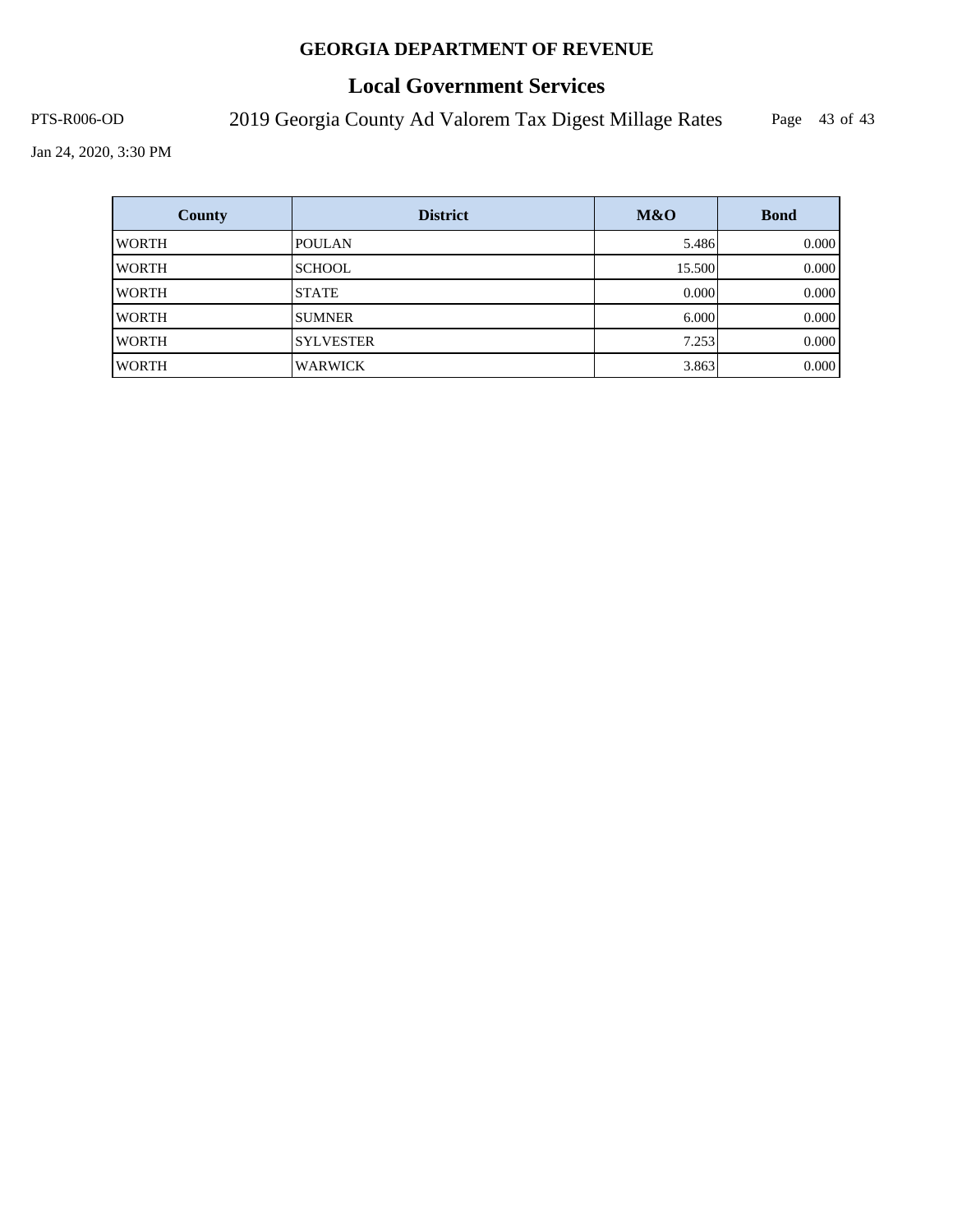| County | District | M&O | Bond |
|---|---|---|---|
| WORTH | POULAN | 5.486 | 0.000 |
| WORTH | SCHOOL | 15.500 | 0.000 |
| WORTH | STATE | 0.000 | 0.000 |
| WORTH | SUMNER | 6.000 | 0.000 |
| WORTH | SYLVESTER | 7.253 | 0.000 |
| WORTH | WARWICK | 3.863 | 0.000 |